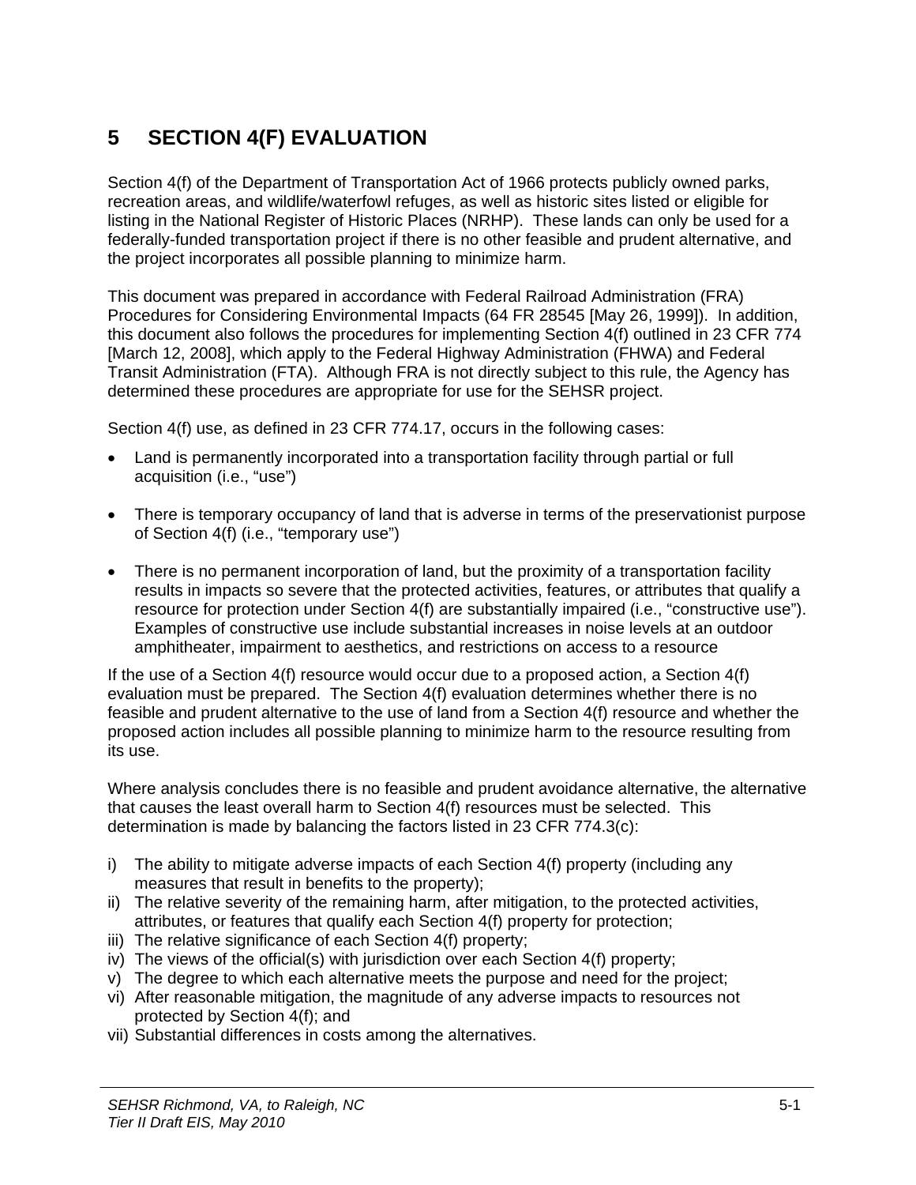# 5 SECTION 4(F) EVALUATION

Section 4(f) of the Department of Transportation Act of 1966 protects publicly owned parks, recreation areas, and wildlife/waterfowl refuges, as well as historic sites listed or eligible for listing in the National Register of Historic Places (NRHP). These lands can only be used for a federally-funded transportation project if there is no other feasible and prudent alternative, and the project incorporates all possible planning to minimize harm.

This document was prepared in accordance with Federal Railroad Administration (FRA) Procedures for Considering Environmental Impacts (64 FR 28545 [May 26, 1999]). In addition, this document also follows the procedures for implementing Section 4(f) outlined in 23 CFR 774 [March 12, 2008], which apply to the Federal Highway Administration (FHWA) and Federal Transit Administration (FTA). Although FRA is not directly subject to this rule, the Agency has determined these procedures are appropriate for use for the SEHSR project.

Section 4(f) use, as defined in 23 CFR 774.17, occurs in the following cases:

- Land is permanently incorporated into a transportation facility through partial or full acquisition (i.e., "use")
- There is temporary occupancy of land that is adverse in terms of the preservationist purpose of Section 4(f) (i.e., "temporary use")
- There is no permanent incorporation of land, but the proximity of a transportation facility results in impacts so severe that the protected activities, features, or attributes that qualify a resource for protection under Section 4(f) are substantially impaired (i.e., "constructive use"). Examples of constructive use include substantial increases in noise levels at an outdoor amphitheater, impairment to aesthetics, and restrictions on access to a resource

If the use of a Section 4(f) resource would occur due to a proposed action, a Section 4(f) evaluation must be prepared. The Section 4(f) evaluation determines whether there is no feasible and prudent alternative to the use of land from a Section 4(f) resource and whether the proposed action includes all possible planning to minimize harm to the resource resulting from its use.

Where analysis concludes there is no feasible and prudent avoidance alternative, the alternative that causes the least overall harm to Section 4(f) resources must be selected. This determination is made by balancing the factors listed in 23 CFR 774.3(c):

i) The ability to mitigate adverse impacts of each Section 4(f) property (including any measures that result in benefits to the property);
ii) The relative severity of the remaining harm, after mitigation, to the protected activities, attributes, or features that qualify each Section 4(f) property for protection;
iii) The relative significance of each Section 4(f) property;
iv) The views of the official(s) with jurisdiction over each Section 4(f) property;
v) The degree to which each alternative meets the purpose and need for the project;
vi) After reasonable mitigation, the magnitude of any adverse impacts to resources not protected by Section 4(f); and
vii) Substantial differences in costs among the alternatives.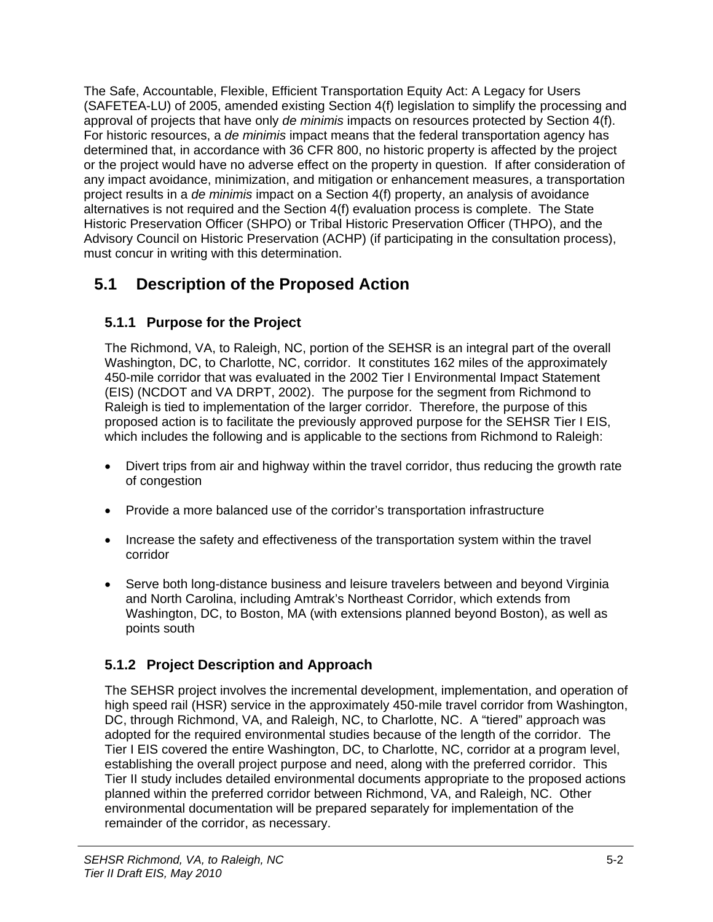The Safe, Accountable, Flexible, Efficient Transportation Equity Act: A Legacy for Users (SAFETEA-LU) of 2005, amended existing Section 4(f) legislation to simplify the processing and approval of projects that have only *de minimis* impacts on resources protected by Section 4(f). For historic resources, a *de minimis* impact means that the federal transportation agency has determined that, in accordance with 36 CFR 800, no historic property is affected by the project or the project would have no adverse effect on the property in question. If after consideration of any impact avoidance, minimization, and mitigation or enhancement measures, a transportation project results in a *de minimis* impact on a Section 4(f) property, an analysis of avoidance alternatives is not required and the Section 4(f) evaluation process is complete. The State Historic Preservation Officer (SHPO) or Tribal Historic Preservation Officer (THPO), and the Advisory Council on Historic Preservation (ACHP) (if participating in the consultation process), must concur in writing with this determination.

## 5.1 Description of the Proposed Action

### 5.1.1 Purpose for the Project

The Richmond, VA, to Raleigh, NC, portion of the SEHSR is an integral part of the overall Washington, DC, to Charlotte, NC, corridor. It constitutes 162 miles of the approximately 450-mile corridor that was evaluated in the 2002 Tier I Environmental Impact Statement (EIS) (NCDOT and VA DRPT, 2002). The purpose for the segment from Richmond to Raleigh is tied to implementation of the larger corridor. Therefore, the purpose of this proposed action is to facilitate the previously approved purpose for the SEHSR Tier I EIS, which includes the following and is applicable to the sections from Richmond to Raleigh:

- Divert trips from air and highway within the travel corridor, thus reducing the growth rate of congestion
- Provide a more balanced use of the corridor's transportation infrastructure
- Increase the safety and effectiveness of the transportation system within the travel corridor
- Serve both long-distance business and leisure travelers between and beyond Virginia and North Carolina, including Amtrak's Northeast Corridor, which extends from Washington, DC, to Boston, MA (with extensions planned beyond Boston), as well as points south

### 5.1.2 Project Description and Approach

The SEHSR project involves the incremental development, implementation, and operation of high speed rail (HSR) service in the approximately 450-mile travel corridor from Washington, DC, through Richmond, VA, and Raleigh, NC, to Charlotte, NC. A "tiered" approach was adopted for the required environmental studies because of the length of the corridor. The Tier I EIS covered the entire Washington, DC, to Charlotte, NC, corridor at a program level, establishing the overall project purpose and need, along with the preferred corridor. This Tier II study includes detailed environmental documents appropriate to the proposed actions planned within the preferred corridor between Richmond, VA, and Raleigh, NC. Other environmental documentation will be prepared separately for implementation of the remainder of the corridor, as necessary.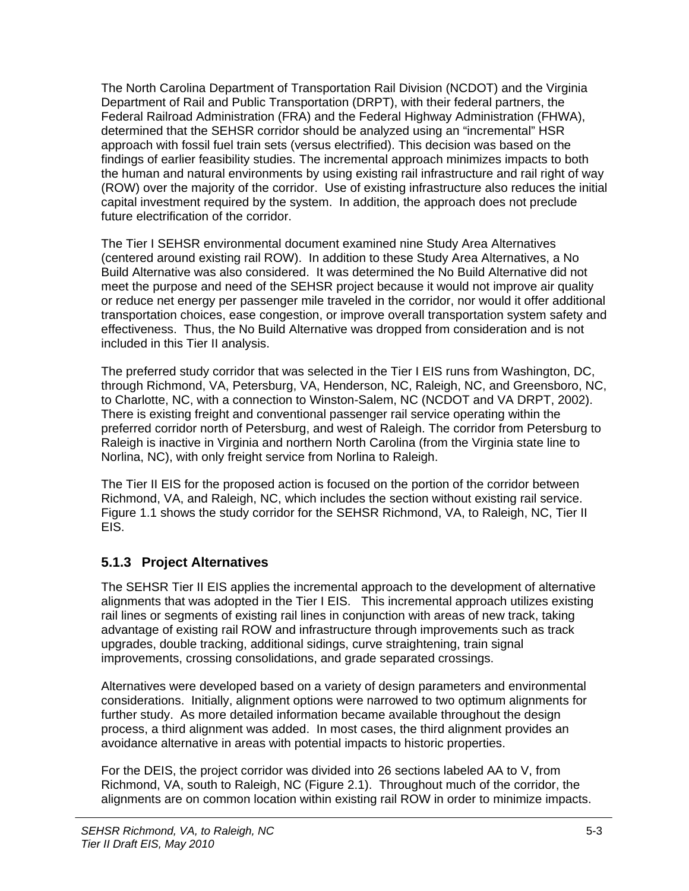The North Carolina Department of Transportation Rail Division (NCDOT) and the Virginia Department of Rail and Public Transportation (DRPT), with their federal partners, the Federal Railroad Administration (FRA) and the Federal Highway Administration (FHWA), determined that the SEHSR corridor should be analyzed using an "incremental" HSR approach with fossil fuel train sets (versus electrified). This decision was based on the findings of earlier feasibility studies. The incremental approach minimizes impacts to both the human and natural environments by using existing rail infrastructure and rail right of way (ROW) over the majority of the corridor. Use of existing infrastructure also reduces the initial capital investment required by the system. In addition, the approach does not preclude future electrification of the corridor.

The Tier I SEHSR environmental document examined nine Study Area Alternatives (centered around existing rail ROW). In addition to these Study Area Alternatives, a No Build Alternative was also considered. It was determined the No Build Alternative did not meet the purpose and need of the SEHSR project because it would not improve air quality or reduce net energy per passenger mile traveled in the corridor, nor would it offer additional transportation choices, ease congestion, or improve overall transportation system safety and effectiveness. Thus, the No Build Alternative was dropped from consideration and is not included in this Tier II analysis.

The preferred study corridor that was selected in the Tier I EIS runs from Washington, DC, through Richmond, VA, Petersburg, VA, Henderson, NC, Raleigh, NC, and Greensboro, NC, to Charlotte, NC, with a connection to Winston-Salem, NC (NCDOT and VA DRPT, 2002). There is existing freight and conventional passenger rail service operating within the preferred corridor north of Petersburg, and west of Raleigh. The corridor from Petersburg to Raleigh is inactive in Virginia and northern North Carolina (from the Virginia state line to Norlina, NC), with only freight service from Norlina to Raleigh.

The Tier II EIS for the proposed action is focused on the portion of the corridor between Richmond, VA, and Raleigh, NC, which includes the section without existing rail service. Figure 1.1 shows the study corridor for the SEHSR Richmond, VA, to Raleigh, NC, Tier II EIS.

### 5.1.3 Project Alternatives

The SEHSR Tier II EIS applies the incremental approach to the development of alternative alignments that was adopted in the Tier I EIS. This incremental approach utilizes existing rail lines or segments of existing rail lines in conjunction with areas of new track, taking advantage of existing rail ROW and infrastructure through improvements such as track upgrades, double tracking, additional sidings, curve straightening, train signal improvements, crossing consolidations, and grade separated crossings.

Alternatives were developed based on a variety of design parameters and environmental considerations. Initially, alignment options were narrowed to two optimum alignments for further study. As more detailed information became available throughout the design process, a third alignment was added. In most cases, the third alignment provides an avoidance alternative in areas with potential impacts to historic properties.

For the DEIS, the project corridor was divided into 26 sections labeled AA to V, from Richmond, VA, south to Raleigh, NC (Figure 2.1). Throughout much of the corridor, the alignments are on common location within existing rail ROW in order to minimize impacts.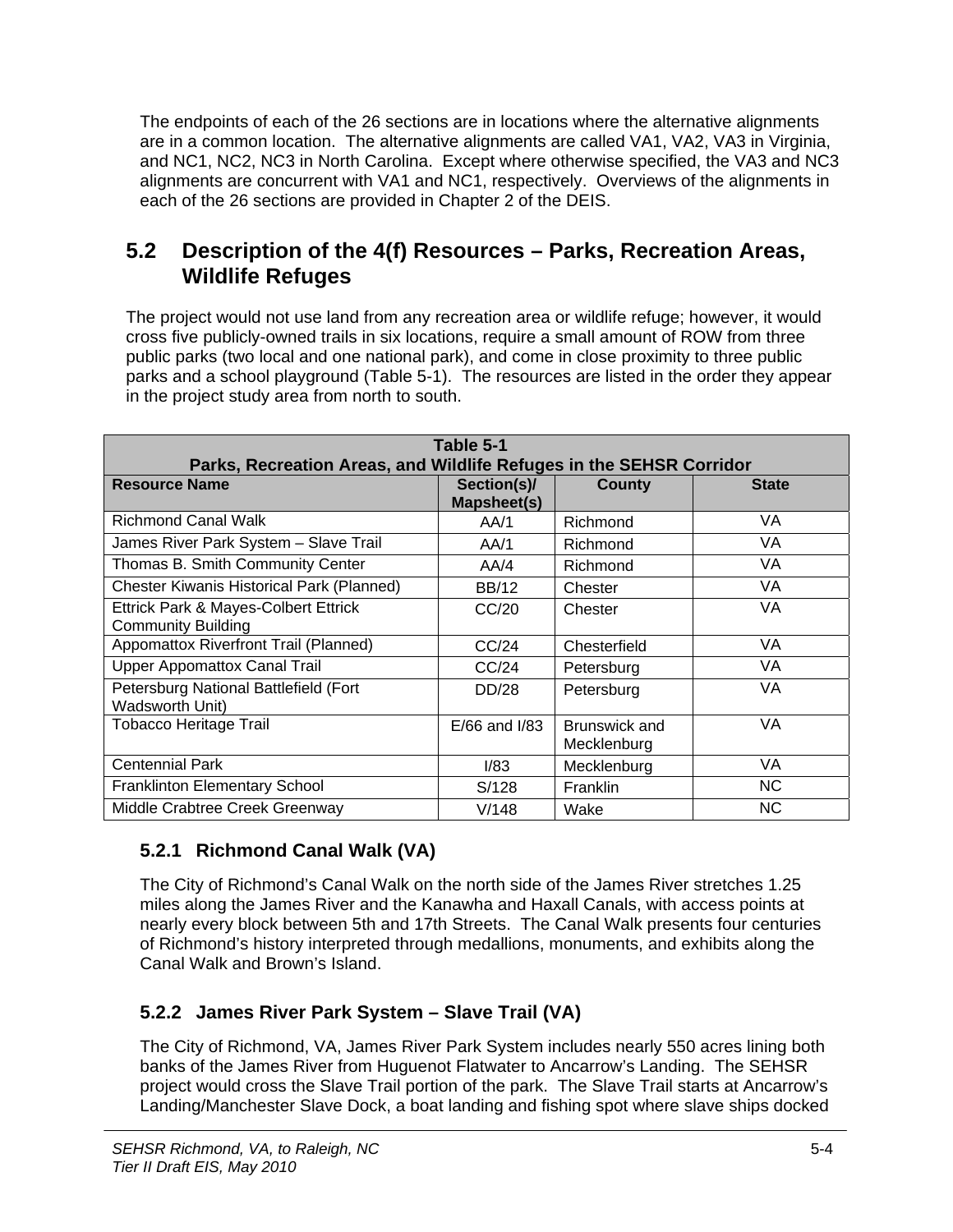The endpoints of each of the 26 sections are in locations where the alternative alignments are in a common location. The alternative alignments are called VA1, VA2, VA3 in Virginia, and NC1, NC2, NC3 in North Carolina. Except where otherwise specified, the VA3 and NC3 alignments are concurrent with VA1 and NC1, respectively. Overviews of the alignments in each of the 26 sections are provided in Chapter 2 of the DEIS.

## 5.2 Description of the 4(f) Resources – Parks, Recreation Areas, Wildlife Refuges

The project would not use land from any recreation area or wildlife refuge; however, it would cross five publicly-owned trails in six locations, require a small amount of ROW from three public parks (two local and one national park), and come in close proximity to three public parks and a school playground (Table 5-1). The resources are listed in the order they appear in the project study area from north to south.

**Table 5-1**
**Parks, Recreation Areas, and Wildlife Refuges in the SEHSR Corridor**

| Resource Name | Section(s)/ Mapsheet(s) | County | State |
|---|---|---|---|
| Richmond Canal Walk | AA/1 | Richmond | VA |
| James River Park System – Slave Trail | AA/1 | Richmond | VA |
| Thomas B. Smith Community Center | AA/4 | Richmond | VA |
| Chester Kiwanis Historical Park (Planned) | BB/12 | Chester | VA |
| Ettrick Park & Mayes-Colbert Ettrick Community Building | CC/20 | Chester | VA |
| Appomattox Riverfront Trail (Planned) | CC/24 | Chesterfield | VA |
| Upper Appomattox Canal Trail | CC/24 | Petersburg | VA |
| Petersburg National Battlefield (Fort Wadsworth Unit) | DD/28 | Petersburg | VA |
| Tobacco Heritage Trail | E/66 and I/83 | Brunswick and Mecklenburg | VA |
| Centennial Park | I/83 | Mecklenburg | VA |
| Franklinton Elementary School | S/128 | Franklin | NC |
| Middle Crabtree Creek Greenway | V/148 | Wake | NC |

### 5.2.1 Richmond Canal Walk (VA)

The City of Richmond's Canal Walk on the north side of the James River stretches 1.25 miles along the James River and the Kanawha and Haxall Canals, with access points at nearly every block between 5th and 17th Streets. The Canal Walk presents four centuries of Richmond's history interpreted through medallions, monuments, and exhibits along the Canal Walk and Brown's Island.

### 5.2.2 James River Park System – Slave Trail (VA)

The City of Richmond, VA, James River Park System includes nearly 550 acres lining both banks of the James River from Huguenot Flatwater to Ancarrow's Landing. The SEHSR project would cross the Slave Trail portion of the park. The Slave Trail starts at Ancarrow's Landing/Manchester Slave Dock, a boat landing and fishing spot where slave ships docked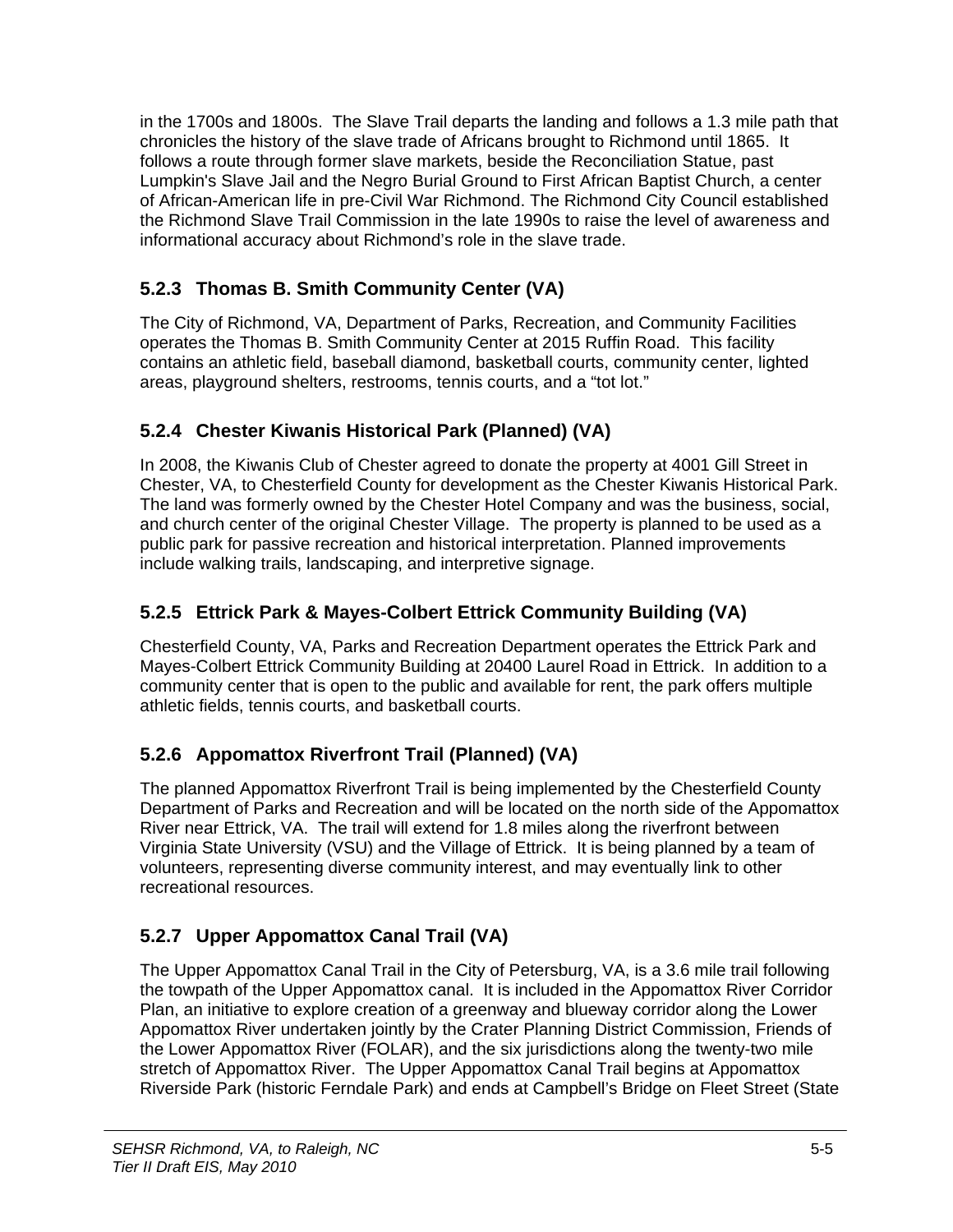in the 1700s and 1800s. The Slave Trail departs the landing and follows a 1.3 mile path that chronicles the history of the slave trade of Africans brought to Richmond until 1865. It follows a route through former slave markets, beside the Reconciliation Statue, past Lumpkin's Slave Jail and the Negro Burial Ground to First African Baptist Church, a center of African-American life in pre-Civil War Richmond. The Richmond City Council established the Richmond Slave Trail Commission in the late 1990s to raise the level of awareness and informational accuracy about Richmond's role in the slave trade.

### 5.2.3 Thomas B. Smith Community Center (VA)

The City of Richmond, VA, Department of Parks, Recreation, and Community Facilities operates the Thomas B. Smith Community Center at 2015 Ruffin Road. This facility contains an athletic field, baseball diamond, basketball courts, community center, lighted areas, playground shelters, restrooms, tennis courts, and a "tot lot."

### 5.2.4 Chester Kiwanis Historical Park (Planned) (VA)

In 2008, the Kiwanis Club of Chester agreed to donate the property at 4001 Gill Street in Chester, VA, to Chesterfield County for development as the Chester Kiwanis Historical Park. The land was formerly owned by the Chester Hotel Company and was the business, social, and church center of the original Chester Village. The property is planned to be used as a public park for passive recreation and historical interpretation. Planned improvements include walking trails, landscaping, and interpretive signage.

### 5.2.5 Ettrick Park & Mayes-Colbert Ettrick Community Building (VA)

Chesterfield County, VA, Parks and Recreation Department operates the Ettrick Park and Mayes-Colbert Ettrick Community Building at 20400 Laurel Road in Ettrick. In addition to a community center that is open to the public and available for rent, the park offers multiple athletic fields, tennis courts, and basketball courts.

### 5.2.6 Appomattox Riverfront Trail (Planned) (VA)

The planned Appomattox Riverfront Trail is being implemented by the Chesterfield County Department of Parks and Recreation and will be located on the north side of the Appomattox River near Ettrick, VA. The trail will extend for 1.8 miles along the riverfront between Virginia State University (VSU) and the Village of Ettrick. It is being planned by a team of volunteers, representing diverse community interest, and may eventually link to other recreational resources.

### 5.2.7 Upper Appomattox Canal Trail (VA)

The Upper Appomattox Canal Trail in the City of Petersburg, VA, is a 3.6 mile trail following the towpath of the Upper Appomattox canal. It is included in the Appomattox River Corridor Plan, an initiative to explore creation of a greenway and blueway corridor along the Lower Appomattox River undertaken jointly by the Crater Planning District Commission, Friends of the Lower Appomattox River (FOLAR), and the six jurisdictions along the twenty-two mile stretch of Appomattox River. The Upper Appomattox Canal Trail begins at Appomattox Riverside Park (historic Ferndale Park) and ends at Campbell's Bridge on Fleet Street (State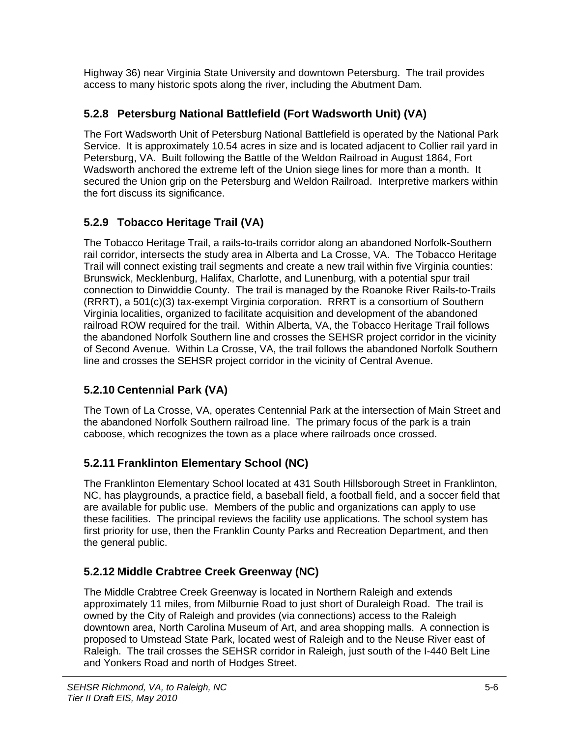Highway 36) near Virginia State University and downtown Petersburg. The trail provides access to many historic spots along the river, including the Abutment Dam.

### 5.2.8 Petersburg National Battlefield (Fort Wadsworth Unit) (VA)

The Fort Wadsworth Unit of Petersburg National Battlefield is operated by the National Park Service. It is approximately 10.54 acres in size and is located adjacent to Collier rail yard in Petersburg, VA. Built following the Battle of the Weldon Railroad in August 1864, Fort Wadsworth anchored the extreme left of the Union siege lines for more than a month. It secured the Union grip on the Petersburg and Weldon Railroad. Interpretive markers within the fort discuss its significance.

### 5.2.9 Tobacco Heritage Trail (VA)

The Tobacco Heritage Trail, a rails-to-trails corridor along an abandoned Norfolk-Southern rail corridor, intersects the study area in Alberta and La Crosse, VA. The Tobacco Heritage Trail will connect existing trail segments and create a new trail within five Virginia counties: Brunswick, Mecklenburg, Halifax, Charlotte, and Lunenburg, with a potential spur trail connection to Dinwiddie County. The trail is managed by the Roanoke River Rails-to-Trails (RRRT), a 501(c)(3) tax-exempt Virginia corporation. RRRT is a consortium of Southern Virginia localities, organized to facilitate acquisition and development of the abandoned railroad ROW required for the trail. Within Alberta, VA, the Tobacco Heritage Trail follows the abandoned Norfolk Southern line and crosses the SEHSR project corridor in the vicinity of Second Avenue. Within La Crosse, VA, the trail follows the abandoned Norfolk Southern line and crosses the SEHSR project corridor in the vicinity of Central Avenue.

### 5.2.10 Centennial Park (VA)

The Town of La Crosse, VA, operates Centennial Park at the intersection of Main Street and the abandoned Norfolk Southern railroad line. The primary focus of the park is a train caboose, which recognizes the town as a place where railroads once crossed.

### 5.2.11 Franklinton Elementary School (NC)

The Franklinton Elementary School located at 431 South Hillsborough Street in Franklinton, NC, has playgrounds, a practice field, a baseball field, a football field, and a soccer field that are available for public use. Members of the public and organizations can apply to use these facilities. The principal reviews the facility use applications. The school system has first priority for use, then the Franklin County Parks and Recreation Department, and then the general public.

### 5.2.12 Middle Crabtree Creek Greenway (NC)

The Middle Crabtree Creek Greenway is located in Northern Raleigh and extends approximately 11 miles, from Milburnie Road to just short of Duraleigh Road. The trail is owned by the City of Raleigh and provides (via connections) access to the Raleigh downtown area, North Carolina Museum of Art, and area shopping malls. A connection is proposed to Umstead State Park, located west of Raleigh and to the Neuse River east of Raleigh. The trail crosses the SEHSR corridor in Raleigh, just south of the I-440 Belt Line and Yonkers Road and north of Hodges Street.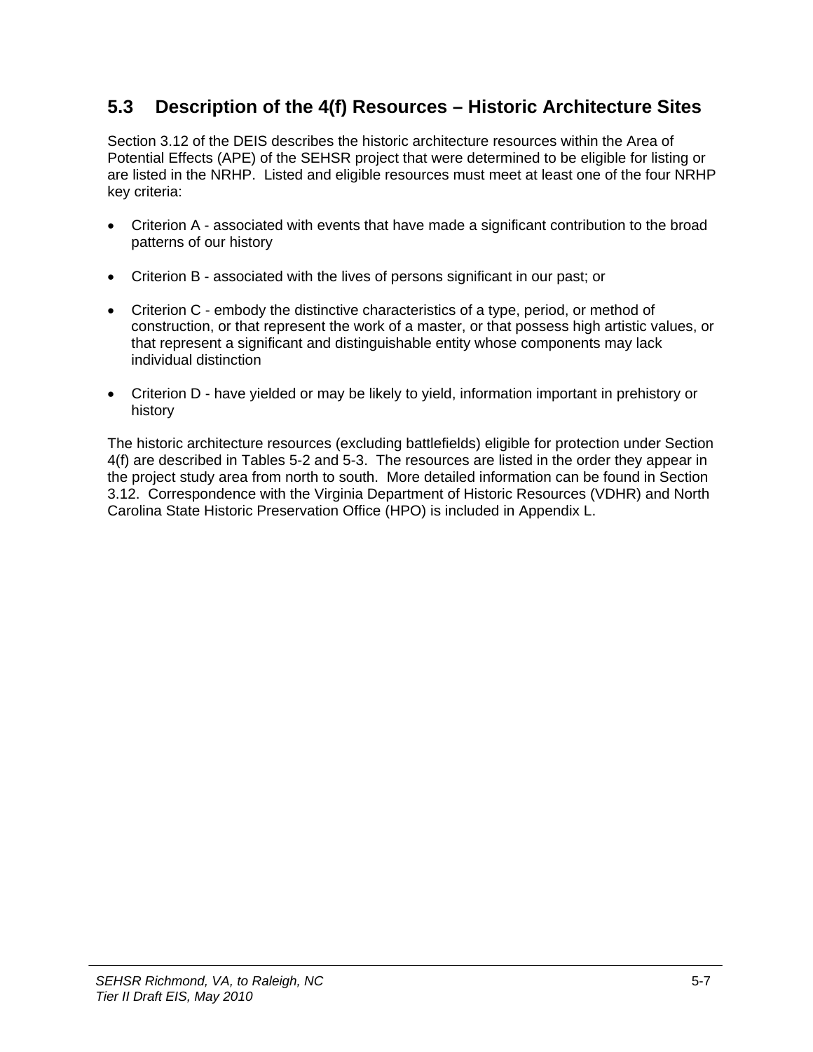## 5.3 Description of the 4(f) Resources – Historic Architecture Sites

Section 3.12 of the DEIS describes the historic architecture resources within the Area of Potential Effects (APE) of the SEHSR project that were determined to be eligible for listing or are listed in the NRHP. Listed and eligible resources must meet at least one of the four NRHP key criteria:

- Criterion A - associated with events that have made a significant contribution to the broad patterns of our history
- Criterion B - associated with the lives of persons significant in our past; or
- Criterion C - embody the distinctive characteristics of a type, period, or method of construction, or that represent the work of a master, or that possess high artistic values, or that represent a significant and distinguishable entity whose components may lack individual distinction
- Criterion D - have yielded or may be likely to yield, information important in prehistory or history

The historic architecture resources (excluding battlefields) eligible for protection under Section 4(f) are described in Tables 5-2 and 5-3. The resources are listed in the order they appear in the project study area from north to south. More detailed information can be found in Section 3.12. Correspondence with the Virginia Department of Historic Resources (VDHR) and North Carolina State Historic Preservation Office (HPO) is included in Appendix L.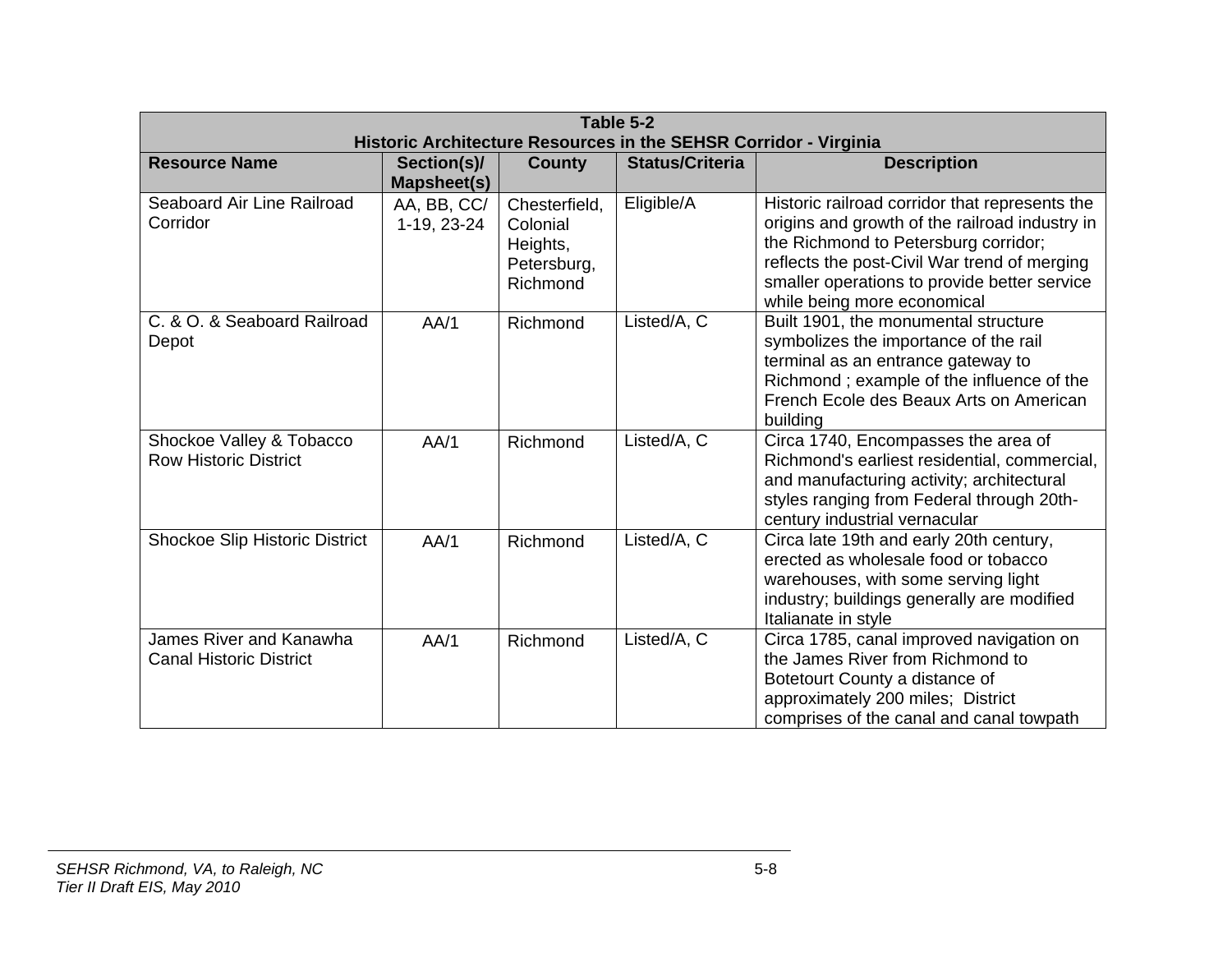**Table 5-2**
**Historic Architecture Resources in the SEHSR Corridor - Virginia**

| Resource Name | Section(s)/ Mapsheet(s) | County | Status/Criteria | Description |
|---|---|---|---|---|
| Seaboard Air Line Railroad Corridor | AA, BB, CC/ 1-19, 23-24 | Chesterfield, Colonial Heights, Petersburg, Richmond | Eligible/A | Historic railroad corridor that represents the origins and growth of the railroad industry in the Richmond to Petersburg corridor; reflects the post-Civil War trend of merging smaller operations to provide better service while being more economical |
| C. & O. & Seaboard Railroad Depot | AA/1 | Richmond | Listed/A, C | Built 1901, the monumental structure symbolizes the importance of the rail terminal as an entrance gateway to Richmond ; example of the influence of the French Ecole des Beaux Arts on American building |
| Shockoe Valley & Tobacco Row Historic District | AA/1 | Richmond | Listed/A, C | Circa 1740, Encompasses the area of Richmond's earliest residential, commercial, and manufacturing activity; architectural styles ranging from Federal through 20th-century industrial vernacular |
| Shockoe Slip Historic District | AA/1 | Richmond | Listed/A, C | Circa late 19th and early 20th century, erected as wholesale food or tobacco warehouses, with some serving light industry; buildings generally are modified Italianate in style |
| James River and Kanawha Canal Historic District | AA/1 | Richmond | Listed/A, C | Circa 1785, canal improved navigation on the James River from Richmond to Botetourt County a distance of approximately 200 miles; District comprises of the canal and canal towpath |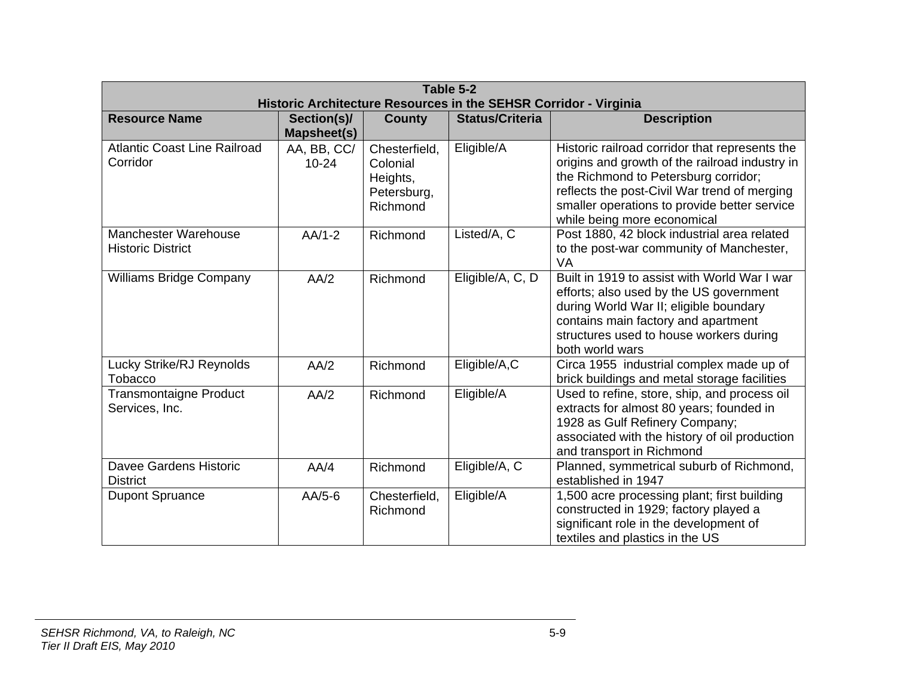**Table 5-2**
**Historic Architecture Resources in the SEHSR Corridor - Virginia**

| Resource Name | Section(s)/ Mapsheet(s) | County | Status/Criteria | Description |
|---|---|---|---|---|
| Atlantic Coast Line Railroad Corridor | AA, BB, CC/ 10-24 | Chesterfield, Colonial Heights, Petersburg, Richmond | Eligible/A | Historic railroad corridor that represents the origins and growth of the railroad industry in the Richmond to Petersburg corridor; reflects the post-Civil War trend of merging smaller operations to provide better service while being more economical |
| Manchester Warehouse Historic District | AA/1-2 | Richmond | Listed/A, C | Post 1880, 42 block industrial area related to the post-war community of Manchester, VA |
| Williams Bridge Company | AA/2 | Richmond | Eligible/A, C, D | Built in 1919 to assist with World War I war efforts; also used by the US government during World War II; eligible boundary contains main factory and apartment structures used to house workers during both world wars |
| Lucky Strike/RJ Reynolds Tobacco | AA/2 | Richmond | Eligible/A,C | Circa 1955 industrial complex made up of brick buildings and metal storage facilities |
| Transmontaigne Product Services, Inc. | AA/2 | Richmond | Eligible/A | Used to refine, store, ship, and process oil extracts for almost 80 years; founded in 1928 as Gulf Refinery Company; associated with the history of oil production and transport in Richmond |
| Davee Gardens Historic District | AA/4 | Richmond | Eligible/A, C | Planned, symmetrical suburb of Richmond, established in 1947 |
| Dupont Spruance | AA/5-6 | Chesterfield, Richmond | Eligible/A | 1,500 acre processing plant; first building constructed in 1929; factory played a significant role in the development of textiles and plastics in the US |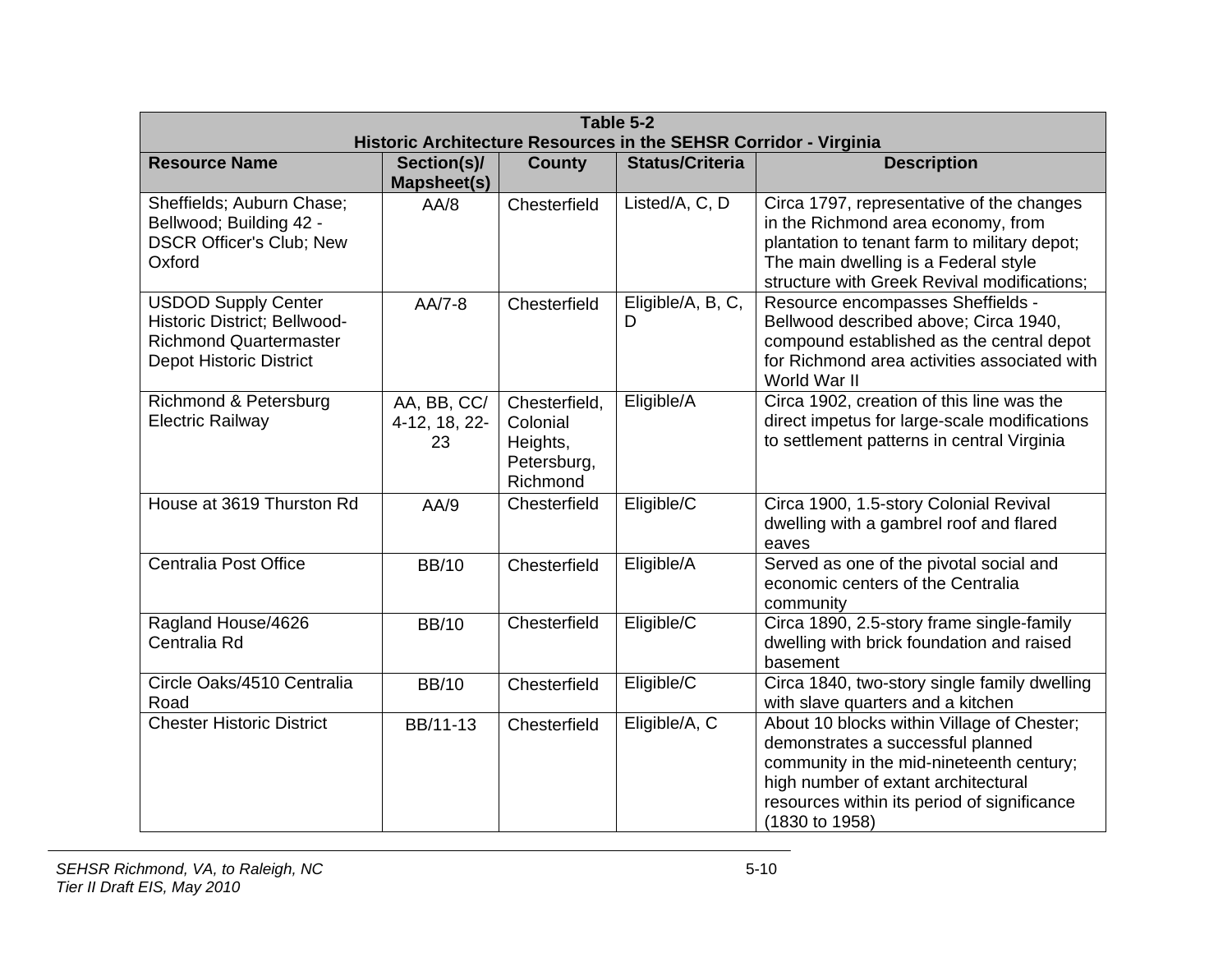| Table 5-2<br>Historic Architecture Resources in the SEHSR Corridor - Virginia | | | | |
|---|---|---|---|---|
| **Resource Name** | **Section(s)/ Mapsheet(s)** | **County** | **Status/Criteria** | **Description** |
| Sheffields; Auburn Chase; Bellwood; Building 42 - DSCR Officer's Club; New Oxford | AA/8 | Chesterfield | Listed/A, C, D | Circa 1797, representative of the changes in the Richmond area economy, from plantation to tenant farm to military depot; The main dwelling is a Federal style structure with Greek Revival modifications; |
| USDOD Supply Center Historic District; Bellwood-Richmond Quartermaster Depot Historic District | AA/7-8 | Chesterfield | Eligible/A, B, C, D | Resource encompasses Sheffields - Bellwood described above; Circa 1940, compound established as the central depot for Richmond area activities associated with World War II |
| Richmond & Petersburg Electric Railway | AA, BB, CC/ 4-12, 18, 22-23 | Chesterfield, Colonial Heights, Petersburg, Richmond | Eligible/A | Circa 1902, creation of this line was the direct impetus for large-scale modifications to settlement patterns in central Virginia |
| House at 3619 Thurston Rd | AA/9 | Chesterfield | Eligible/C | Circa 1900, 1.5-story Colonial Revival dwelling with a gambrel roof and flared eaves |
| Centralia Post Office | BB/10 | Chesterfield | Eligible/A | Served as one of the pivotal social and economic centers of the Centralia community |
| Ragland House/4626 Centralia Rd | BB/10 | Chesterfield | Eligible/C | Circa 1890, 2.5-story frame single-family dwelling with brick foundation and raised basement |
| Circle Oaks/4510 Centralia Road | BB/10 | Chesterfield | Eligible/C | Circa 1840, two-story single family dwelling with slave quarters and a kitchen |
| Chester Historic District | BB/11-13 | Chesterfield | Eligible/A, C | About 10 blocks within Village of Chester; demonstrates a successful planned community in the mid-nineteenth century; high number of extant architectural resources within its period of significance (1830 to 1958) |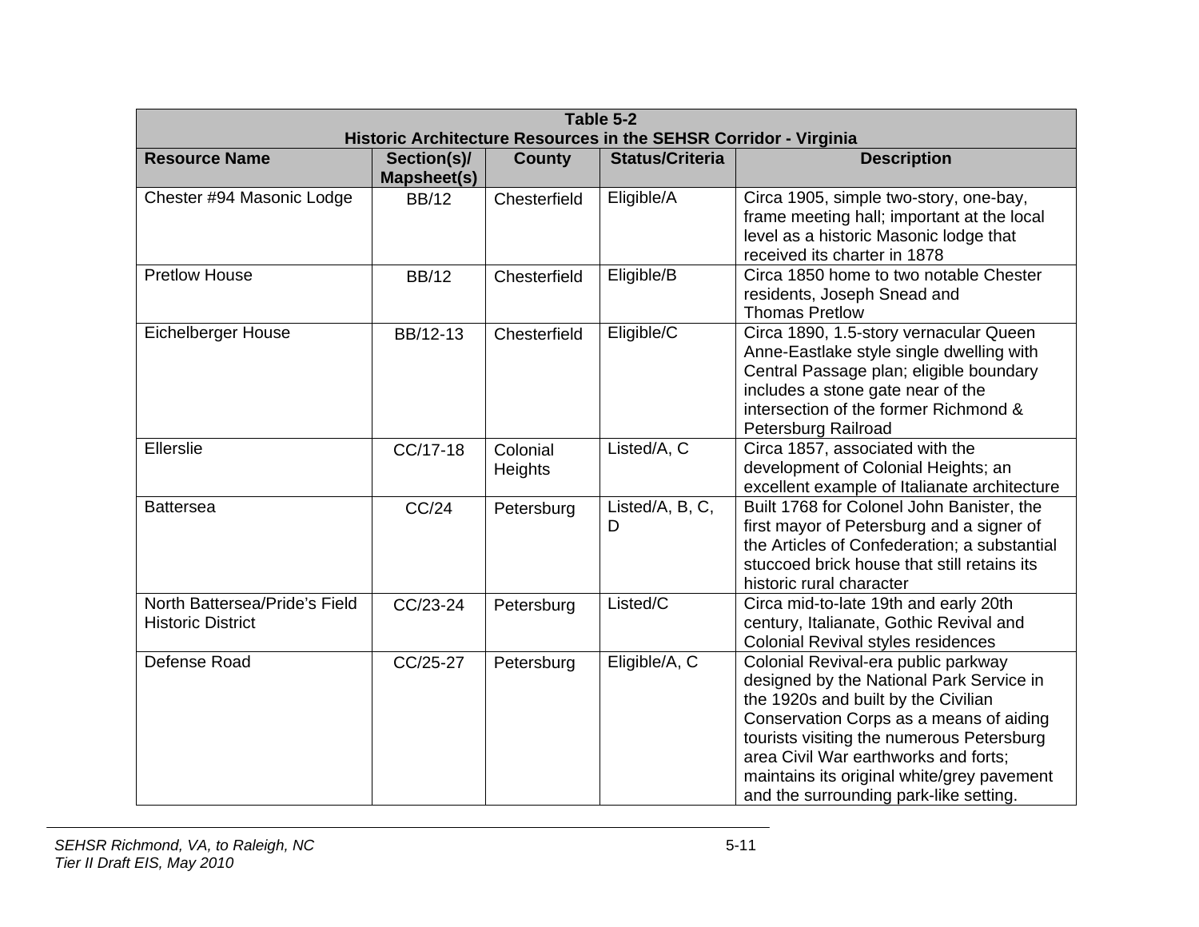**Table 5-2**
**Historic Architecture Resources in the SEHSR Corridor - Virginia**

| Resource Name | Section(s)/ Mapsheet(s) | County | Status/Criteria | Description |
|---|---|---|---|---|
| Chester #94 Masonic Lodge | BB/12 | Chesterfield | Eligible/A | Circa 1905, simple two-story, one-bay, frame meeting hall; important at the local level as a historic Masonic lodge that received its charter in 1878 |
| Pretlow House | BB/12 | Chesterfield | Eligible/B | Circa 1850 home to two notable Chester residents, Joseph Snead and Thomas Pretlow |
| Eichelberger House | BB/12-13 | Chesterfield | Eligible/C | Circa 1890, 1.5-story vernacular Queen Anne-Eastlake style single dwelling with Central Passage plan; eligible boundary includes a stone gate near of the intersection of the former Richmond & Petersburg Railroad |
| Ellerslie | CC/17-18 | Colonial Heights | Listed/A, C | Circa 1857, associated with the development of Colonial Heights; an excellent example of Italianate architecture |
| Battersea | CC/24 | Petersburg | Listed/A, B, C, D | Built 1768 for Colonel John Banister, the first mayor of Petersburg and a signer of the Articles of Confederation; a substantial stuccoed brick house that still retains its historic rural character |
| North Battersea/Pride's Field Historic District | CC/23-24 | Petersburg | Listed/C | Circa mid-to-late 19th and early 20th century, Italianate, Gothic Revival and Colonial Revival styles residences |
| Defense Road | CC/25-27 | Petersburg | Eligible/A, C | Colonial Revival-era public parkway designed by the National Park Service in the 1920s and built by the Civilian Conservation Corps as a means of aiding tourists visiting the numerous Petersburg area Civil War earthworks and forts; maintains its original white/grey pavement and the surrounding park-like setting. |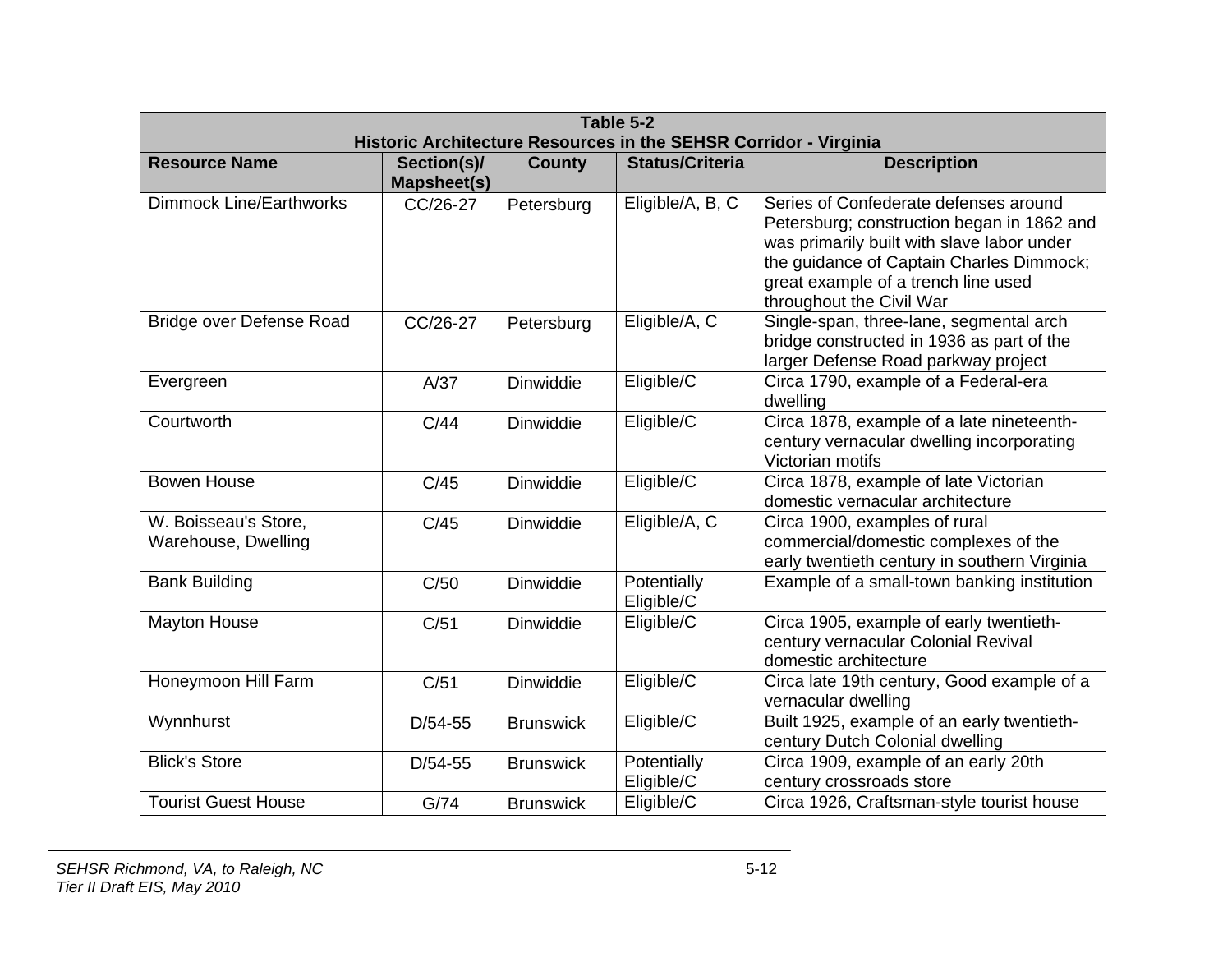**Table 5-2**
**Historic Architecture Resources in the SEHSR Corridor - Virginia**

| Resource Name | Section(s)/ Mapsheet(s) | County | Status/Criteria | Description |
|---|---|---|---|---|
| Dimmock Line/Earthworks | CC/26-27 | Petersburg | Eligible/A, B, C | Series of Confederate defenses around Petersburg; construction began in 1862 and was primarily built with slave labor under the guidance of Captain Charles Dimmock; great example of a trench line used throughout the Civil War |
| Bridge over Defense Road | CC/26-27 | Petersburg | Eligible/A, C | Single-span, three-lane, segmental arch bridge constructed in 1936 as part of the larger Defense Road parkway project |
| Evergreen | A/37 | Dinwiddie | Eligible/C | Circa 1790, example of a Federal-era dwelling |
| Courtworth | C/44 | Dinwiddie | Eligible/C | Circa 1878, example of a late nineteenth-century vernacular dwelling incorporating Victorian motifs |
| Bowen House | C/45 | Dinwiddie | Eligible/C | Circa 1878, example of late Victorian domestic vernacular architecture |
| W. Boisseau's Store, Warehouse, Dwelling | C/45 | Dinwiddie | Eligible/A, C | Circa 1900, examples of rural commercial/domestic complexes of the early twentieth century in southern Virginia |
| Bank Building | C/50 | Dinwiddie | Potentially Eligible/C | Example of a small-town banking institution |
| Mayton House | C/51 | Dinwiddie | Eligible/C | Circa 1905, example of early twentieth-century vernacular Colonial Revival domestic architecture |
| Honeymoon Hill Farm | C/51 | Dinwiddie | Eligible/C | Circa late 19th century, Good example of a vernacular dwelling |
| Wynnhurst | D/54-55 | Brunswick | Eligible/C | Built 1925, example of an early twentieth-century Dutch Colonial dwelling |
| Blick's Store | D/54-55 | Brunswick | Potentially Eligible/C | Circa 1909, example of an early 20th century crossroads store |
| Tourist Guest House | G/74 | Brunswick | Eligible/C | Circa 1926, Craftsman-style tourist house |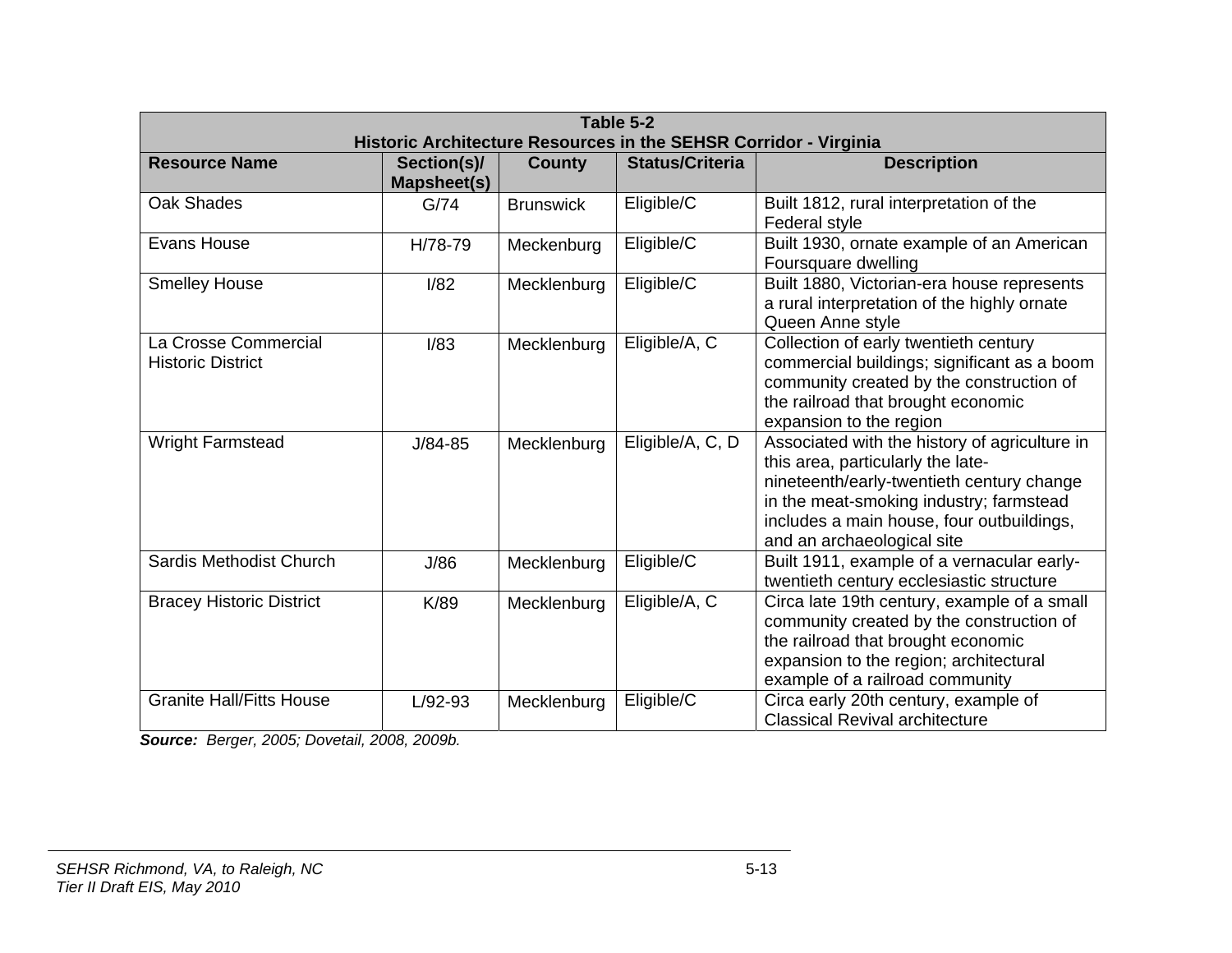**Table 5-2**
**Historic Architecture Resources in the SEHSR Corridor - Virginia**

| Resource Name | Section(s)/ Mapsheet(s) | County | Status/Criteria | Description |
|---|---|---|---|---|
| Oak Shades | G/74 | Brunswick | Eligible/C | Built 1812, rural interpretation of the Federal style |
| Evans House | H/78-79 | Meckenburg | Eligible/C | Built 1930, ornate example of an American Foursquare dwelling |
| Smelley House | I/82 | Mecklenburg | Eligible/C | Built 1880, Victorian-era house represents a rural interpretation of the highly ornate Queen Anne style |
| La Crosse Commercial Historic District | I/83 | Mecklenburg | Eligible/A, C | Collection of early twentieth century commercial buildings; significant as a boom community created by the construction of the railroad that brought economic expansion to the region |
| Wright Farmstead | J/84-85 | Mecklenburg | Eligible/A, C, D | Associated with the history of agriculture in this area, particularly the late-nineteenth/early-twentieth century change in the meat-smoking industry; farmstead includes a main house, four outbuildings, and an archaeological site |
| Sardis Methodist Church | J/86 | Mecklenburg | Eligible/C | Built 1911, example of a vernacular early-twentieth century ecclesiastic structure |
| Bracey Historic District | K/89 | Mecklenburg | Eligible/A, C | Circa late 19th century, example of a small community created by the construction of the railroad that brought economic expansion to the region; architectural example of a railroad community |
| Granite Hall/Fitts House | L/92-93 | Mecklenburg | Eligible/C | Circa early 20th century, example of Classical Revival architecture |

***Source:*** *Berger, 2005; Dovetail, 2008, 2009b.*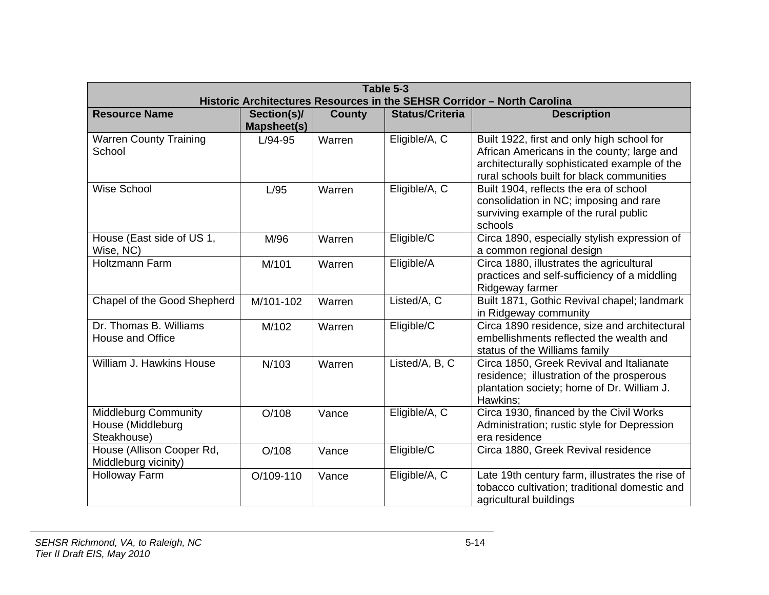**Table 5-3**
**Historic Architectures Resources in the SEHSR Corridor – North Carolina**

| Resource Name | Section(s)/ Mapsheet(s) | County | Status/Criteria | Description |
|---|---|---|---|---|
| Warren County Training School | L/94-95 | Warren | Eligible/A, C | Built 1922, first and only high school for African Americans in the county; large and architecturally sophisticated example of the rural schools built for black communities |
| Wise School | L/95 | Warren | Eligible/A, C | Built 1904, reflects the era of school consolidation in NC; imposing and rare surviving example of the rural public schools |
| House (East side of US 1, Wise, NC) | M/96 | Warren | Eligible/C | Circa 1890, especially stylish expression of a common regional design |
| Holtzmann Farm | M/101 | Warren | Eligible/A | Circa 1880, illustrates the agricultural practices and self-sufficiency of a middling Ridgeway farmer |
| Chapel of the Good Shepherd | M/101-102 | Warren | Listed/A, C | Built 1871, Gothic Revival chapel; landmark in Ridgeway community |
| Dr. Thomas B. Williams House and Office | M/102 | Warren | Eligible/C | Circa 1890 residence, size and architectural embellishments reflected the wealth and status of the Williams family |
| William J. Hawkins House | N/103 | Warren | Listed/A, B, C | Circa 1850, Greek Revival and Italianate residence; illustration of the prosperous plantation society; home of Dr. William J. Hawkins; |
| Middleburg Community House (Middleburg Steakhouse) | O/108 | Vance | Eligible/A, C | Circa 1930, financed by the Civil Works Administration; rustic style for Depression era residence |
| House (Allison Cooper Rd, Middleburg vicinity) | O/108 | Vance | Eligible/C | Circa 1880, Greek Revival residence |
| Holloway Farm | O/109-110 | Vance | Eligible/A, C | Late 19th century farm, illustrates the rise of tobacco cultivation; traditional domestic and agricultural buildings |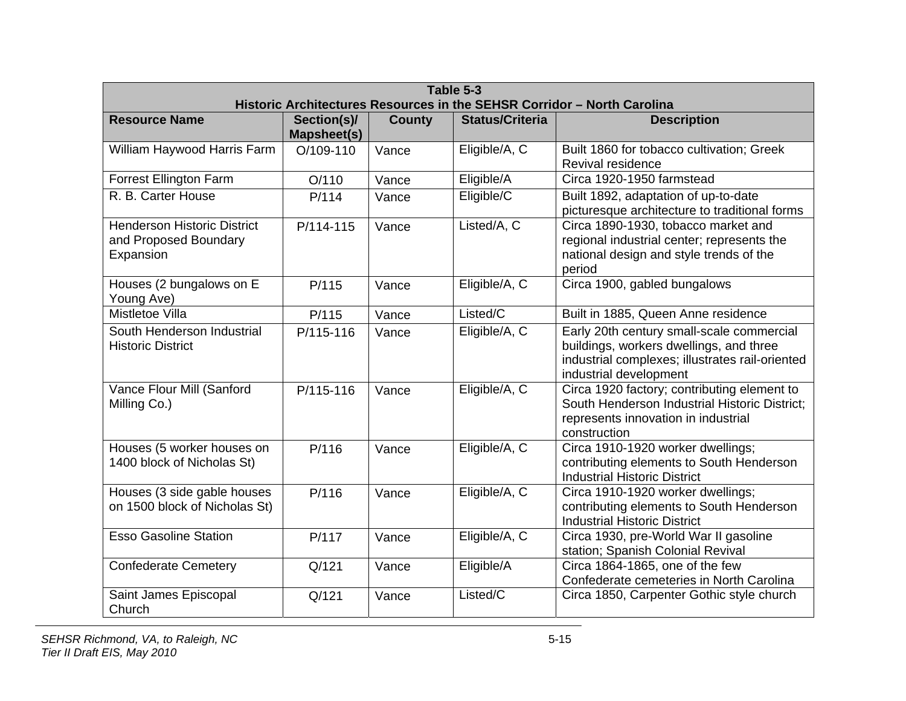**Table 5-3**
**Historic Architectures Resources in the SEHSR Corridor – North Carolina**

| Resource Name | Section(s)/ Mapsheet(s) | County | Status/Criteria | Description |
|---|---|---|---|---|
| William Haywood Harris Farm | O/109-110 | Vance | Eligible/A, C | Built 1860 for tobacco cultivation; Greek Revival residence |
| Forrest Ellington Farm | O/110 | Vance | Eligible/A | Circa 1920-1950 farmstead |
| R. B. Carter House | P/114 | Vance | Eligible/C | Built 1892, adaptation of up-to-date picturesque architecture to traditional forms |
| Henderson Historic District and Proposed Boundary Expansion | P/114-115 | Vance | Listed/A, C | Circa 1890-1930, tobacco market and regional industrial center; represents the national design and style trends of the period |
| Houses (2 bungalows on E Young Ave) | P/115 | Vance | Eligible/A, C | Circa 1900, gabled bungalows |
| Mistletoe Villa | P/115 | Vance | Listed/C | Built in 1885, Queen Anne residence |
| South Henderson Industrial Historic District | P/115-116 | Vance | Eligible/A, C | Early 20th century small-scale commercial buildings, workers dwellings, and three industrial complexes; illustrates rail-oriented industrial development |
| Vance Flour Mill (Sanford Milling Co.) | P/115-116 | Vance | Eligible/A, C | Circa 1920 factory; contributing element to South Henderson Industrial Historic District; represents innovation in industrial construction |
| Houses (5 worker houses on 1400 block of Nicholas St) | P/116 | Vance | Eligible/A, C | Circa 1910-1920 worker dwellings; contributing elements to South Henderson Industrial Historic District |
| Houses (3 side gable houses on 1500 block of Nicholas St) | P/116 | Vance | Eligible/A, C | Circa 1910-1920 worker dwellings; contributing elements to South Henderson Industrial Historic District |
| Esso Gasoline Station | P/117 | Vance | Eligible/A, C | Circa 1930, pre-World War II gasoline station; Spanish Colonial Revival |
| Confederate Cemetery | Q/121 | Vance | Eligible/A | Circa 1864-1865, one of the few Confederate cemeteries in North Carolina |
| Saint James Episcopal Church | Q/121 | Vance | Listed/C | Circa 1850, Carpenter Gothic style church |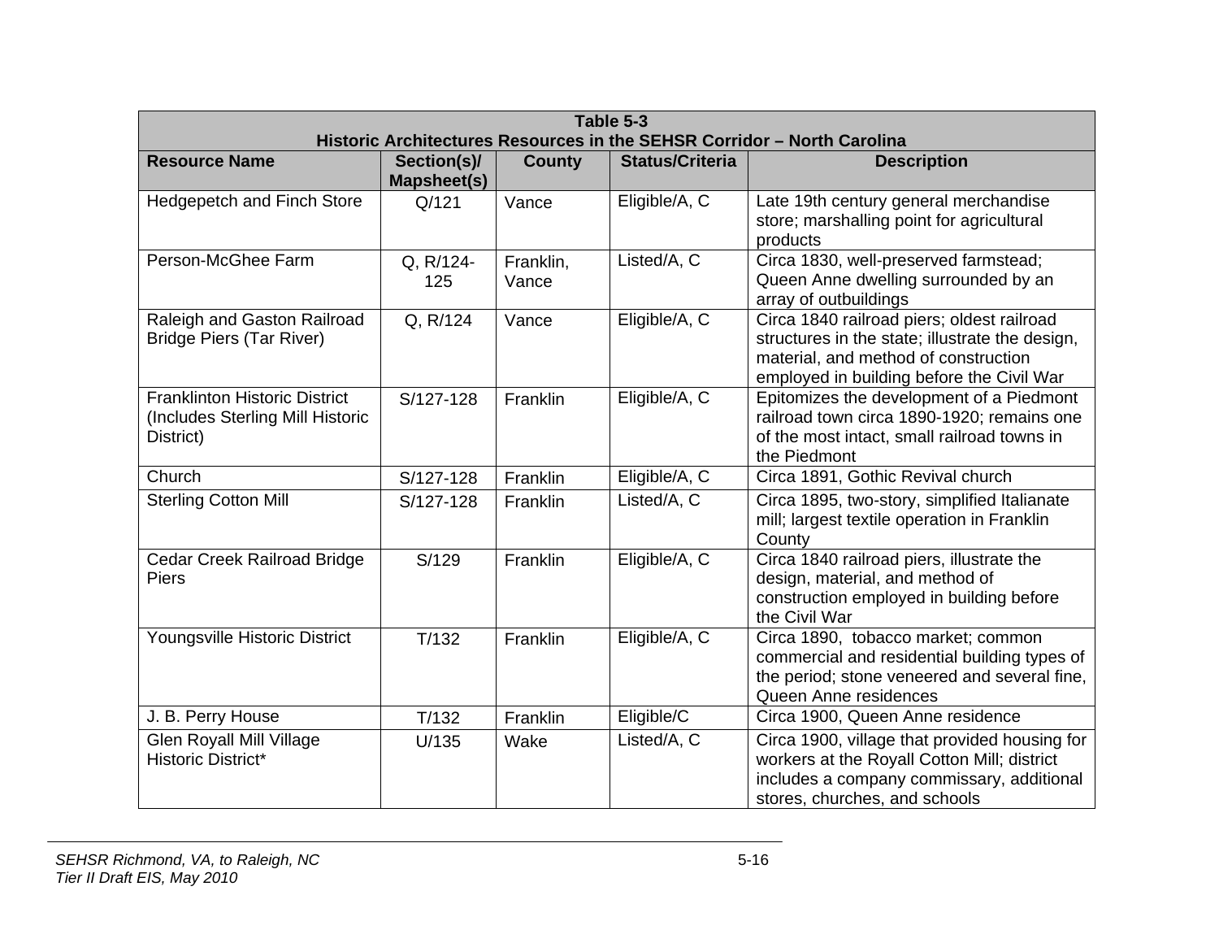| Table 5-3<br>Historic Architectures Resources in the SEHSR Corridor – North Carolina | | | | |
|---|---|---|---|---|
| **Resource Name** | **Section(s)/ Mapsheet(s)** | **County** | **Status/Criteria** | **Description** |
| Hedgepetch and Finch Store | Q/121 | Vance | Eligible/A, C | Late 19th century general merchandise store; marshalling point for agricultural products |
| Person-McGhee Farm | Q, R/124-125 | Franklin, Vance | Listed/A, C | Circa 1830, well-preserved farmstead; Queen Anne dwelling surrounded by an array of outbuildings |
| Raleigh and Gaston Railroad Bridge Piers (Tar River) | Q, R/124 | Vance | Eligible/A, C | Circa 1840 railroad piers; oldest railroad structures in the state; illustrate the design, material, and method of construction employed in building before the Civil War |
| Franklinton Historic District (Includes Sterling Mill Historic District) | S/127-128 | Franklin | Eligible/A, C | Epitomizes the development of a Piedmont railroad town circa 1890-1920; remains one of the most intact, small railroad towns in the Piedmont |
| Church | S/127-128 | Franklin | Eligible/A, C | Circa 1891, Gothic Revival church |
| Sterling Cotton Mill | S/127-128 | Franklin | Listed/A, C | Circa 1895, two-story, simplified Italianate mill; largest textile operation in Franklin County |
| Cedar Creek Railroad Bridge Piers | S/129 | Franklin | Eligible/A, C | Circa 1840 railroad piers, illustrate the design, material, and method of construction employed in building before the Civil War |
| Youngsville Historic District | T/132 | Franklin | Eligible/A, C | Circa 1890, tobacco market; common commercial and residential building types of the period; stone veneered and several fine, Queen Anne residences |
| J. B. Perry House | T/132 | Franklin | Eligible/C | Circa 1900, Queen Anne residence |
| Glen Royall Mill Village Historic District* | U/135 | Wake | Listed/A, C | Circa 1900, village that provided housing for workers at the Royall Cotton Mill; district includes a company commissary, additional stores, churches, and schools |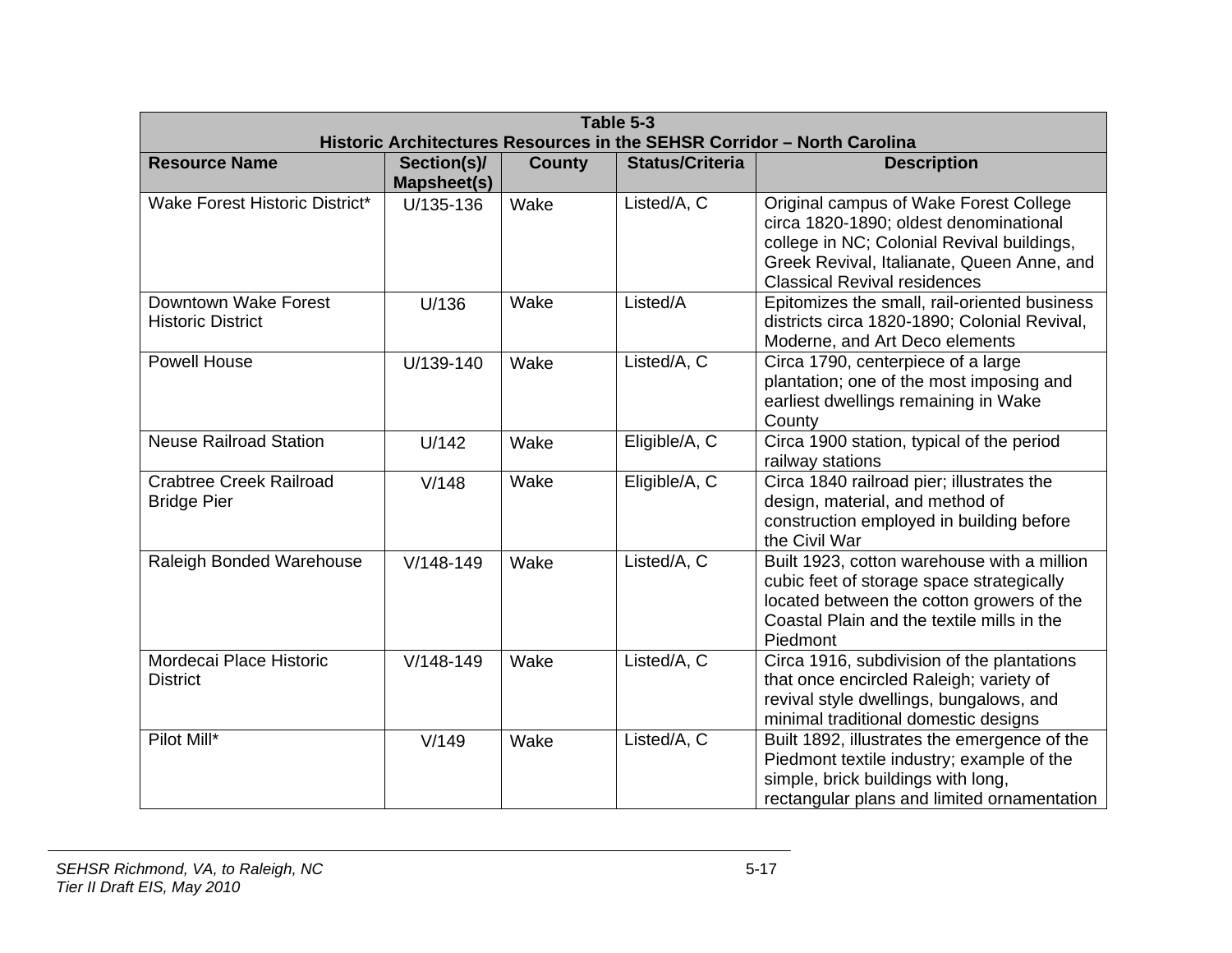**Table 5-3**
**Historic Architectures Resources in the SEHSR Corridor – North Carolina**

| Resource Name | Section(s)/ Mapsheet(s) | County | Status/Criteria | Description |
|---|---|---|---|---|
| Wake Forest Historic District* | U/135-136 | Wake | Listed/A, C | Original campus of Wake Forest College circa 1820-1890; oldest denominational college in NC; Colonial Revival buildings, Greek Revival, Italianate, Queen Anne, and Classical Revival residences |
| Downtown Wake Forest Historic District | U/136 | Wake | Listed/A | Epitomizes the small, rail-oriented business districts circa 1820-1890; Colonial Revival, Moderne, and Art Deco elements |
| Powell House | U/139-140 | Wake | Listed/A, C | Circa 1790, centerpiece of a large plantation; one of the most imposing and earliest dwellings remaining in Wake County |
| Neuse Railroad Station | U/142 | Wake | Eligible/A, C | Circa 1900 station, typical of the period railway stations |
| Crabtree Creek Railroad Bridge Pier | V/148 | Wake | Eligible/A, C | Circa 1840 railroad pier; illustrates the design, material, and method of construction employed in building before the Civil War |
| Raleigh Bonded Warehouse | V/148-149 | Wake | Listed/A, C | Built 1923, cotton warehouse with a million cubic feet of storage space strategically located between the cotton growers of the Coastal Plain and the textile mills in the Piedmont |
| Mordecai Place Historic District | V/148-149 | Wake | Listed/A, C | Circa 1916, subdivision of the plantations that once encircled Raleigh; variety of revival style dwellings, bungalows, and minimal traditional domestic designs |
| Pilot Mill* | V/149 | Wake | Listed/A, C | Built 1892, illustrates the emergence of the Piedmont textile industry; example of the simple, brick buildings with long, rectangular plans and limited ornamentation |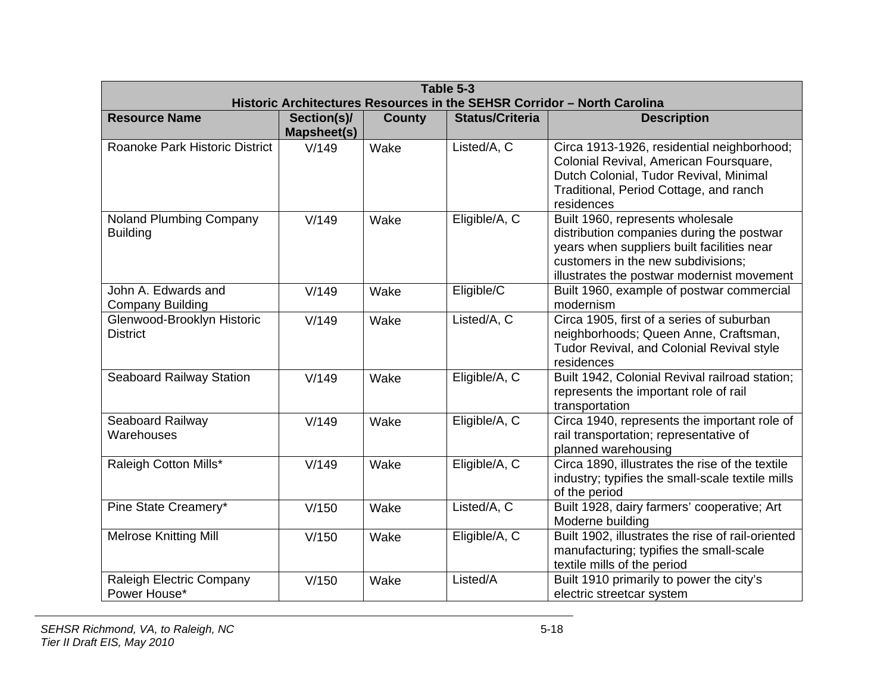**Table 5-3**
**Historic Architectures Resources in the SEHSR Corridor – North Carolina**

| Resource Name | Section(s)/ Mapsheet(s) | County | Status/Criteria | Description |
|---|---|---|---|---|
| Roanoke Park Historic District | V/149 | Wake | Listed/A, C | Circa 1913-1926, residential neighborhood; Colonial Revival, American Foursquare, Dutch Colonial, Tudor Revival, Minimal Traditional, Period Cottage, and ranch residences |
| Noland Plumbing Company Building | V/149 | Wake | Eligible/A, C | Built 1960, represents wholesale distribution companies during the postwar years when suppliers built facilities near customers in the new subdivisions; illustrates the postwar modernist movement |
| John A. Edwards and Company Building | V/149 | Wake | Eligible/C | Built 1960, example of postwar commercial modernism |
| Glenwood-Brooklyn Historic District | V/149 | Wake | Listed/A, C | Circa 1905, first of a series of suburban neighborhoods; Queen Anne, Craftsman, Tudor Revival, and Colonial Revival style residences |
| Seaboard Railway Station | V/149 | Wake | Eligible/A, C | Built 1942, Colonial Revival railroad station; represents the important role of rail transportation |
| Seaboard Railway Warehouses | V/149 | Wake | Eligible/A, C | Circa 1940, represents the important role of rail transportation; representative of planned warehousing |
| Raleigh Cotton Mills* | V/149 | Wake | Eligible/A, C | Circa 1890, illustrates the rise of the textile industry; typifies the small-scale textile mills of the period |
| Pine State Creamery* | V/150 | Wake | Listed/A, C | Built 1928, dairy farmers' cooperative; Art Moderne building |
| Melrose Knitting Mill | V/150 | Wake | Eligible/A, C | Built 1902, illustrates the rise of rail-oriented manufacturing; typifies the small-scale textile mills of the period |
| Raleigh Electric Company Power House* | V/150 | Wake | Listed/A | Built 1910 primarily to power the city's electric streetcar system |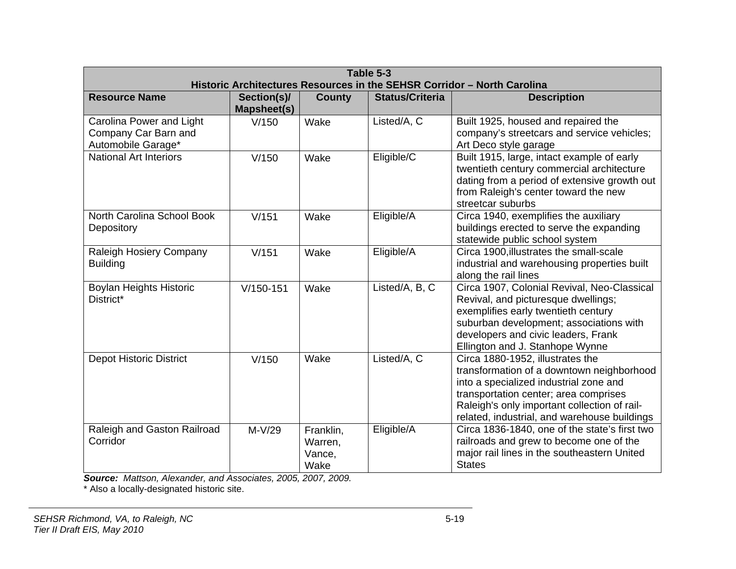**Table 5-3**
**Historic Architectures Resources in the SEHSR Corridor – North Carolina**

| Resource Name | Section(s)/ Mapsheet(s) | County | Status/Criteria | Description |
|---|---|---|---|---|
| Carolina Power and Light Company Car Barn and Automobile Garage* | V/150 | Wake | Listed/A, C | Built 1925, housed and repaired the company's streetcars and service vehicles; Art Deco style garage |
| National Art Interiors | V/150 | Wake | Eligible/C | Built 1915, large, intact example of early twentieth century commercial architecture dating from a period of extensive growth out from Raleigh's center toward the new streetcar suburbs |
| North Carolina School Book Depository | V/151 | Wake | Eligible/A | Circa 1940, exemplifies the auxiliary buildings erected to serve the expanding statewide public school system |
| Raleigh Hosiery Company Building | V/151 | Wake | Eligible/A | Circa 1900,illustrates the small-scale industrial and warehousing properties built along the rail lines |
| Boylan Heights Historic District* | V/150-151 | Wake | Listed/A, B, C | Circa 1907, Colonial Revival, Neo-Classical Revival, and picturesque dwellings; exemplifies early twentieth century suburban development; associations with developers and civic leaders, Frank Ellington and J. Stanhope Wynne |
| Depot Historic District | V/150 | Wake | Listed/A, C | Circa 1880-1952, illustrates the transformation of a downtown neighborhood into a specialized industrial zone and transportation center; area comprises Raleigh's only important collection of rail-related, industrial, and warehouse buildings |
| Raleigh and Gaston Railroad Corridor | M-V/29 | Franklin, Warren, Vance, Wake | Eligible/A | Circa 1836-1840, one of the state's first two railroads and grew to become one of the major rail lines in the southeastern United States |

***Source:*** *Mattson, Alexander, and Associates, 2005, 2007, 2009.*

\* Also a locally-designated historic site.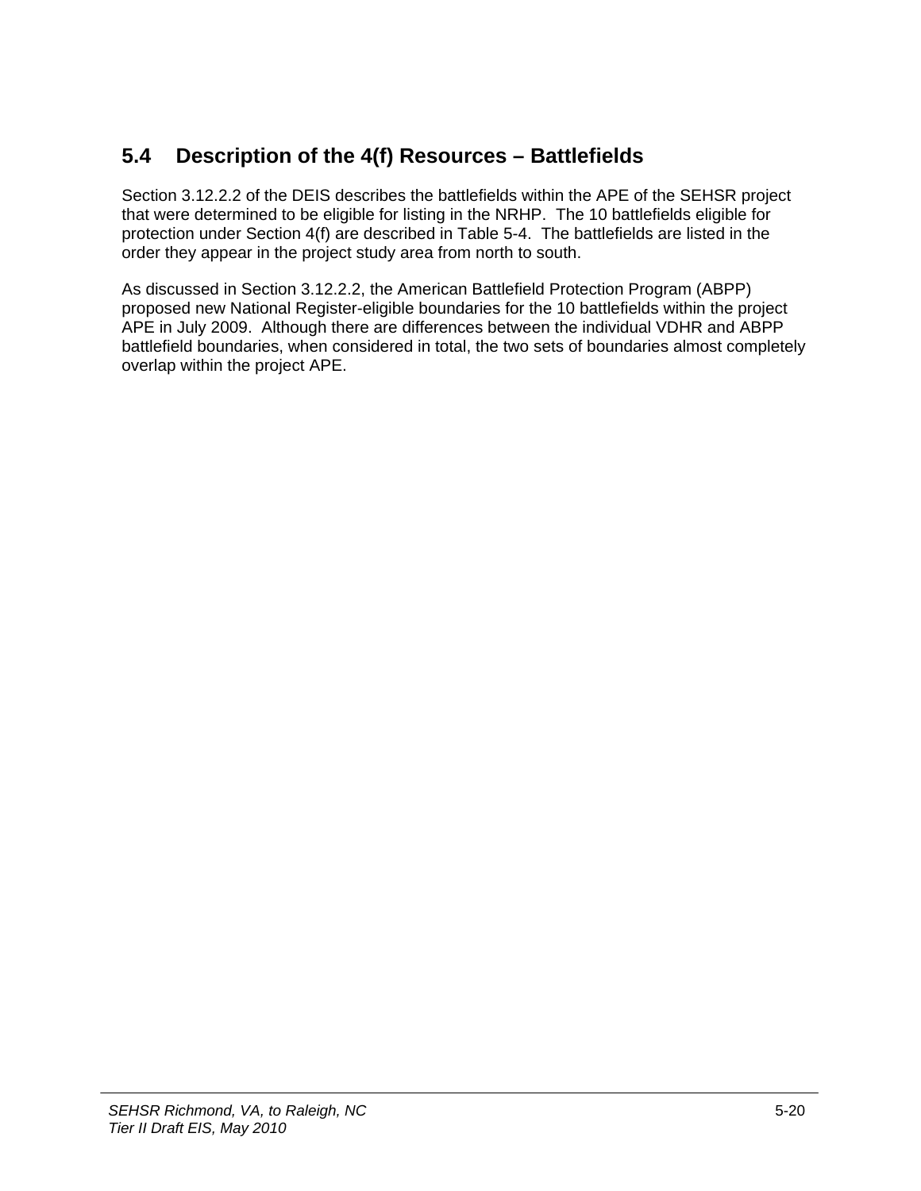## 5.4 Description of the 4(f) Resources – Battlefields

Section 3.12.2.2 of the DEIS describes the battlefields within the APE of the SEHSR project that were determined to be eligible for listing in the NRHP. The 10 battlefields eligible for protection under Section 4(f) are described in Table 5-4. The battlefields are listed in the order they appear in the project study area from north to south.

As discussed in Section 3.12.2.2, the American Battlefield Protection Program (ABPP) proposed new National Register-eligible boundaries for the 10 battlefields within the project APE in July 2009. Although there are differences between the individual VDHR and ABPP battlefield boundaries, when considered in total, the two sets of boundaries almost completely overlap within the project APE.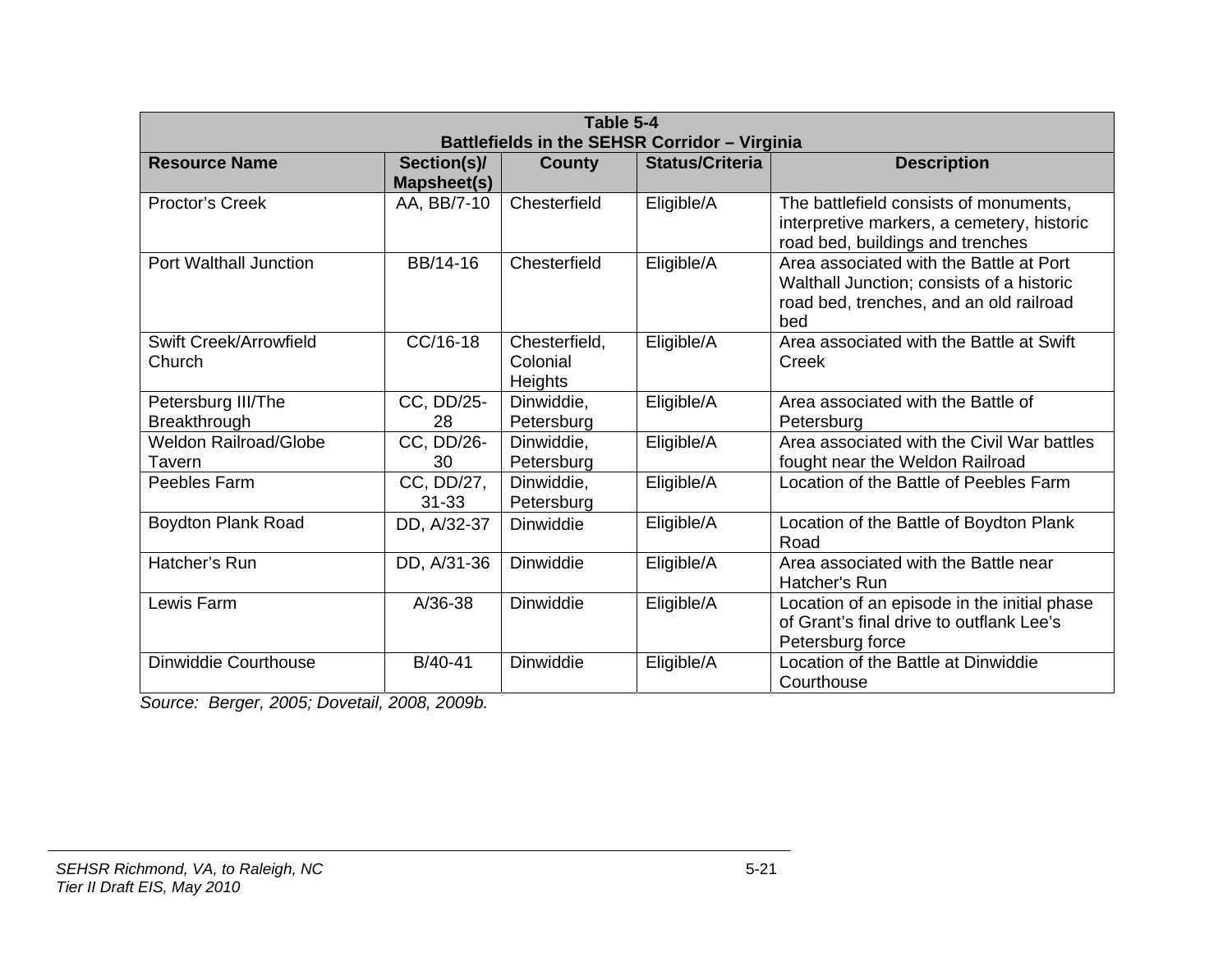| Table 5-4<br>Battlefields in the SEHSR Corridor – Virginia | | | | |
|---|---|---|---|---|
| **Resource Name** | **Section(s)/ Mapsheet(s)** | **County** | **Status/Criteria** | **Description** |
| Proctor's Creek | AA, BB/7-10 | Chesterfield | Eligible/A | The battlefield consists of monuments, interpretive markers, a cemetery, historic road bed, buildings and trenches |
| Port Walthall Junction | BB/14-16 | Chesterfield | Eligible/A | Area associated with the Battle at Port Walthall Junction; consists of a historic road bed, trenches, and an old railroad bed |
| Swift Creek/Arrowfield Church | CC/16-18 | Chesterfield, Colonial Heights | Eligible/A | Area associated with the Battle at Swift Creek |
| Petersburg III/The Breakthrough | CC, DD/25-28 | Dinwiddie, Petersburg | Eligible/A | Area associated with the Battle of Petersburg |
| Weldon Railroad/Globe Tavern | CC, DD/26-30 | Dinwiddie, Petersburg | Eligible/A | Area associated with the Civil War battles fought near the Weldon Railroad |
| Peebles Farm | CC, DD/27, 31-33 | Dinwiddie, Petersburg | Eligible/A | Location of the Battle of Peebles Farm |
| Boydton Plank Road | DD, A/32-37 | Dinwiddie | Eligible/A | Location of the Battle of Boydton Plank Road |
| Hatcher's Run | DD, A/31-36 | Dinwiddie | Eligible/A | Area associated with the Battle near Hatcher's Run |
| Lewis Farm | A/36-38 | Dinwiddie | Eligible/A | Location of an episode in the initial phase of Grant's final drive to outflank Lee's Petersburg force |
| Dinwiddie Courthouse | B/40-41 | Dinwiddie | Eligible/A | Location of the Battle at Dinwiddie Courthouse |

*Source: Berger, 2005; Dovetail, 2008, 2009b.*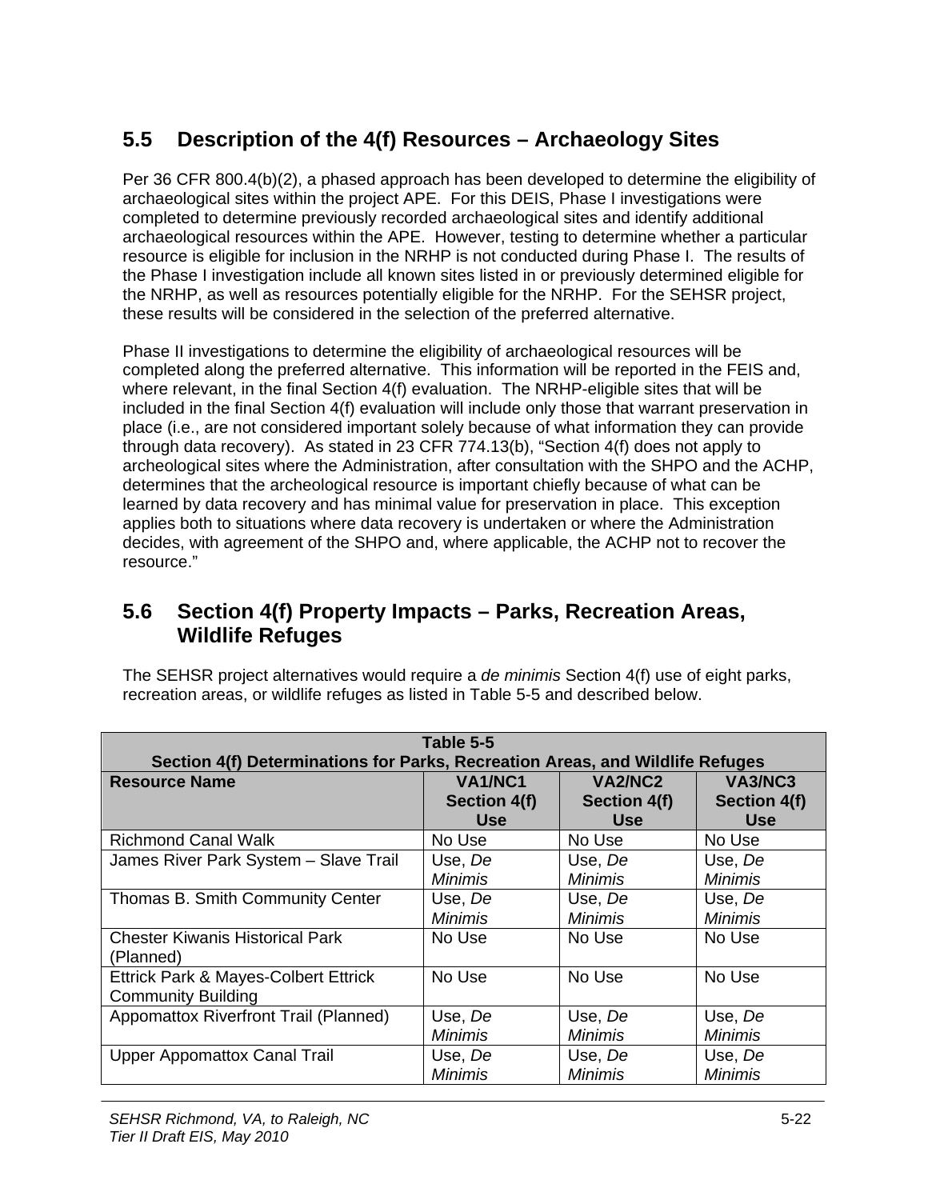## 5.5 Description of the 4(f) Resources – Archaeology Sites

Per 36 CFR 800.4(b)(2), a phased approach has been developed to determine the eligibility of archaeological sites within the project APE. For this DEIS, Phase I investigations were completed to determine previously recorded archaeological sites and identify additional archaeological resources within the APE. However, testing to determine whether a particular resource is eligible for inclusion in the NRHP is not conducted during Phase I. The results of the Phase I investigation include all known sites listed in or previously determined eligible for the NRHP, as well as resources potentially eligible for the NRHP. For the SEHSR project, these results will be considered in the selection of the preferred alternative.

Phase II investigations to determine the eligibility of archaeological resources will be completed along the preferred alternative. This information will be reported in the FEIS and, where relevant, in the final Section 4(f) evaluation. The NRHP-eligible sites that will be included in the final Section 4(f) evaluation will include only those that warrant preservation in place (i.e., are not considered important solely because of what information they can provide through data recovery). As stated in 23 CFR 774.13(b), "Section 4(f) does not apply to archeological sites where the Administration, after consultation with the SHPO and the ACHP, determines that the archeological resource is important chiefly because of what can be learned by data recovery and has minimal value for preservation in place. This exception applies both to situations where data recovery is undertaken or where the Administration decides, with agreement of the SHPO and, where applicable, the ACHP not to recover the resource."

## 5.6 Section 4(f) Property Impacts – Parks, Recreation Areas, Wildlife Refuges

The SEHSR project alternatives would require a *de minimis* Section 4(f) use of eight parks, recreation areas, or wildlife refuges as listed in Table 5-5 and described below.

**Table 5-5**
**Section 4(f) Determinations for Parks, Recreation Areas, and Wildlife Refuges**

| Resource Name | VA1/NC1 Section 4(f) Use | VA2/NC2 Section 4(f) Use | VA3/NC3 Section 4(f) Use |
|---|---|---|---|
| Richmond Canal Walk | No Use | No Use | No Use |
| James River Park System – Slave Trail | Use, *De Minimis* | Use, *De Minimis* | Use, *De Minimis* |
| Thomas B. Smith Community Center | Use, *De Minimis* | Use, *De Minimis* | Use, *De Minimis* |
| Chester Kiwanis Historical Park (Planned) | No Use | No Use | No Use |
| Ettrick Park & Mayes-Colbert Ettrick Community Building | No Use | No Use | No Use |
| Appomattox Riverfront Trail (Planned) | Use, *De Minimis* | Use, *De Minimis* | Use, *De Minimis* |
| Upper Appomattox Canal Trail | Use, *De Minimis* | Use, *De Minimis* | Use, *De Minimis* |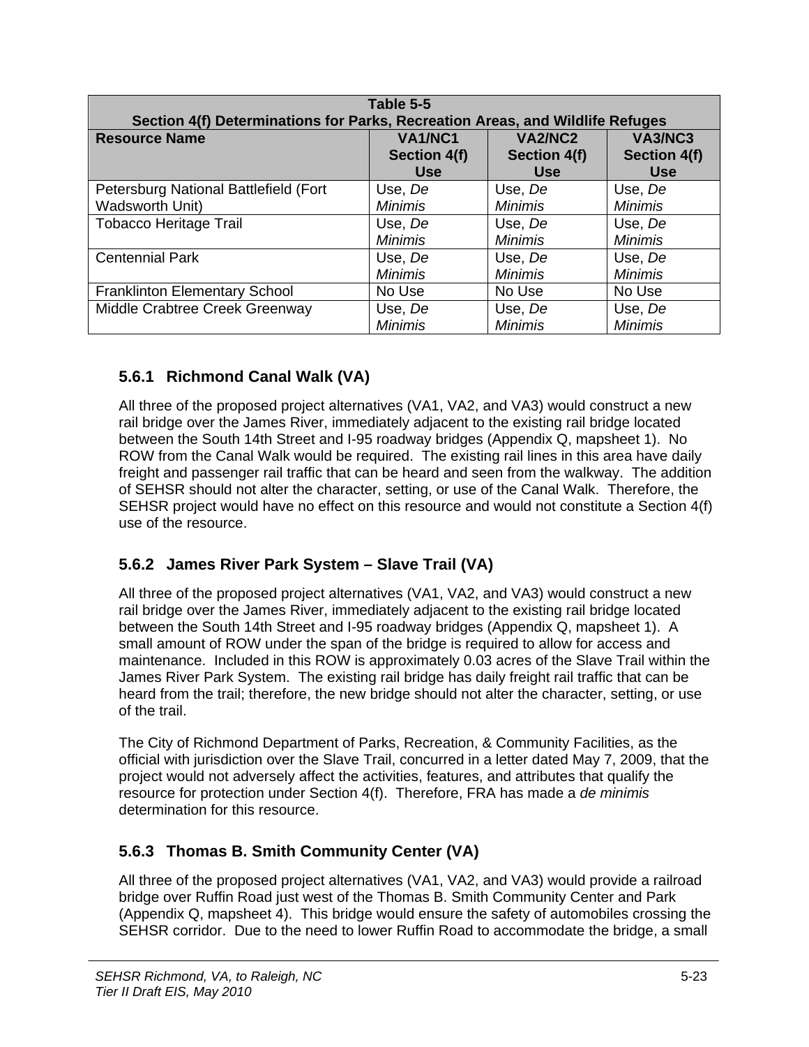**Table 5-5**
**Section 4(f) Determinations for Parks, Recreation Areas, and Wildlife Refuges**

| Resource Name | VA1/NC1 Section 4(f) Use | VA2/NC2 Section 4(f) Use | VA3/NC3 Section 4(f) Use |
|---|---|---|---|
| Petersburg National Battlefield (Fort Wadsworth Unit) | Use, *De Minimis* | Use, *De Minimis* | Use, *De Minimis* |
| Tobacco Heritage Trail | Use, *De Minimis* | Use, *De Minimis* | Use, *De Minimis* |
| Centennial Park | Use, *De Minimis* | Use, *De Minimis* | Use, *De Minimis* |
| Franklinton Elementary School | No Use | No Use | No Use |
| Middle Crabtree Creek Greenway | Use, *De Minimis* | Use, *De Minimis* | Use, *De Minimis* |

### 5.6.1 Richmond Canal Walk (VA)

All three of the proposed project alternatives (VA1, VA2, and VA3) would construct a new rail bridge over the James River, immediately adjacent to the existing rail bridge located between the South 14th Street and I-95 roadway bridges (Appendix Q, mapsheet 1). No ROW from the Canal Walk would be required. The existing rail lines in this area have daily freight and passenger rail traffic that can be heard and seen from the walkway. The addition of SEHSR should not alter the character, setting, or use of the Canal Walk. Therefore, the SEHSR project would have no effect on this resource and would not constitute a Section 4(f) use of the resource.

### 5.6.2 James River Park System – Slave Trail (VA)

All three of the proposed project alternatives (VA1, VA2, and VA3) would construct a new rail bridge over the James River, immediately adjacent to the existing rail bridge located between the South 14th Street and I-95 roadway bridges (Appendix Q, mapsheet 1). A small amount of ROW under the span of the bridge is required to allow for access and maintenance. Included in this ROW is approximately 0.03 acres of the Slave Trail within the James River Park System. The existing rail bridge has daily freight rail traffic that can be heard from the trail; therefore, the new bridge should not alter the character, setting, or use of the trail.

The City of Richmond Department of Parks, Recreation, & Community Facilities, as the official with jurisdiction over the Slave Trail, concurred in a letter dated May 7, 2009, that the project would not adversely affect the activities, features, and attributes that qualify the resource for protection under Section 4(f). Therefore, FRA has made a *de minimis* determination for this resource.

### 5.6.3 Thomas B. Smith Community Center (VA)

All three of the proposed project alternatives (VA1, VA2, and VA3) would provide a railroad bridge over Ruffin Road just west of the Thomas B. Smith Community Center and Park (Appendix Q, mapsheet 4). This bridge would ensure the safety of automobiles crossing the SEHSR corridor. Due to the need to lower Ruffin Road to accommodate the bridge, a small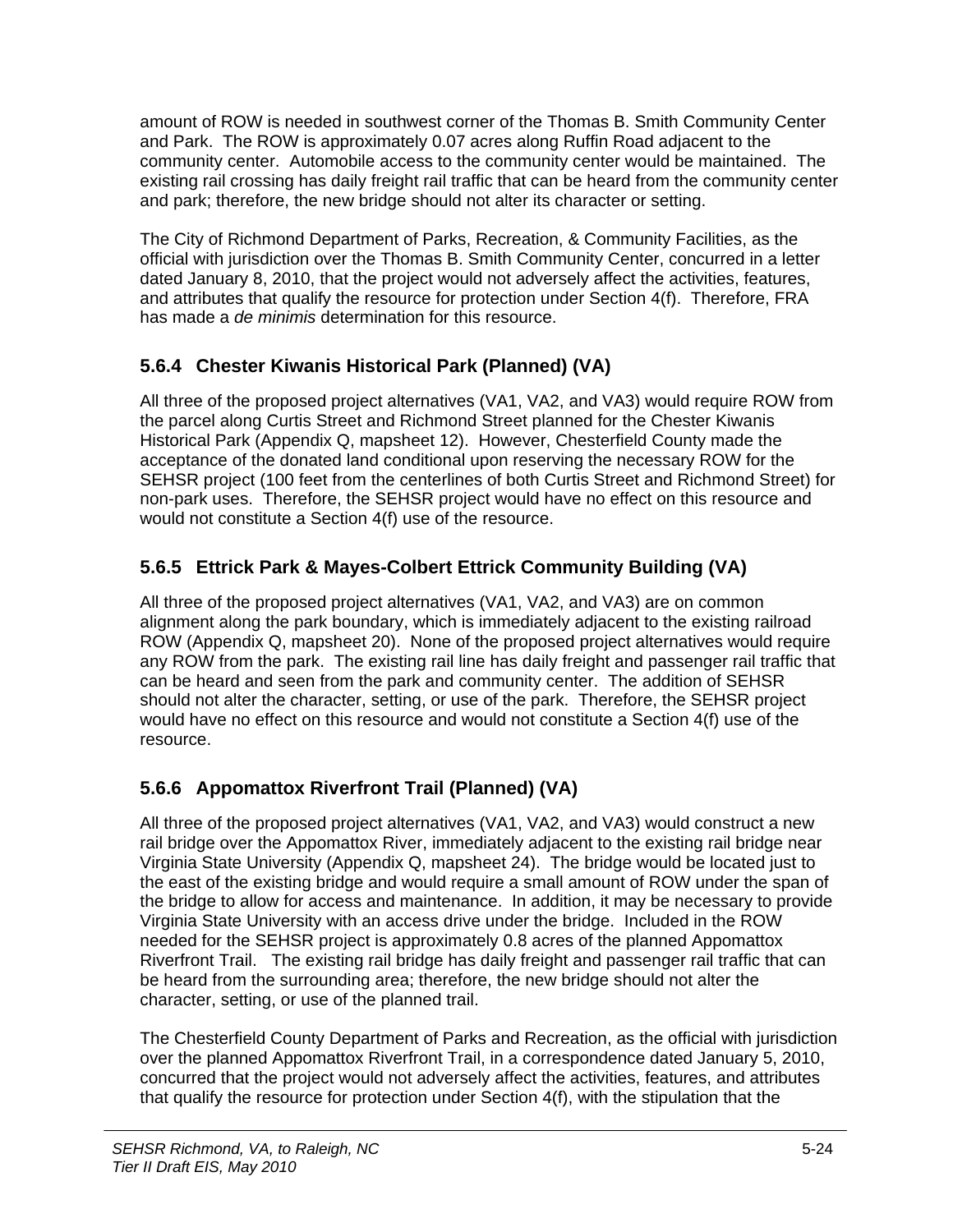amount of ROW is needed in southwest corner of the Thomas B. Smith Community Center and Park. The ROW is approximately 0.07 acres along Ruffin Road adjacent to the community center. Automobile access to the community center would be maintained. The existing rail crossing has daily freight rail traffic that can be heard from the community center and park; therefore, the new bridge should not alter its character or setting.

The City of Richmond Department of Parks, Recreation, & Community Facilities, as the official with jurisdiction over the Thomas B. Smith Community Center, concurred in a letter dated January 8, 2010, that the project would not adversely affect the activities, features, and attributes that qualify the resource for protection under Section 4(f). Therefore, FRA has made a *de minimis* determination for this resource.

### 5.6.4 Chester Kiwanis Historical Park (Planned) (VA)

All three of the proposed project alternatives (VA1, VA2, and VA3) would require ROW from the parcel along Curtis Street and Richmond Street planned for the Chester Kiwanis Historical Park (Appendix Q, mapsheet 12). However, Chesterfield County made the acceptance of the donated land conditional upon reserving the necessary ROW for the SEHSR project (100 feet from the centerlines of both Curtis Street and Richmond Street) for non-park uses. Therefore, the SEHSR project would have no effect on this resource and would not constitute a Section 4(f) use of the resource.

### 5.6.5 Ettrick Park & Mayes-Colbert Ettrick Community Building (VA)

All three of the proposed project alternatives (VA1, VA2, and VA3) are on common alignment along the park boundary, which is immediately adjacent to the existing railroad ROW (Appendix Q, mapsheet 20). None of the proposed project alternatives would require any ROW from the park. The existing rail line has daily freight and passenger rail traffic that can be heard and seen from the park and community center. The addition of SEHSR should not alter the character, setting, or use of the park. Therefore, the SEHSR project would have no effect on this resource and would not constitute a Section 4(f) use of the resource.

### 5.6.6 Appomattox Riverfront Trail (Planned) (VA)

All three of the proposed project alternatives (VA1, VA2, and VA3) would construct a new rail bridge over the Appomattox River, immediately adjacent to the existing rail bridge near Virginia State University (Appendix Q, mapsheet 24). The bridge would be located just to the east of the existing bridge and would require a small amount of ROW under the span of the bridge to allow for access and maintenance. In addition, it may be necessary to provide Virginia State University with an access drive under the bridge. Included in the ROW needed for the SEHSR project is approximately 0.8 acres of the planned Appomattox Riverfront Trail. The existing rail bridge has daily freight and passenger rail traffic that can be heard from the surrounding area; therefore, the new bridge should not alter the character, setting, or use of the planned trail.

The Chesterfield County Department of Parks and Recreation, as the official with jurisdiction over the planned Appomattox Riverfront Trail, in a correspondence dated January 5, 2010, concurred that the project would not adversely affect the activities, features, and attributes that qualify the resource for protection under Section 4(f), with the stipulation that the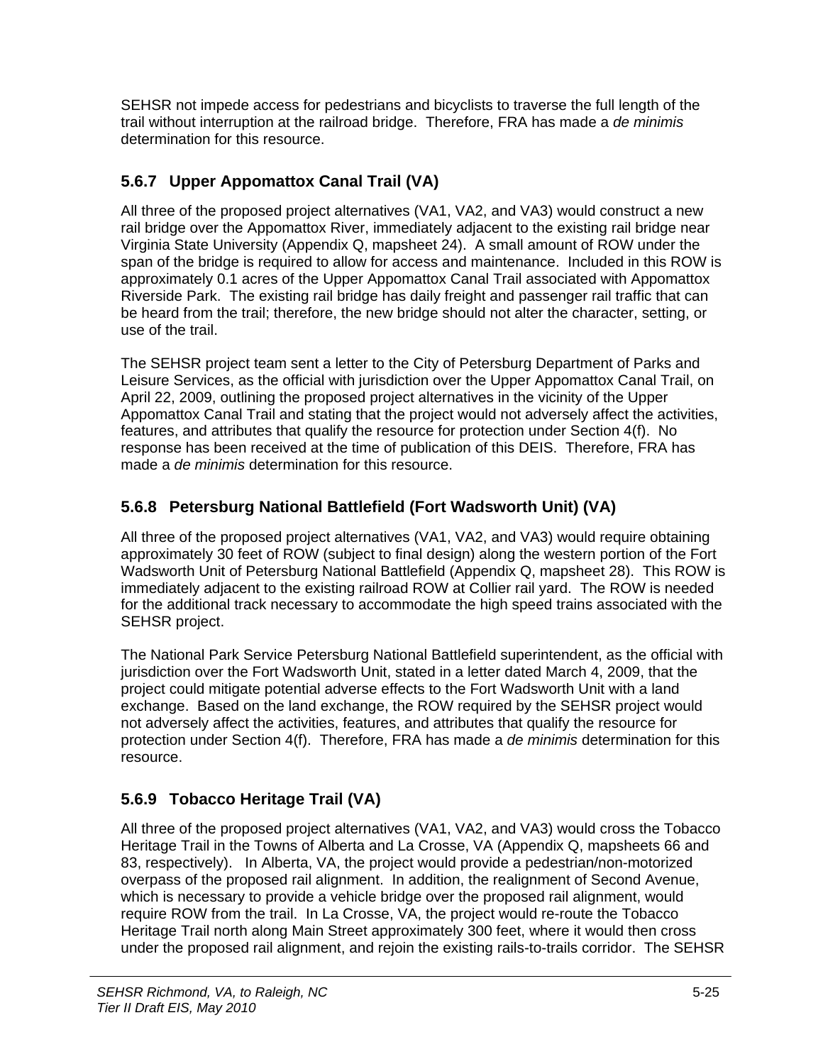SEHSR not impede access for pedestrians and bicyclists to traverse the full length of the trail without interruption at the railroad bridge. Therefore, FRA has made a *de minimis* determination for this resource.

### 5.6.7 Upper Appomattox Canal Trail (VA)

All three of the proposed project alternatives (VA1, VA2, and VA3) would construct a new rail bridge over the Appomattox River, immediately adjacent to the existing rail bridge near Virginia State University (Appendix Q, mapsheet 24). A small amount of ROW under the span of the bridge is required to allow for access and maintenance. Included in this ROW is approximately 0.1 acres of the Upper Appomattox Canal Trail associated with Appomattox Riverside Park. The existing rail bridge has daily freight and passenger rail traffic that can be heard from the trail; therefore, the new bridge should not alter the character, setting, or use of the trail.

The SEHSR project team sent a letter to the City of Petersburg Department of Parks and Leisure Services, as the official with jurisdiction over the Upper Appomattox Canal Trail, on April 22, 2009, outlining the proposed project alternatives in the vicinity of the Upper Appomattox Canal Trail and stating that the project would not adversely affect the activities, features, and attributes that qualify the resource for protection under Section 4(f). No response has been received at the time of publication of this DEIS. Therefore, FRA has made a *de minimis* determination for this resource.

### 5.6.8 Petersburg National Battlefield (Fort Wadsworth Unit) (VA)

All three of the proposed project alternatives (VA1, VA2, and VA3) would require obtaining approximately 30 feet of ROW (subject to final design) along the western portion of the Fort Wadsworth Unit of Petersburg National Battlefield (Appendix Q, mapsheet 28). This ROW is immediately adjacent to the existing railroad ROW at Collier rail yard. The ROW is needed for the additional track necessary to accommodate the high speed trains associated with the SEHSR project.

The National Park Service Petersburg National Battlefield superintendent, as the official with jurisdiction over the Fort Wadsworth Unit, stated in a letter dated March 4, 2009, that the project could mitigate potential adverse effects to the Fort Wadsworth Unit with a land exchange. Based on the land exchange, the ROW required by the SEHSR project would not adversely affect the activities, features, and attributes that qualify the resource for protection under Section 4(f). Therefore, FRA has made a *de minimis* determination for this resource.

### 5.6.9 Tobacco Heritage Trail (VA)

All three of the proposed project alternatives (VA1, VA2, and VA3) would cross the Tobacco Heritage Trail in the Towns of Alberta and La Crosse, VA (Appendix Q, mapsheets 66 and 83, respectively). In Alberta, VA, the project would provide a pedestrian/non-motorized overpass of the proposed rail alignment. In addition, the realignment of Second Avenue, which is necessary to provide a vehicle bridge over the proposed rail alignment, would require ROW from the trail. In La Crosse, VA, the project would re-route the Tobacco Heritage Trail north along Main Street approximately 300 feet, where it would then cross under the proposed rail alignment, and rejoin the existing rails-to-trails corridor. The SEHSR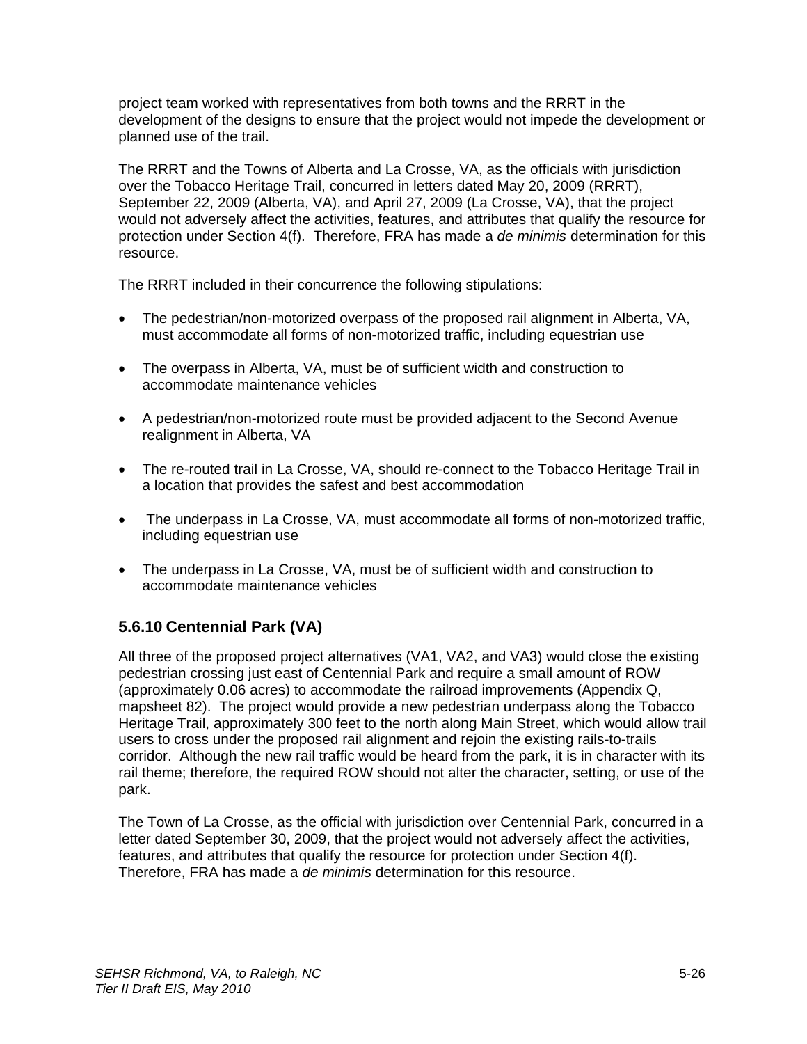project team worked with representatives from both towns and the RRRT in the development of the designs to ensure that the project would not impede the development or planned use of the trail.

The RRRT and the Towns of Alberta and La Crosse, VA, as the officials with jurisdiction over the Tobacco Heritage Trail, concurred in letters dated May 20, 2009 (RRRT), September 22, 2009 (Alberta, VA), and April 27, 2009 (La Crosse, VA), that the project would not adversely affect the activities, features, and attributes that qualify the resource for protection under Section 4(f). Therefore, FRA has made a *de minimis* determination for this resource.

The RRRT included in their concurrence the following stipulations:

- The pedestrian/non-motorized overpass of the proposed rail alignment in Alberta, VA, must accommodate all forms of non-motorized traffic, including equestrian use
- The overpass in Alberta, VA, must be of sufficient width and construction to accommodate maintenance vehicles
- A pedestrian/non-motorized route must be provided adjacent to the Second Avenue realignment in Alberta, VA
- The re-routed trail in La Crosse, VA, should re-connect to the Tobacco Heritage Trail in a location that provides the safest and best accommodation
- The underpass in La Crosse, VA, must accommodate all forms of non-motorized traffic, including equestrian use
- The underpass in La Crosse, VA, must be of sufficient width and construction to accommodate maintenance vehicles

### 5.6.10 Centennial Park (VA)

All three of the proposed project alternatives (VA1, VA2, and VA3) would close the existing pedestrian crossing just east of Centennial Park and require a small amount of ROW (approximately 0.06 acres) to accommodate the railroad improvements (Appendix Q, mapsheet 82). The project would provide a new pedestrian underpass along the Tobacco Heritage Trail, approximately 300 feet to the north along Main Street, which would allow trail users to cross under the proposed rail alignment and rejoin the existing rails-to-trails corridor. Although the new rail traffic would be heard from the park, it is in character with its rail theme; therefore, the required ROW should not alter the character, setting, or use of the park.

The Town of La Crosse, as the official with jurisdiction over Centennial Park, concurred in a letter dated September 30, 2009, that the project would not adversely affect the activities, features, and attributes that qualify the resource for protection under Section 4(f). Therefore, FRA has made a *de minimis* determination for this resource.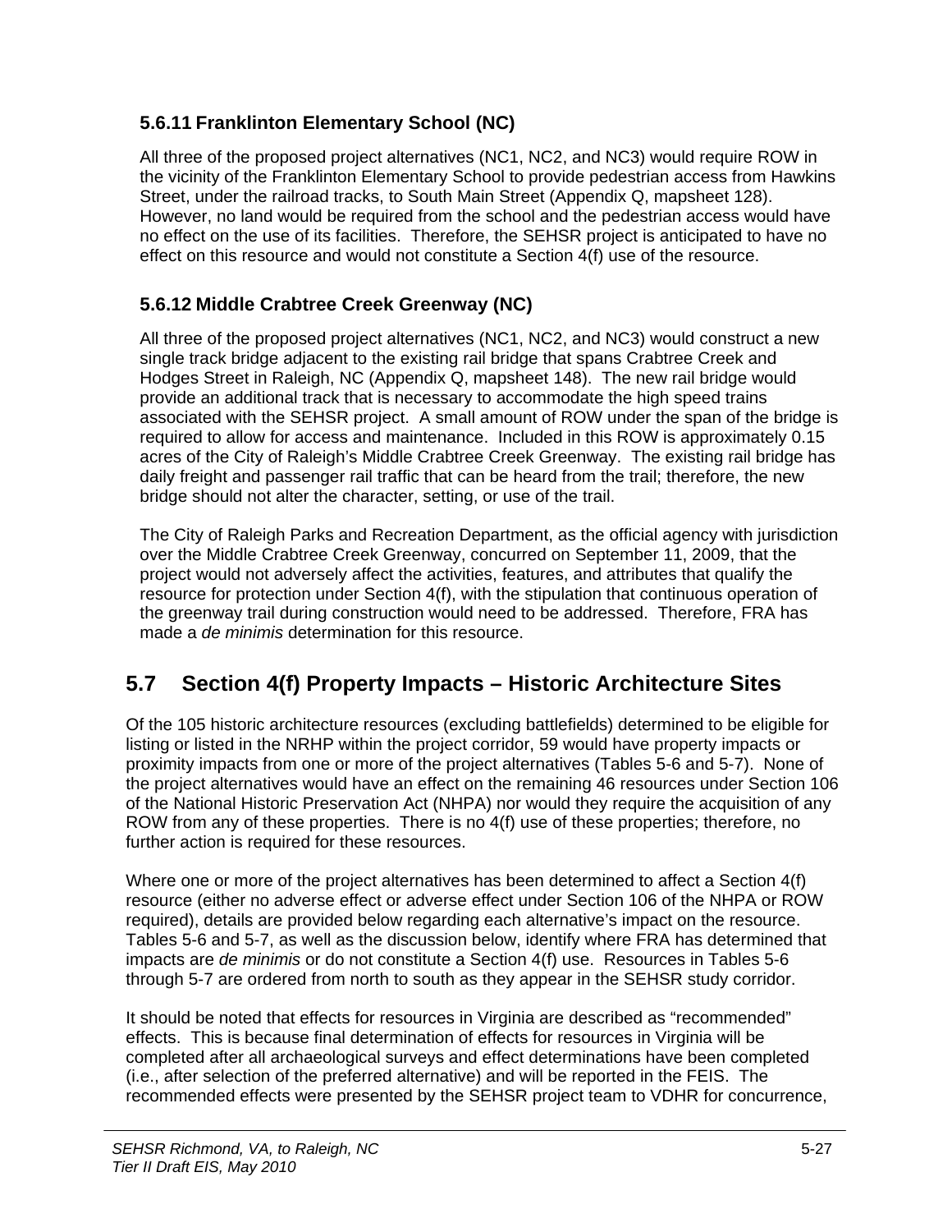### 5.6.11 Franklinton Elementary School (NC)

All three of the proposed project alternatives (NC1, NC2, and NC3) would require ROW in the vicinity of the Franklinton Elementary School to provide pedestrian access from Hawkins Street, under the railroad tracks, to South Main Street (Appendix Q, mapsheet 128). However, no land would be required from the school and the pedestrian access would have no effect on the use of its facilities. Therefore, the SEHSR project is anticipated to have no effect on this resource and would not constitute a Section 4(f) use of the resource.

### 5.6.12 Middle Crabtree Creek Greenway (NC)

All three of the proposed project alternatives (NC1, NC2, and NC3) would construct a new single track bridge adjacent to the existing rail bridge that spans Crabtree Creek and Hodges Street in Raleigh, NC (Appendix Q, mapsheet 148). The new rail bridge would provide an additional track that is necessary to accommodate the high speed trains associated with the SEHSR project. A small amount of ROW under the span of the bridge is required to allow for access and maintenance. Included in this ROW is approximately 0.15 acres of the City of Raleigh's Middle Crabtree Creek Greenway. The existing rail bridge has daily freight and passenger rail traffic that can be heard from the trail; therefore, the new bridge should not alter the character, setting, or use of the trail.

The City of Raleigh Parks and Recreation Department, as the official agency with jurisdiction over the Middle Crabtree Creek Greenway, concurred on September 11, 2009, that the project would not adversely affect the activities, features, and attributes that qualify the resource for protection under Section 4(f), with the stipulation that continuous operation of the greenway trail during construction would need to be addressed. Therefore, FRA has made a *de minimis* determination for this resource.

## 5.7 Section 4(f) Property Impacts – Historic Architecture Sites

Of the 105 historic architecture resources (excluding battlefields) determined to be eligible for listing or listed in the NRHP within the project corridor, 59 would have property impacts or proximity impacts from one or more of the project alternatives (Tables 5-6 and 5-7). None of the project alternatives would have an effect on the remaining 46 resources under Section 106 of the National Historic Preservation Act (NHPA) nor would they require the acquisition of any ROW from any of these properties. There is no 4(f) use of these properties; therefore, no further action is required for these resources.

Where one or more of the project alternatives has been determined to affect a Section 4(f) resource (either no adverse effect or adverse effect under Section 106 of the NHPA or ROW required), details are provided below regarding each alternative's impact on the resource. Tables 5-6 and 5-7, as well as the discussion below, identify where FRA has determined that impacts are *de minimis* or do not constitute a Section 4(f) use. Resources in Tables 5-6 through 5-7 are ordered from north to south as they appear in the SEHSR study corridor.

It should be noted that effects for resources in Virginia are described as "recommended" effects. This is because final determination of effects for resources in Virginia will be completed after all archaeological surveys and effect determinations have been completed (i.e., after selection of the preferred alternative) and will be reported in the FEIS. The recommended effects were presented by the SEHSR project team to VDHR for concurrence,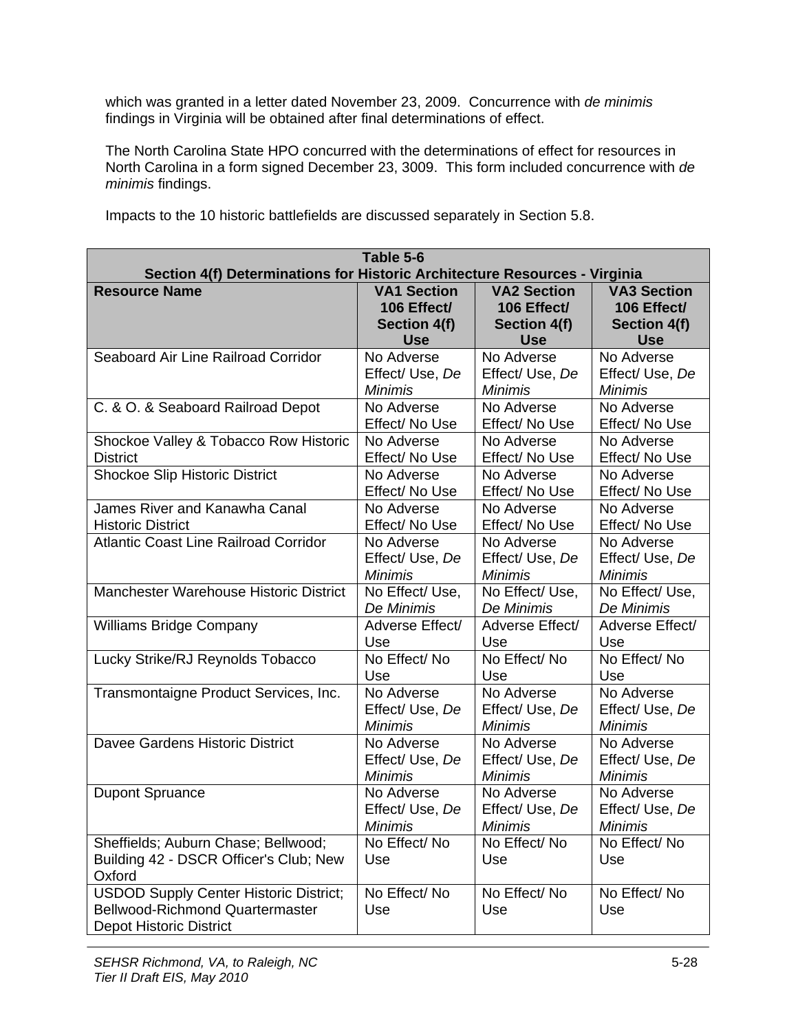which was granted in a letter dated November 23, 2009. Concurrence with *de minimis* findings in Virginia will be obtained after final determinations of effect.

The North Carolina State HPO concurred with the determinations of effect for resources in North Carolina in a form signed December 23, 3009. This form included concurrence with *de minimis* findings.

Impacts to the 10 historic battlefields are discussed separately in Section 5.8.

**Table 5-6**
**Section 4(f) Determinations for Historic Architecture Resources - Virginia**

| Resource Name | VA1 Section 106 Effect/ Section 4(f) Use | VA2 Section 106 Effect/ Section 4(f) Use | VA3 Section 106 Effect/ Section 4(f) Use |
|---|---|---|---|
| Seaboard Air Line Railroad Corridor | No Adverse Effect/ Use, *De Minimis* | No Adverse Effect/ Use, *De Minimis* | No Adverse Effect/ Use, *De Minimis* |
| C. & O. & Seaboard Railroad Depot | No Adverse Effect/ No Use | No Adverse Effect/ No Use | No Adverse Effect/ No Use |
| Shockoe Valley & Tobacco Row Historic District | No Adverse Effect/ No Use | No Adverse Effect/ No Use | No Adverse Effect/ No Use |
| Shockoe Slip Historic District | No Adverse Effect/ No Use | No Adverse Effect/ No Use | No Adverse Effect/ No Use |
| James River and Kanawha Canal Historic District | No Adverse Effect/ No Use | No Adverse Effect/ No Use | No Adverse Effect/ No Use |
| Atlantic Coast Line Railroad Corridor | No Adverse Effect/ Use, *De Minimis* | No Adverse Effect/ Use, *De Minimis* | No Adverse Effect/ Use, *De Minimis* |
| Manchester Warehouse Historic District | No Effect/ Use, *De Minimis* | No Effect/ Use, *De Minimis* | No Effect/ Use, *De Minimis* |
| Williams Bridge Company | Adverse Effect/ Use | Adverse Effect/ Use | Adverse Effect/ Use |
| Lucky Strike/RJ Reynolds Tobacco | No Effect/ No Use | No Effect/ No Use | No Effect/ No Use |
| Transmontaigne Product Services, Inc. | No Adverse Effect/ Use, *De Minimis* | No Adverse Effect/ Use, *De Minimis* | No Adverse Effect/ Use, *De Minimis* |
| Davee Gardens Historic District | No Adverse Effect/ Use, *De Minimis* | No Adverse Effect/ Use, *De Minimis* | No Adverse Effect/ Use, *De Minimis* |
| Dupont Spruance | No Adverse Effect/ Use, *De Minimis* | No Adverse Effect/ Use, *De Minimis* | No Adverse Effect/ Use, *De Minimis* |
| Sheffields; Auburn Chase; Bellwood; Building 42 - DSCR Officer's Club; New Oxford | No Effect/ No Use | No Effect/ No Use | No Effect/ No Use |
| USDOD Supply Center Historic District; Bellwood-Richmond Quartermaster Depot Historic District | No Effect/ No Use | No Effect/ No Use | No Effect/ No Use |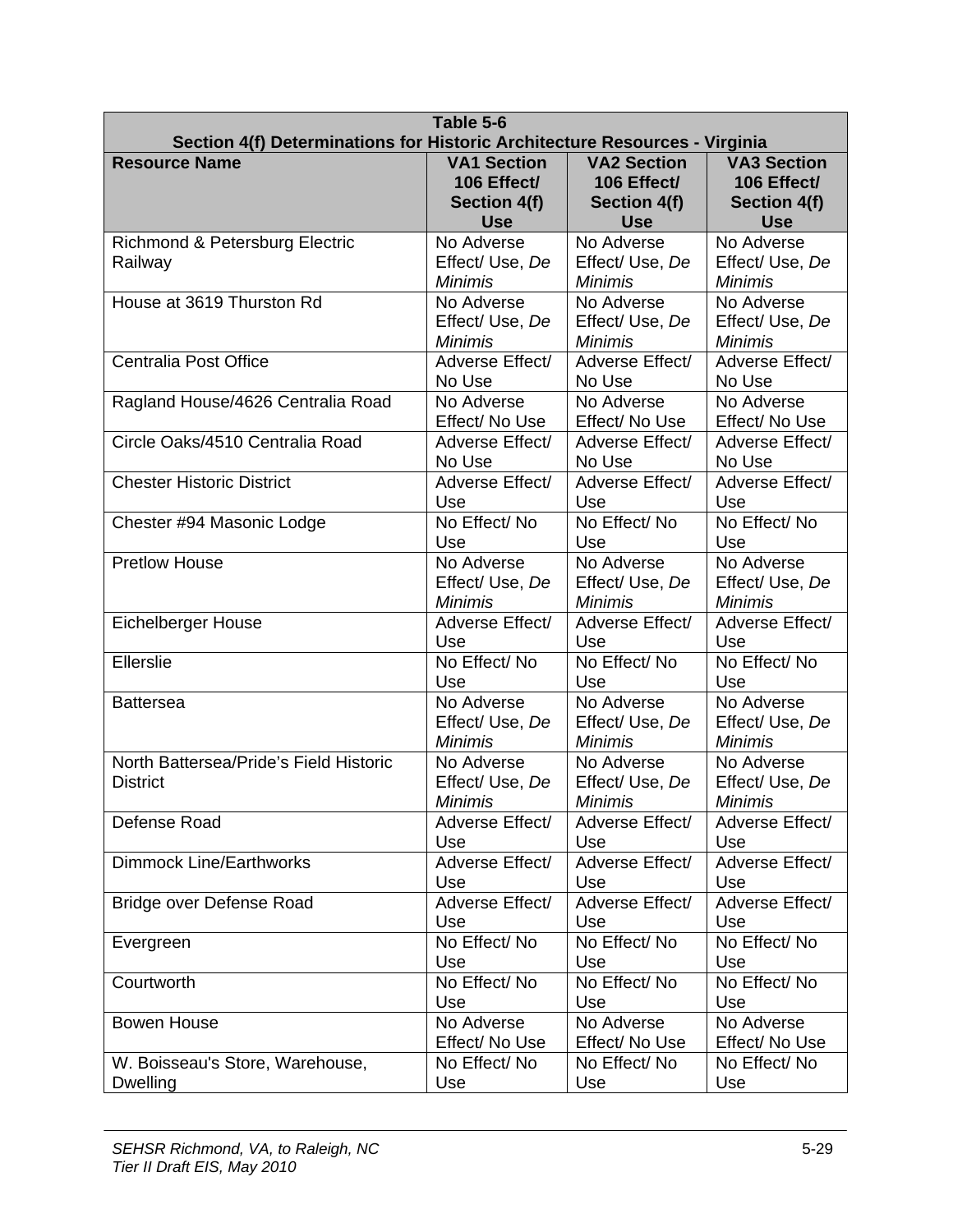| Table 5-6 Section 4(f) Determinations for Historic Architecture Resources - Virginia | | | |
|---|---|---|---|
| **Resource Name** | **VA1 Section 106 Effect/ Section 4(f) Use** | **VA2 Section 106 Effect/ Section 4(f) Use** | **VA3 Section 106 Effect/ Section 4(f) Use** |
| Richmond & Petersburg Electric Railway | No Adverse Effect/ Use, *De Minimis* | No Adverse Effect/ Use, *De Minimis* | No Adverse Effect/ Use, *De Minimis* |
| House at 3619 Thurston Rd | No Adverse Effect/ Use, *De Minimis* | No Adverse Effect/ Use, *De Minimis* | No Adverse Effect/ Use, *De Minimis* |
| Centralia Post Office | Adverse Effect/ No Use | Adverse Effect/ No Use | Adverse Effect/ No Use |
| Ragland House/4626 Centralia Road | No Adverse Effect/ No Use | No Adverse Effect/ No Use | No Adverse Effect/ No Use |
| Circle Oaks/4510 Centralia Road | Adverse Effect/ No Use | Adverse Effect/ No Use | Adverse Effect/ No Use |
| Chester Historic District | Adverse Effect/ Use | Adverse Effect/ Use | Adverse Effect/ Use |
| Chester #94 Masonic Lodge | No Effect/ No Use | No Effect/ No Use | No Effect/ No Use |
| Pretlow House | No Adverse Effect/ Use, *De Minimis* | No Adverse Effect/ Use, *De Minimis* | No Adverse Effect/ Use, *De Minimis* |
| Eichelberger House | Adverse Effect/ Use | Adverse Effect/ Use | Adverse Effect/ Use |
| Ellerslie | No Effect/ No Use | No Effect/ No Use | No Effect/ No Use |
| Battersea | No Adverse Effect/ Use, *De Minimis* | No Adverse Effect/ Use, *De Minimis* | No Adverse Effect/ Use, *De Minimis* |
| North Battersea/Pride's Field Historic District | No Adverse Effect/ Use, *De Minimis* | No Adverse Effect/ Use, *De Minimis* | No Adverse Effect/ Use, *De Minimis* |
| Defense Road | Adverse Effect/ Use | Adverse Effect/ Use | Adverse Effect/ Use |
| Dimmock Line/Earthworks | Adverse Effect/ Use | Adverse Effect/ Use | Adverse Effect/ Use |
| Bridge over Defense Road | Adverse Effect/ Use | Adverse Effect/ Use | Adverse Effect/ Use |
| Evergreen | No Effect/ No Use | No Effect/ No Use | No Effect/ No Use |
| Courtworth | No Effect/ No Use | No Effect/ No Use | No Effect/ No Use |
| Bowen House | No Adverse Effect/ No Use | No Adverse Effect/ No Use | No Adverse Effect/ No Use |
| W. Boisseau's Store, Warehouse, Dwelling | No Effect/ No Use | No Effect/ No Use | No Effect/ No Use |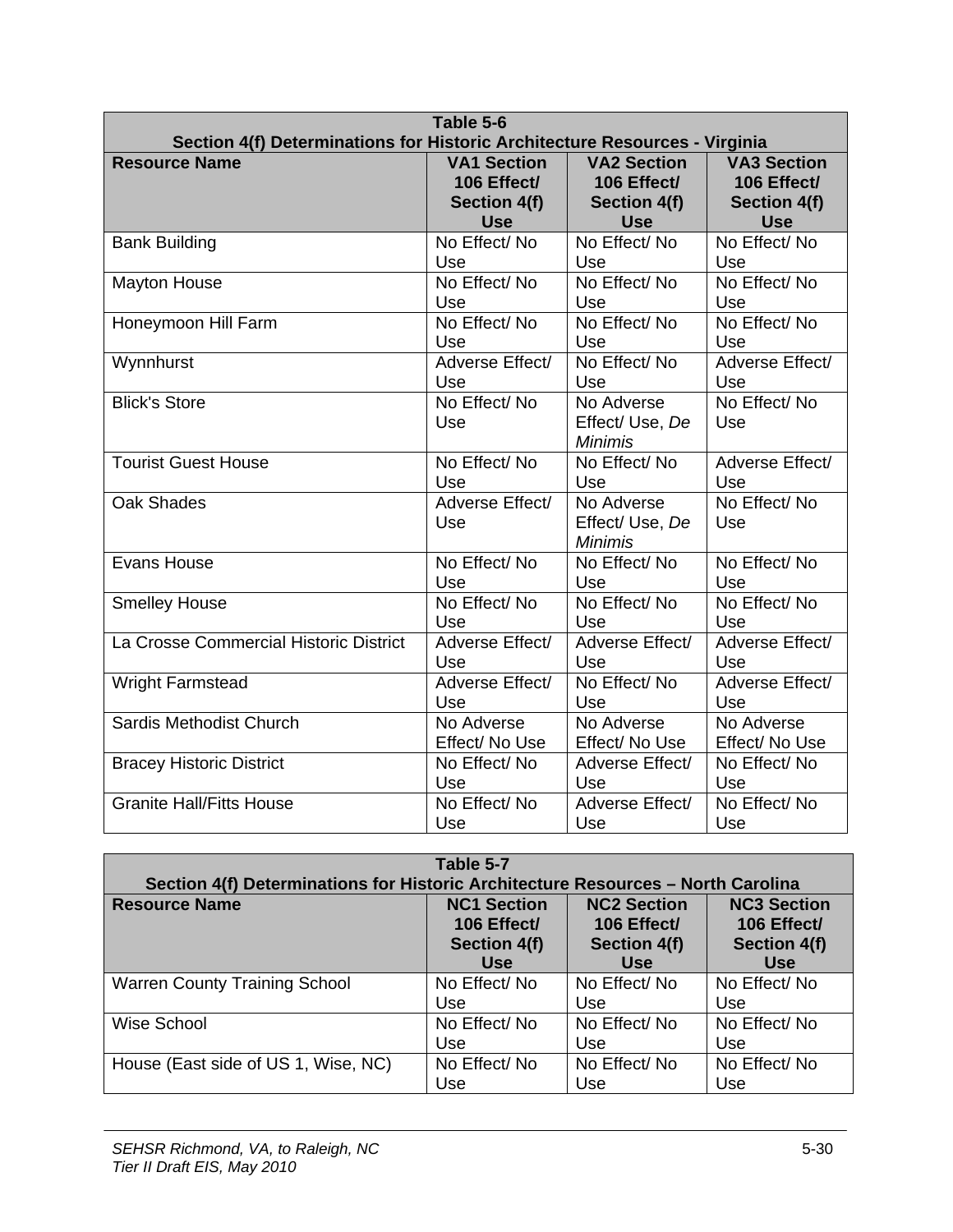| Table 5-6<br>Section 4(f) Determinations for Historic Architecture Resources - Virginia | | | |
|---|---|---|---|
| **Resource Name** | **VA1 Section 106 Effect/ Section 4(f) Use** | **VA2 Section 106 Effect/ Section 4(f) Use** | **VA3 Section 106 Effect/ Section 4(f) Use** |
| Bank Building | No Effect/ No Use | No Effect/ No Use | No Effect/ No Use |
| Mayton House | No Effect/ No Use | No Effect/ No Use | No Effect/ No Use |
| Honeymoon Hill Farm | No Effect/ No Use | No Effect/ No Use | No Effect/ No Use |
| Wynnhurst | Adverse Effect/ Use | No Effect/ No Use | Adverse Effect/ Use |
| Blick's Store | No Effect/ No Use | No Adverse Effect/ Use, *De Minimis* | No Effect/ No Use |
| Tourist Guest House | No Effect/ No Use | No Effect/ No Use | Adverse Effect/ Use |
| Oak Shades | Adverse Effect/ Use | No Adverse Effect/ Use, *De Minimis* | No Effect/ No Use |
| Evans House | No Effect/ No Use | No Effect/ No Use | No Effect/ No Use |
| Smelley House | No Effect/ No Use | No Effect/ No Use | No Effect/ No Use |
| La Crosse Commercial Historic District | Adverse Effect/ Use | Adverse Effect/ Use | Adverse Effect/ Use |
| Wright Farmstead | Adverse Effect/ Use | No Effect/ No Use | Adverse Effect/ Use |
| Sardis Methodist Church | No Adverse Effect/ No Use | No Adverse Effect/ No Use | No Adverse Effect/ No Use |
| Bracey Historic District | No Effect/ No Use | Adverse Effect/ Use | No Effect/ No Use |
| Granite Hall/Fitts House | No Effect/ No Use | Adverse Effect/ Use | No Effect/ No Use |

| Table 5-7<br>Section 4(f) Determinations for Historic Architecture Resources – North Carolina | | | |
|---|---|---|---|
| **Resource Name** | **NC1 Section 106 Effect/ Section 4(f) Use** | **NC2 Section 106 Effect/ Section 4(f) Use** | **NC3 Section 106 Effect/ Section 4(f) Use** |
| Warren County Training School | No Effect/ No Use | No Effect/ No Use | No Effect/ No Use |
| Wise School | No Effect/ No Use | No Effect/ No Use | No Effect/ No Use |
| House (East side of US 1, Wise, NC) | No Effect/ No Use | No Effect/ No Use | No Effect/ No Use |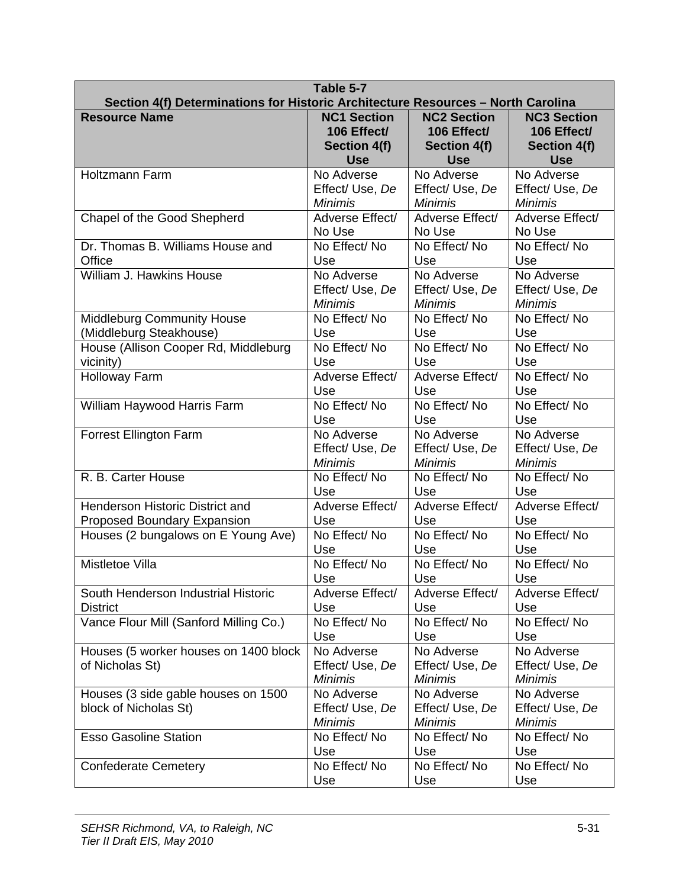**Table 5-7**
**Section 4(f) Determinations for Historic Architecture Resources – North Carolina**

| Resource Name | NC1 Section 106 Effect/ Section 4(f) Use | NC2 Section 106 Effect/ Section 4(f) Use | NC3 Section 106 Effect/ Section 4(f) Use |
|---|---|---|---|
| Holtzmann Farm | No Adverse Effect/ Use, *De Minimis* | No Adverse Effect/ Use, *De Minimis* | No Adverse Effect/ Use, *De Minimis* |
| Chapel of the Good Shepherd | Adverse Effect/ No Use | Adverse Effect/ No Use | Adverse Effect/ No Use |
| Dr. Thomas B. Williams House and Office | No Effect/ No Use | No Effect/ No Use | No Effect/ No Use |
| William J. Hawkins House | No Adverse Effect/ Use, *De Minimis* | No Adverse Effect/ Use, *De Minimis* | No Adverse Effect/ Use, *De Minimis* |
| Middleburg Community House (Middleburg Steakhouse) | No Effect/ No Use | No Effect/ No Use | No Effect/ No Use |
| House (Allison Cooper Rd, Middleburg vicinity) | No Effect/ No Use | No Effect/ No Use | No Effect/ No Use |
| Holloway Farm | Adverse Effect/ Use | Adverse Effect/ Use | No Effect/ No Use |
| William Haywood Harris Farm | No Effect/ No Use | No Effect/ No Use | No Effect/ No Use |
| Forrest Ellington Farm | No Adverse Effect/ Use, *De Minimis* | No Adverse Effect/ Use, *De Minimis* | No Adverse Effect/ Use, *De Minimis* |
| R. B. Carter House | No Effect/ No Use | No Effect/ No Use | No Effect/ No Use |
| Henderson Historic District and Proposed Boundary Expansion | Adverse Effect/ Use | Adverse Effect/ Use | Adverse Effect/ Use |
| Houses (2 bungalows on E Young Ave) | No Effect/ No Use | No Effect/ No Use | No Effect/ No Use |
| Mistletoe Villa | No Effect/ No Use | No Effect/ No Use | No Effect/ No Use |
| South Henderson Industrial Historic District | Adverse Effect/ Use | Adverse Effect/ Use | Adverse Effect/ Use |
| Vance Flour Mill (Sanford Milling Co.) | No Effect/ No Use | No Effect/ No Use | No Effect/ No Use |
| Houses (5 worker houses on 1400 block of Nicholas St) | No Adverse Effect/ Use, *De Minimis* | No Adverse Effect/ Use, *De Minimis* | No Adverse Effect/ Use, *De Minimis* |
| Houses (3 side gable houses on 1500 block of Nicholas St) | No Adverse Effect/ Use, *De Minimis* | No Adverse Effect/ Use, *De Minimis* | No Adverse Effect/ Use, *De Minimis* |
| Esso Gasoline Station | No Effect/ No Use | No Effect/ No Use | No Effect/ No Use |
| Confederate Cemetery | No Effect/ No Use | No Effect/ No Use | No Effect/ No Use |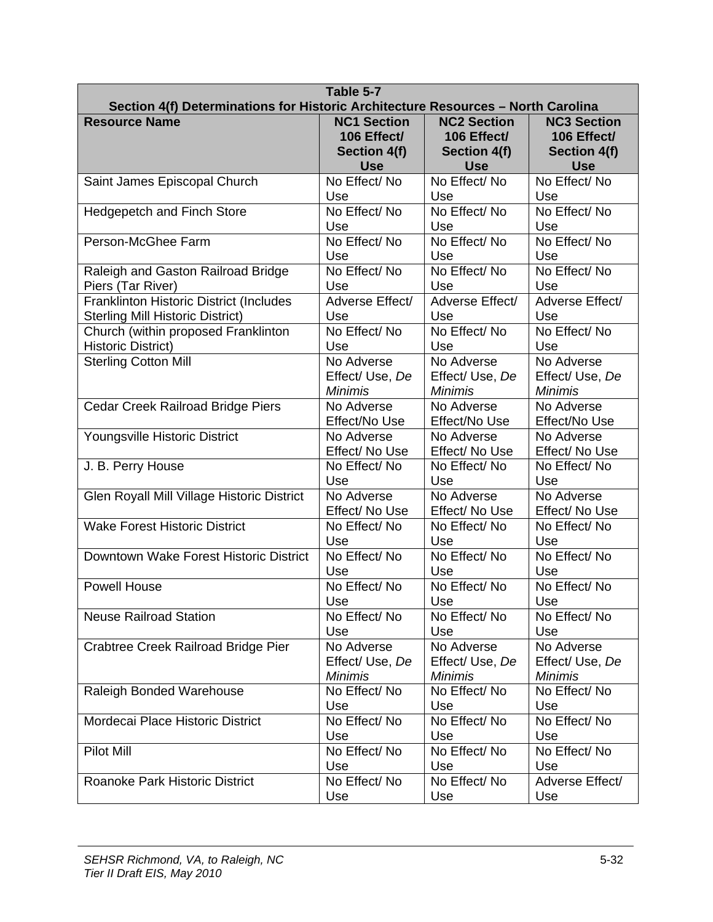**Table 5-7**
**Section 4(f) Determinations for Historic Architecture Resources – North Carolina**

| Resource Name | NC1 Section 106 Effect/ Section 4(f) Use | NC2 Section 106 Effect/ Section 4(f) Use | NC3 Section 106 Effect/ Section 4(f) Use |
|---|---|---|---|
| Saint James Episcopal Church | No Effect/ No Use | No Effect/ No Use | No Effect/ No Use |
| Hedgepetch and Finch Store | No Effect/ No Use | No Effect/ No Use | No Effect/ No Use |
| Person-McGhee Farm | No Effect/ No Use | No Effect/ No Use | No Effect/ No Use |
| Raleigh and Gaston Railroad Bridge Piers (Tar River) | No Effect/ No Use | No Effect/ No Use | No Effect/ No Use |
| Franklinton Historic District (Includes Sterling Mill Historic District) | Adverse Effect/ Use | Adverse Effect/ Use | Adverse Effect/ Use |
| Church (within proposed Franklinton Historic District) | No Effect/ No Use | No Effect/ No Use | No Effect/ No Use |
| Sterling Cotton Mill | No Adverse Effect/ Use, *De Minimis* | No Adverse Effect/ Use, *De Minimis* | No Adverse Effect/ Use, *De Minimis* |
| Cedar Creek Railroad Bridge Piers | No Adverse Effect/No Use | No Adverse Effect/No Use | No Adverse Effect/No Use |
| Youngsville Historic District | No Adverse Effect/ No Use | No Adverse Effect/ No Use | No Adverse Effect/ No Use |
| J. B. Perry House | No Effect/ No Use | No Effect/ No Use | No Effect/ No Use |
| Glen Royall Mill Village Historic District | No Adverse Effect/ No Use | No Adverse Effect/ No Use | No Adverse Effect/ No Use |
| Wake Forest Historic District | No Effect/ No Use | No Effect/ No Use | No Effect/ No Use |
| Downtown Wake Forest Historic District | No Effect/ No Use | No Effect/ No Use | No Effect/ No Use |
| Powell House | No Effect/ No Use | No Effect/ No Use | No Effect/ No Use |
| Neuse Railroad Station | No Effect/ No Use | No Effect/ No Use | No Effect/ No Use |
| Crabtree Creek Railroad Bridge Pier | No Adverse Effect/ Use, *De Minimis* | No Adverse Effect/ Use, *De Minimis* | No Adverse Effect/ Use, *De Minimis* |
| Raleigh Bonded Warehouse | No Effect/ No Use | No Effect/ No Use | No Effect/ No Use |
| Mordecai Place Historic District | No Effect/ No Use | No Effect/ No Use | No Effect/ No Use |
| Pilot Mill | No Effect/ No Use | No Effect/ No Use | No Effect/ No Use |
| Roanoke Park Historic District | No Effect/ No Use | No Effect/ No Use | Adverse Effect/ Use |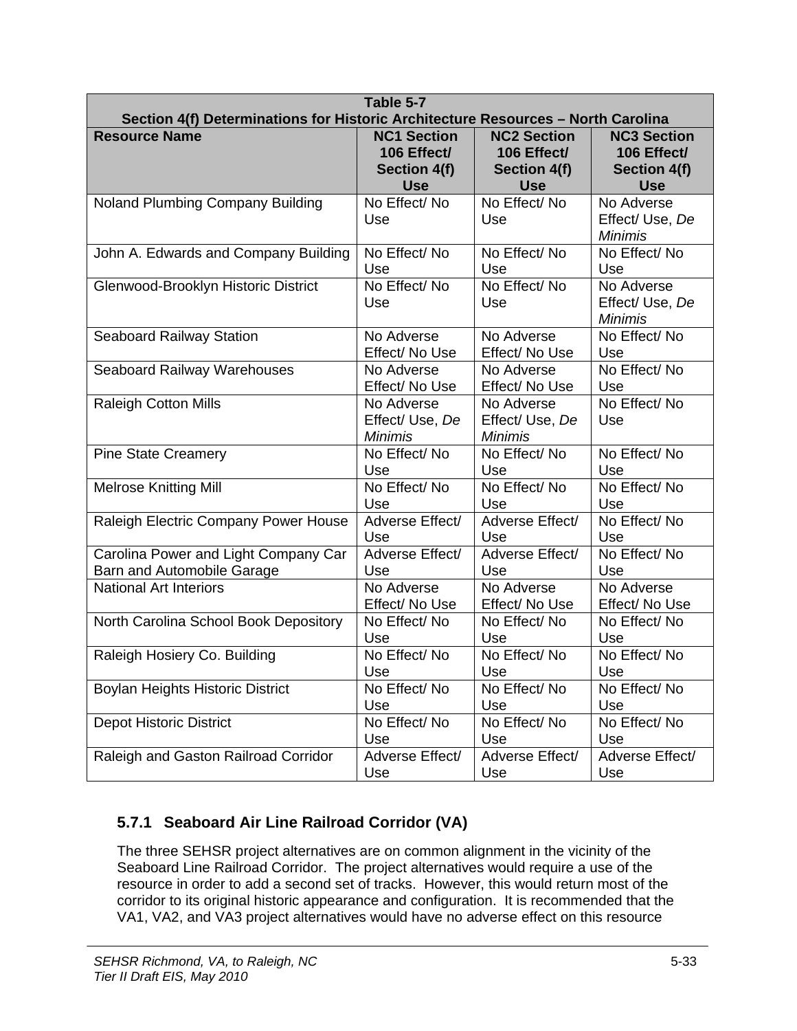| Table 5-7<br>Section 4(f) Determinations for Historic Architecture Resources – North Carolina | | | |
|---|---|---|---|
| **Resource Name** | **NC1 Section 106 Effect/ Section 4(f) Use** | **NC2 Section 106 Effect/ Section 4(f) Use** | **NC3 Section 106 Effect/ Section 4(f) Use** |
| Noland Plumbing Company Building | No Effect/ No Use | No Effect/ No Use | No Adverse Effect/ Use, *De Minimis* |
| John A. Edwards and Company Building | No Effect/ No Use | No Effect/ No Use | No Effect/ No Use |
| Glenwood-Brooklyn Historic District | No Effect/ No Use | No Effect/ No Use | No Adverse Effect/ Use, *De Minimis* |
| Seaboard Railway Station | No Adverse Effect/ No Use | No Adverse Effect/ No Use | No Effect/ No Use |
| Seaboard Railway Warehouses | No Adverse Effect/ No Use | No Adverse Effect/ No Use | No Effect/ No Use |
| Raleigh Cotton Mills | No Adverse Effect/ Use, *De Minimis* | No Adverse Effect/ Use, *De Minimis* | No Effect/ No Use |
| Pine State Creamery | No Effect/ No Use | No Effect/ No Use | No Effect/ No Use |
| Melrose Knitting Mill | No Effect/ No Use | No Effect/ No Use | No Effect/ No Use |
| Raleigh Electric Company Power House | Adverse Effect/ Use | Adverse Effect/ Use | No Effect/ No Use |
| Carolina Power and Light Company Car Barn and Automobile Garage | Adverse Effect/ Use | Adverse Effect/ Use | No Effect/ No Use |
| National Art Interiors | No Adverse Effect/ No Use | No Adverse Effect/ No Use | No Adverse Effect/ No Use |
| North Carolina School Book Depository | No Effect/ No Use | No Effect/ No Use | No Effect/ No Use |
| Raleigh Hosiery Co. Building | No Effect/ No Use | No Effect/ No Use | No Effect/ No Use |
| Boylan Heights Historic District | No Effect/ No Use | No Effect/ No Use | No Effect/ No Use |
| Depot Historic District | No Effect/ No Use | No Effect/ No Use | No Effect/ No Use |
| Raleigh and Gaston Railroad Corridor | Adverse Effect/ Use | Adverse Effect/ Use | Adverse Effect/ Use |

### 5.7.1 Seaboard Air Line Railroad Corridor (VA)

The three SEHSR project alternatives are on common alignment in the vicinity of the Seaboard Line Railroad Corridor. The project alternatives would require a use of the resource in order to add a second set of tracks. However, this would return most of the corridor to its original historic appearance and configuration. It is recommended that the VA1, VA2, and VA3 project alternatives would have no adverse effect on this resource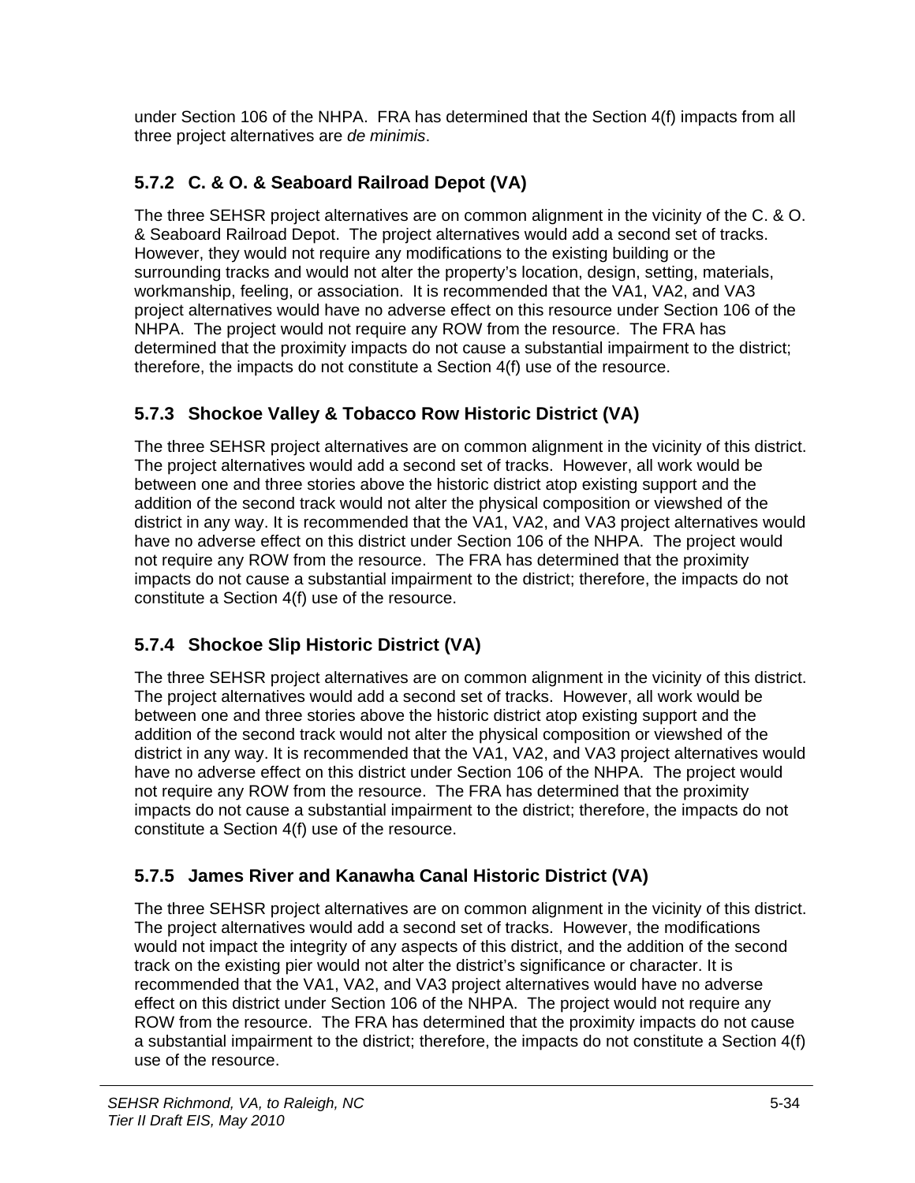under Section 106 of the NHPA. FRA has determined that the Section 4(f) impacts from all three project alternatives are *de minimis*.

### 5.7.2 C. & O. & Seaboard Railroad Depot (VA)

The three SEHSR project alternatives are on common alignment in the vicinity of the C. & O. & Seaboard Railroad Depot. The project alternatives would add a second set of tracks. However, they would not require any modifications to the existing building or the surrounding tracks and would not alter the property's location, design, setting, materials, workmanship, feeling, or association. It is recommended that the VA1, VA2, and VA3 project alternatives would have no adverse effect on this resource under Section 106 of the NHPA. The project would not require any ROW from the resource. The FRA has determined that the proximity impacts do not cause a substantial impairment to the district; therefore, the impacts do not constitute a Section 4(f) use of the resource.

### 5.7.3 Shockoe Valley & Tobacco Row Historic District (VA)

The three SEHSR project alternatives are on common alignment in the vicinity of this district. The project alternatives would add a second set of tracks. However, all work would be between one and three stories above the historic district atop existing support and the addition of the second track would not alter the physical composition or viewshed of the district in any way. It is recommended that the VA1, VA2, and VA3 project alternatives would have no adverse effect on this district under Section 106 of the NHPA. The project would not require any ROW from the resource. The FRA has determined that the proximity impacts do not cause a substantial impairment to the district; therefore, the impacts do not constitute a Section 4(f) use of the resource.

### 5.7.4 Shockoe Slip Historic District (VA)

The three SEHSR project alternatives are on common alignment in the vicinity of this district. The project alternatives would add a second set of tracks. However, all work would be between one and three stories above the historic district atop existing support and the addition of the second track would not alter the physical composition or viewshed of the district in any way. It is recommended that the VA1, VA2, and VA3 project alternatives would have no adverse effect on this district under Section 106 of the NHPA. The project would not require any ROW from the resource. The FRA has determined that the proximity impacts do not cause a substantial impairment to the district; therefore, the impacts do not constitute a Section 4(f) use of the resource.

### 5.7.5 James River and Kanawha Canal Historic District (VA)

The three SEHSR project alternatives are on common alignment in the vicinity of this district. The project alternatives would add a second set of tracks. However, the modifications would not impact the integrity of any aspects of this district, and the addition of the second track on the existing pier would not alter the district's significance or character. It is recommended that the VA1, VA2, and VA3 project alternatives would have no adverse effect on this district under Section 106 of the NHPA. The project would not require any ROW from the resource. The FRA has determined that the proximity impacts do not cause a substantial impairment to the district; therefore, the impacts do not constitute a Section 4(f) use of the resource.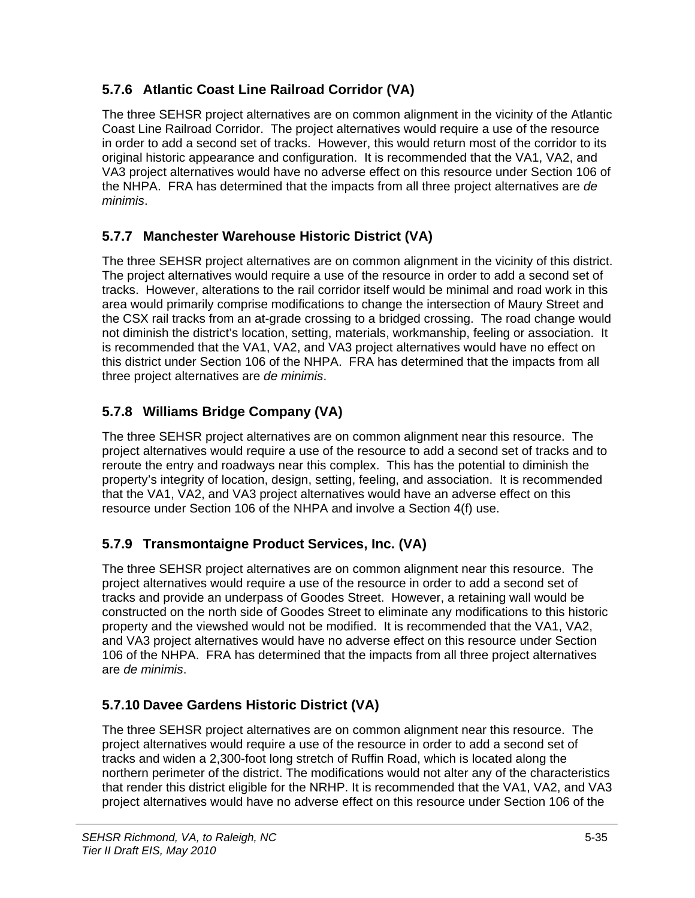### 5.7.6 Atlantic Coast Line Railroad Corridor (VA)

The three SEHSR project alternatives are on common alignment in the vicinity of the Atlantic Coast Line Railroad Corridor. The project alternatives would require a use of the resource in order to add a second set of tracks. However, this would return most of the corridor to its original historic appearance and configuration. It is recommended that the VA1, VA2, and VA3 project alternatives would have no adverse effect on this resource under Section 106 of the NHPA. FRA has determined that the impacts from all three project alternatives are *de minimis*.

### 5.7.7 Manchester Warehouse Historic District (VA)

The three SEHSR project alternatives are on common alignment in the vicinity of this district. The project alternatives would require a use of the resource in order to add a second set of tracks. However, alterations to the rail corridor itself would be minimal and road work in this area would primarily comprise modifications to change the intersection of Maury Street and the CSX rail tracks from an at-grade crossing to a bridged crossing. The road change would not diminish the district's location, setting, materials, workmanship, feeling or association. It is recommended that the VA1, VA2, and VA3 project alternatives would have no effect on this district under Section 106 of the NHPA. FRA has determined that the impacts from all three project alternatives are *de minimis*.

### 5.7.8 Williams Bridge Company (VA)

The three SEHSR project alternatives are on common alignment near this resource. The project alternatives would require a use of the resource to add a second set of tracks and to reroute the entry and roadways near this complex. This has the potential to diminish the property's integrity of location, design, setting, feeling, and association. It is recommended that the VA1, VA2, and VA3 project alternatives would have an adverse effect on this resource under Section 106 of the NHPA and involve a Section 4(f) use.

### 5.7.9 Transmontaigne Product Services, Inc. (VA)

The three SEHSR project alternatives are on common alignment near this resource. The project alternatives would require a use of the resource in order to add a second set of tracks and provide an underpass of Goodes Street. However, a retaining wall would be constructed on the north side of Goodes Street to eliminate any modifications to this historic property and the viewshed would not be modified. It is recommended that the VA1, VA2, and VA3 project alternatives would have no adverse effect on this resource under Section 106 of the NHPA. FRA has determined that the impacts from all three project alternatives are *de minimis*.

### 5.7.10 Davee Gardens Historic District (VA)

The three SEHSR project alternatives are on common alignment near this resource. The project alternatives would require a use of the resource in order to add a second set of tracks and widen a 2,300-foot long stretch of Ruffin Road, which is located along the northern perimeter of the district. The modifications would not alter any of the characteristics that render this district eligible for the NRHP. It is recommended that the VA1, VA2, and VA3 project alternatives would have no adverse effect on this resource under Section 106 of the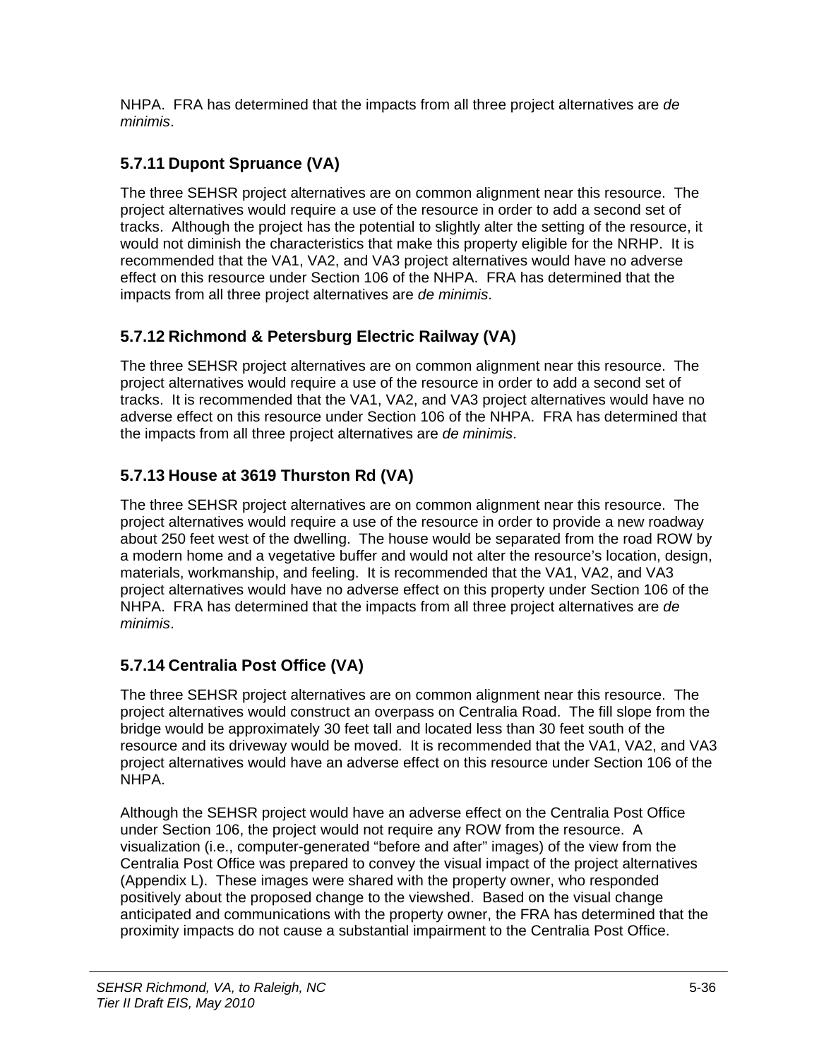NHPA. FRA has determined that the impacts from all three project alternatives are *de minimis*.

### 5.7.11 Dupont Spruance (VA)

The three SEHSR project alternatives are on common alignment near this resource. The project alternatives would require a use of the resource in order to add a second set of tracks. Although the project has the potential to slightly alter the setting of the resource, it would not diminish the characteristics that make this property eligible for the NRHP. It is recommended that the VA1, VA2, and VA3 project alternatives would have no adverse effect on this resource under Section 106 of the NHPA. FRA has determined that the impacts from all three project alternatives are *de minimis*.

### 5.7.12 Richmond & Petersburg Electric Railway (VA)

The three SEHSR project alternatives are on common alignment near this resource. The project alternatives would require a use of the resource in order to add a second set of tracks. It is recommended that the VA1, VA2, and VA3 project alternatives would have no adverse effect on this resource under Section 106 of the NHPA. FRA has determined that the impacts from all three project alternatives are *de minimis*.

### 5.7.13 House at 3619 Thurston Rd (VA)

The three SEHSR project alternatives are on common alignment near this resource. The project alternatives would require a use of the resource in order to provide a new roadway about 250 feet west of the dwelling. The house would be separated from the road ROW by a modern home and a vegetative buffer and would not alter the resource's location, design, materials, workmanship, and feeling. It is recommended that the VA1, VA2, and VA3 project alternatives would have no adverse effect on this property under Section 106 of the NHPA. FRA has determined that the impacts from all three project alternatives are *de minimis*.

### 5.7.14 Centralia Post Office (VA)

The three SEHSR project alternatives are on common alignment near this resource. The project alternatives would construct an overpass on Centralia Road. The fill slope from the bridge would be approximately 30 feet tall and located less than 30 feet south of the resource and its driveway would be moved. It is recommended that the VA1, VA2, and VA3 project alternatives would have an adverse effect on this resource under Section 106 of the NHPA.

Although the SEHSR project would have an adverse effect on the Centralia Post Office under Section 106, the project would not require any ROW from the resource. A visualization (i.e., computer-generated "before and after" images) of the view from the Centralia Post Office was prepared to convey the visual impact of the project alternatives (Appendix L). These images were shared with the property owner, who responded positively about the proposed change to the viewshed. Based on the visual change anticipated and communications with the property owner, the FRA has determined that the proximity impacts do not cause a substantial impairment to the Centralia Post Office.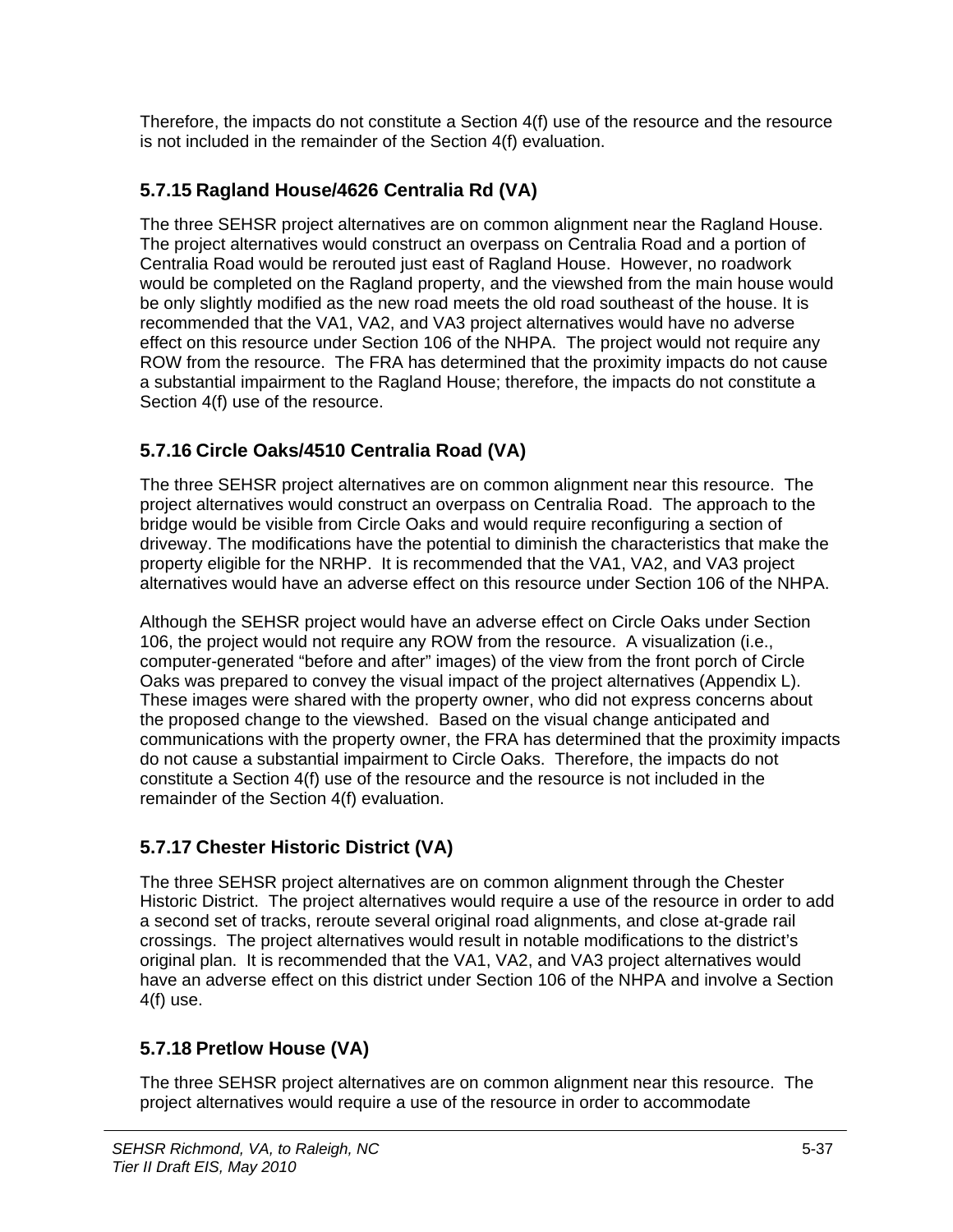Therefore, the impacts do not constitute a Section 4(f) use of the resource and the resource is not included in the remainder of the Section 4(f) evaluation.

### 5.7.15 Ragland House/4626 Centralia Rd (VA)

The three SEHSR project alternatives are on common alignment near the Ragland House. The project alternatives would construct an overpass on Centralia Road and a portion of Centralia Road would be rerouted just east of Ragland House. However, no roadwork would be completed on the Ragland property, and the viewshed from the main house would be only slightly modified as the new road meets the old road southeast of the house. It is recommended that the VA1, VA2, and VA3 project alternatives would have no adverse effect on this resource under Section 106 of the NHPA. The project would not require any ROW from the resource. The FRA has determined that the proximity impacts do not cause a substantial impairment to the Ragland House; therefore, the impacts do not constitute a Section 4(f) use of the resource.

### 5.7.16 Circle Oaks/4510 Centralia Road (VA)

The three SEHSR project alternatives are on common alignment near this resource. The project alternatives would construct an overpass on Centralia Road. The approach to the bridge would be visible from Circle Oaks and would require reconfiguring a section of driveway. The modifications have the potential to diminish the characteristics that make the property eligible for the NRHP. It is recommended that the VA1, VA2, and VA3 project alternatives would have an adverse effect on this resource under Section 106 of the NHPA.

Although the SEHSR project would have an adverse effect on Circle Oaks under Section 106, the project would not require any ROW from the resource. A visualization (i.e., computer-generated "before and after" images) of the view from the front porch of Circle Oaks was prepared to convey the visual impact of the project alternatives (Appendix L). These images were shared with the property owner, who did not express concerns about the proposed change to the viewshed. Based on the visual change anticipated and communications with the property owner, the FRA has determined that the proximity impacts do not cause a substantial impairment to Circle Oaks. Therefore, the impacts do not constitute a Section 4(f) use of the resource and the resource is not included in the remainder of the Section 4(f) evaluation.

### 5.7.17 Chester Historic District (VA)

The three SEHSR project alternatives are on common alignment through the Chester Historic District. The project alternatives would require a use of the resource in order to add a second set of tracks, reroute several original road alignments, and close at-grade rail crossings. The project alternatives would result in notable modifications to the district's original plan. It is recommended that the VA1, VA2, and VA3 project alternatives would have an adverse effect on this district under Section 106 of the NHPA and involve a Section 4(f) use.

### 5.7.18 Pretlow House (VA)

The three SEHSR project alternatives are on common alignment near this resource. The project alternatives would require a use of the resource in order to accommodate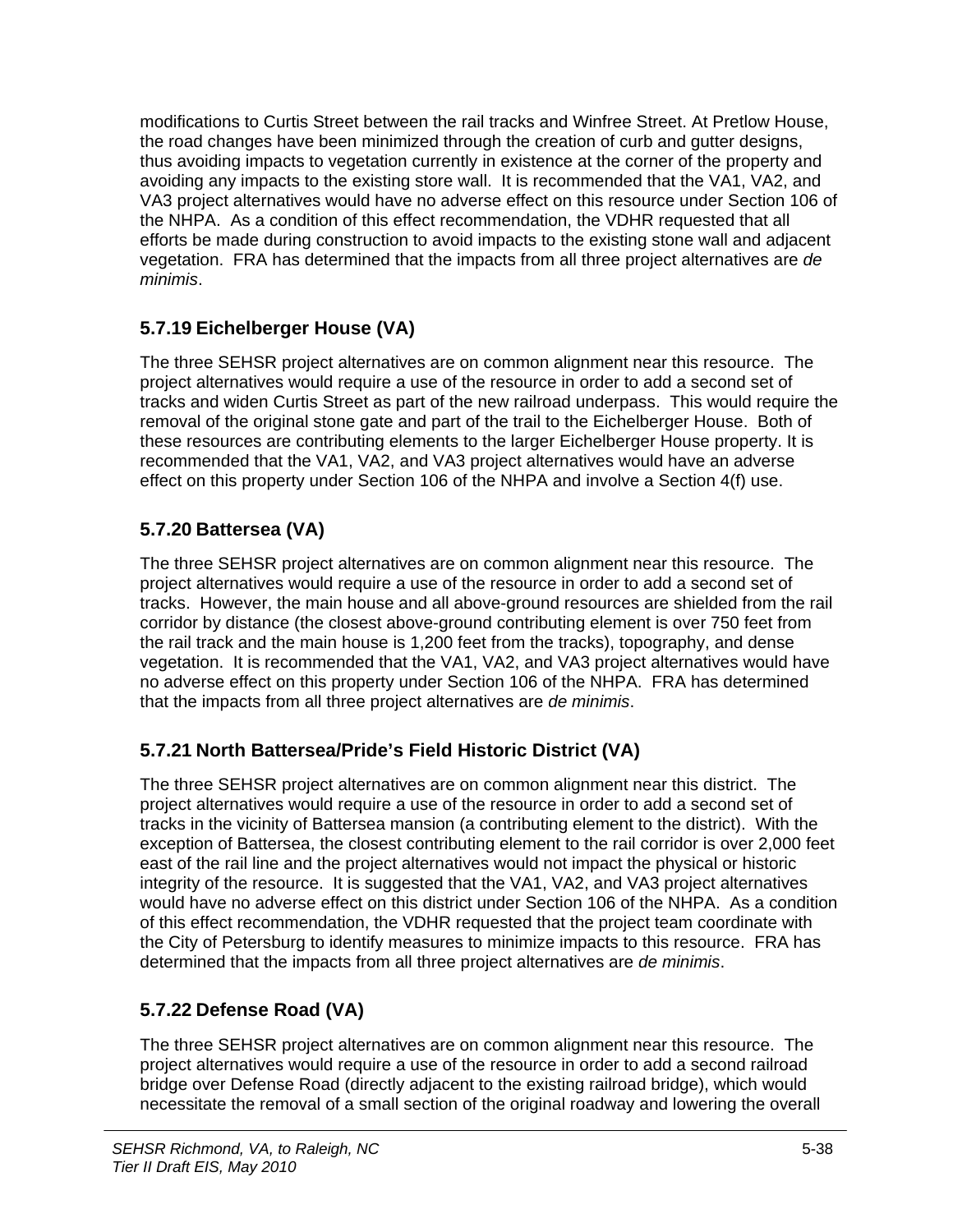modifications to Curtis Street between the rail tracks and Winfree Street. At Pretlow House, the road changes have been minimized through the creation of curb and gutter designs, thus avoiding impacts to vegetation currently in existence at the corner of the property and avoiding any impacts to the existing store wall. It is recommended that the VA1, VA2, and VA3 project alternatives would have no adverse effect on this resource under Section 106 of the NHPA. As a condition of this effect recommendation, the VDHR requested that all efforts be made during construction to avoid impacts to the existing stone wall and adjacent vegetation. FRA has determined that the impacts from all three project alternatives are *de minimis*.

### 5.7.19 Eichelberger House (VA)

The three SEHSR project alternatives are on common alignment near this resource. The project alternatives would require a use of the resource in order to add a second set of tracks and widen Curtis Street as part of the new railroad underpass. This would require the removal of the original stone gate and part of the trail to the Eichelberger House. Both of these resources are contributing elements to the larger Eichelberger House property. It is recommended that the VA1, VA2, and VA3 project alternatives would have an adverse effect on this property under Section 106 of the NHPA and involve a Section 4(f) use.

### 5.7.20 Battersea (VA)

The three SEHSR project alternatives are on common alignment near this resource. The project alternatives would require a use of the resource in order to add a second set of tracks. However, the main house and all above-ground resources are shielded from the rail corridor by distance (the closest above-ground contributing element is over 750 feet from the rail track and the main house is 1,200 feet from the tracks), topography, and dense vegetation. It is recommended that the VA1, VA2, and VA3 project alternatives would have no adverse effect on this property under Section 106 of the NHPA. FRA has determined that the impacts from all three project alternatives are *de minimis*.

### 5.7.21 North Battersea/Pride's Field Historic District (VA)

The three SEHSR project alternatives are on common alignment near this district. The project alternatives would require a use of the resource in order to add a second set of tracks in the vicinity of Battersea mansion (a contributing element to the district). With the exception of Battersea, the closest contributing element to the rail corridor is over 2,000 feet east of the rail line and the project alternatives would not impact the physical or historic integrity of the resource. It is suggested that the VA1, VA2, and VA3 project alternatives would have no adverse effect on this district under Section 106 of the NHPA. As a condition of this effect recommendation, the VDHR requested that the project team coordinate with the City of Petersburg to identify measures to minimize impacts to this resource. FRA has determined that the impacts from all three project alternatives are *de minimis*.

### 5.7.22 Defense Road (VA)

The three SEHSR project alternatives are on common alignment near this resource. The project alternatives would require a use of the resource in order to add a second railroad bridge over Defense Road (directly adjacent to the existing railroad bridge), which would necessitate the removal of a small section of the original roadway and lowering the overall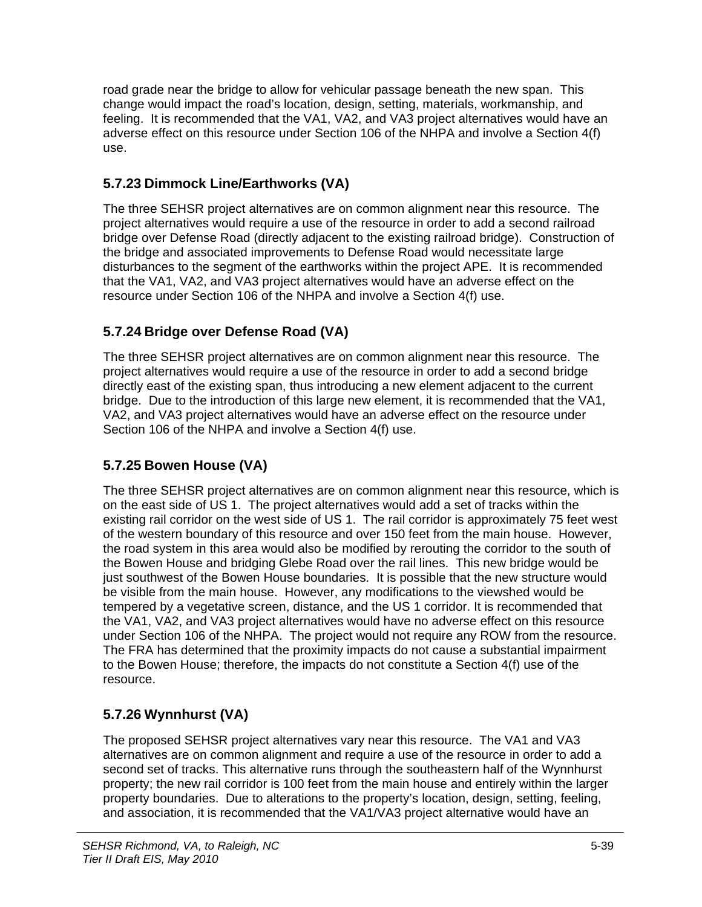road grade near the bridge to allow for vehicular passage beneath the new span. This change would impact the road's location, design, setting, materials, workmanship, and feeling. It is recommended that the VA1, VA2, and VA3 project alternatives would have an adverse effect on this resource under Section 106 of the NHPA and involve a Section 4(f) use.

### 5.7.23 Dimmock Line/Earthworks (VA)

The three SEHSR project alternatives are on common alignment near this resource. The project alternatives would require a use of the resource in order to add a second railroad bridge over Defense Road (directly adjacent to the existing railroad bridge). Construction of the bridge and associated improvements to Defense Road would necessitate large disturbances to the segment of the earthworks within the project APE. It is recommended that the VA1, VA2, and VA3 project alternatives would have an adverse effect on the resource under Section 106 of the NHPA and involve a Section 4(f) use.

### 5.7.24 Bridge over Defense Road (VA)

The three SEHSR project alternatives are on common alignment near this resource. The project alternatives would require a use of the resource in order to add a second bridge directly east of the existing span, thus introducing a new element adjacent to the current bridge. Due to the introduction of this large new element, it is recommended that the VA1, VA2, and VA3 project alternatives would have an adverse effect on the resource under Section 106 of the NHPA and involve a Section 4(f) use.

### 5.7.25 Bowen House (VA)

The three SEHSR project alternatives are on common alignment near this resource, which is on the east side of US 1. The project alternatives would add a set of tracks within the existing rail corridor on the west side of US 1. The rail corridor is approximately 75 feet west of the western boundary of this resource and over 150 feet from the main house. However, the road system in this area would also be modified by rerouting the corridor to the south of the Bowen House and bridging Glebe Road over the rail lines. This new bridge would be just southwest of the Bowen House boundaries. It is possible that the new structure would be visible from the main house. However, any modifications to the viewshed would be tempered by a vegetative screen, distance, and the US 1 corridor. It is recommended that the VA1, VA2, and VA3 project alternatives would have no adverse effect on this resource under Section 106 of the NHPA. The project would not require any ROW from the resource. The FRA has determined that the proximity impacts do not cause a substantial impairment to the Bowen House; therefore, the impacts do not constitute a Section 4(f) use of the resource.

### 5.7.26 Wynnhurst (VA)

The proposed SEHSR project alternatives vary near this resource. The VA1 and VA3 alternatives are on common alignment and require a use of the resource in order to add a second set of tracks. This alternative runs through the southeastern half of the Wynnhurst property; the new rail corridor is 100 feet from the main house and entirely within the larger property boundaries. Due to alterations to the property's location, design, setting, feeling, and association, it is recommended that the VA1/VA3 project alternative would have an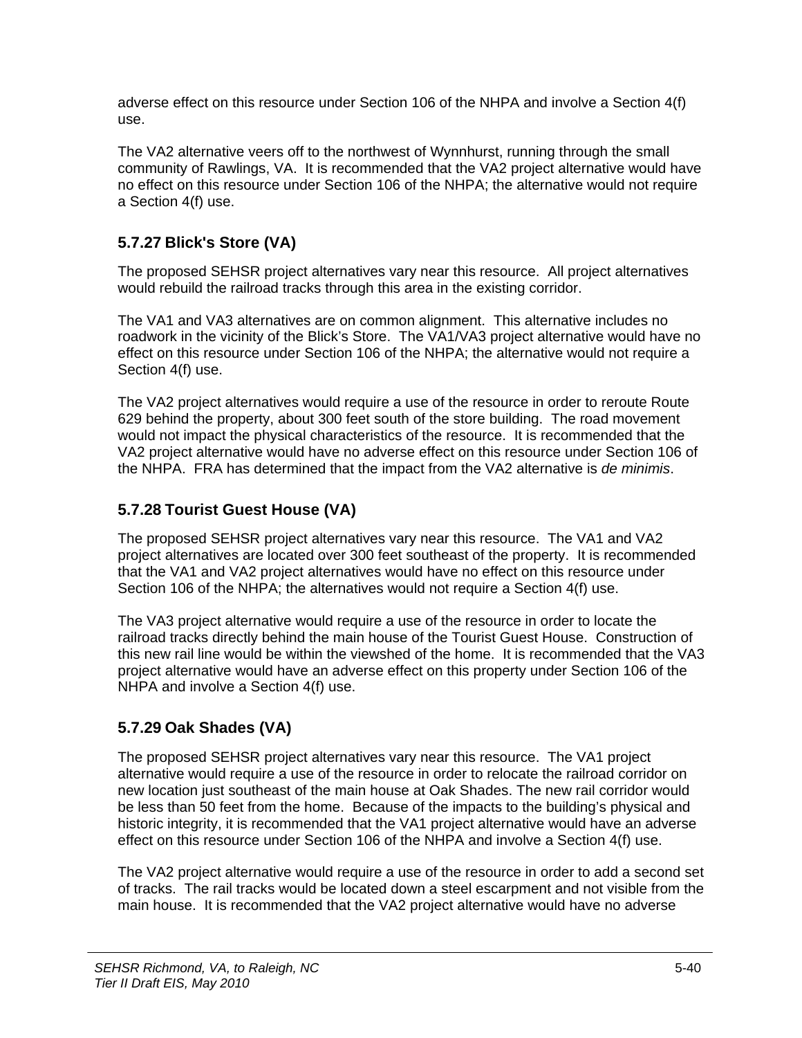adverse effect on this resource under Section 106 of the NHPA and involve a Section 4(f) use.

The VA2 alternative veers off to the northwest of Wynnhurst, running through the small community of Rawlings, VA. It is recommended that the VA2 project alternative would have no effect on this resource under Section 106 of the NHPA; the alternative would not require a Section 4(f) use.

### 5.7.27 Blick's Store (VA)

The proposed SEHSR project alternatives vary near this resource. All project alternatives would rebuild the railroad tracks through this area in the existing corridor.

The VA1 and VA3 alternatives are on common alignment. This alternative includes no roadwork in the vicinity of the Blick's Store. The VA1/VA3 project alternative would have no effect on this resource under Section 106 of the NHPA; the alternative would not require a Section 4(f) use.

The VA2 project alternatives would require a use of the resource in order to reroute Route 629 behind the property, about 300 feet south of the store building. The road movement would not impact the physical characteristics of the resource. It is recommended that the VA2 project alternative would have no adverse effect on this resource under Section 106 of the NHPA. FRA has determined that the impact from the VA2 alternative is *de minimis*.

### 5.7.28 Tourist Guest House (VA)

The proposed SEHSR project alternatives vary near this resource. The VA1 and VA2 project alternatives are located over 300 feet southeast of the property. It is recommended that the VA1 and VA2 project alternatives would have no effect on this resource under Section 106 of the NHPA; the alternatives would not require a Section 4(f) use.

The VA3 project alternative would require a use of the resource in order to locate the railroad tracks directly behind the main house of the Tourist Guest House. Construction of this new rail line would be within the viewshed of the home. It is recommended that the VA3 project alternative would have an adverse effect on this property under Section 106 of the NHPA and involve a Section 4(f) use.

### 5.7.29 Oak Shades (VA)

The proposed SEHSR project alternatives vary near this resource. The VA1 project alternative would require a use of the resource in order to relocate the railroad corridor on new location just southeast of the main house at Oak Shades. The new rail corridor would be less than 50 feet from the home. Because of the impacts to the building's physical and historic integrity, it is recommended that the VA1 project alternative would have an adverse effect on this resource under Section 106 of the NHPA and involve a Section 4(f) use.

The VA2 project alternative would require a use of the resource in order to add a second set of tracks. The rail tracks would be located down a steel escarpment and not visible from the main house. It is recommended that the VA2 project alternative would have no adverse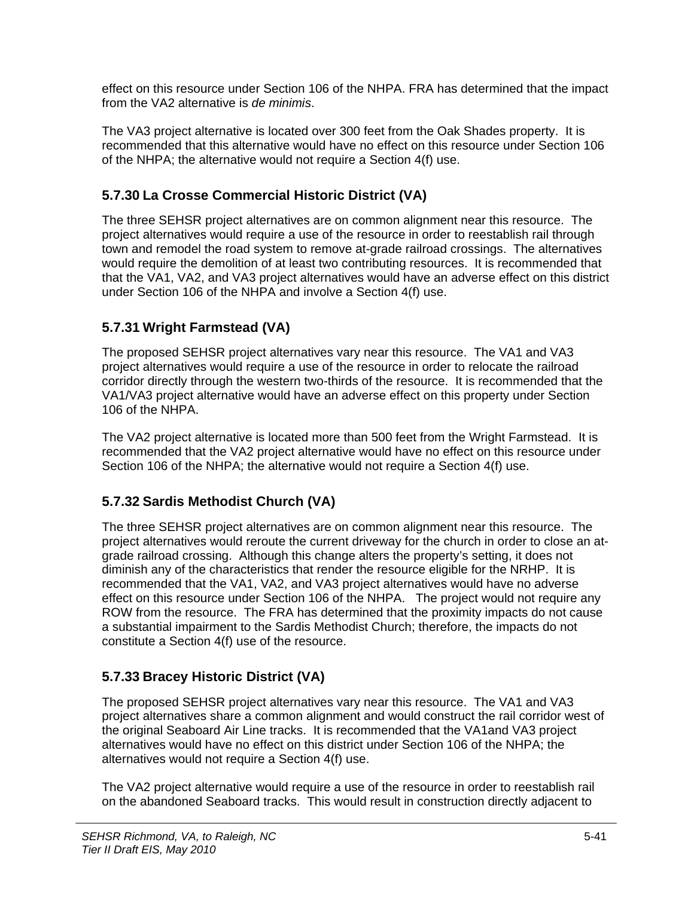effect on this resource under Section 106 of the NHPA. FRA has determined that the impact from the VA2 alternative is *de minimis*.

The VA3 project alternative is located over 300 feet from the Oak Shades property. It is recommended that this alternative would have no effect on this resource under Section 106 of the NHPA; the alternative would not require a Section 4(f) use.

### 5.7.30 La Crosse Commercial Historic District (VA)

The three SEHSR project alternatives are on common alignment near this resource. The project alternatives would require a use of the resource in order to reestablish rail through town and remodel the road system to remove at-grade railroad crossings. The alternatives would require the demolition of at least two contributing resources. It is recommended that that the VA1, VA2, and VA3 project alternatives would have an adverse effect on this district under Section 106 of the NHPA and involve a Section 4(f) use.

### 5.7.31 Wright Farmstead (VA)

The proposed SEHSR project alternatives vary near this resource. The VA1 and VA3 project alternatives would require a use of the resource in order to relocate the railroad corridor directly through the western two-thirds of the resource. It is recommended that the VA1/VA3 project alternative would have an adverse effect on this property under Section 106 of the NHPA.

The VA2 project alternative is located more than 500 feet from the Wright Farmstead. It is recommended that the VA2 project alternative would have no effect on this resource under Section 106 of the NHPA; the alternative would not require a Section 4(f) use.

### 5.7.32 Sardis Methodist Church (VA)

The three SEHSR project alternatives are on common alignment near this resource. The project alternatives would reroute the current driveway for the church in order to close an at-grade railroad crossing. Although this change alters the property's setting, it does not diminish any of the characteristics that render the resource eligible for the NRHP. It is recommended that the VA1, VA2, and VA3 project alternatives would have no adverse effect on this resource under Section 106 of the NHPA. The project would not require any ROW from the resource. The FRA has determined that the proximity impacts do not cause a substantial impairment to the Sardis Methodist Church; therefore, the impacts do not constitute a Section 4(f) use of the resource.

### 5.7.33 Bracey Historic District (VA)

The proposed SEHSR project alternatives vary near this resource. The VA1 and VA3 project alternatives share a common alignment and would construct the rail corridor west of the original Seaboard Air Line tracks. It is recommended that the VA1and VA3 project alternatives would have no effect on this district under Section 106 of the NHPA; the alternatives would not require a Section 4(f) use.

The VA2 project alternative would require a use of the resource in order to reestablish rail on the abandoned Seaboard tracks. This would result in construction directly adjacent to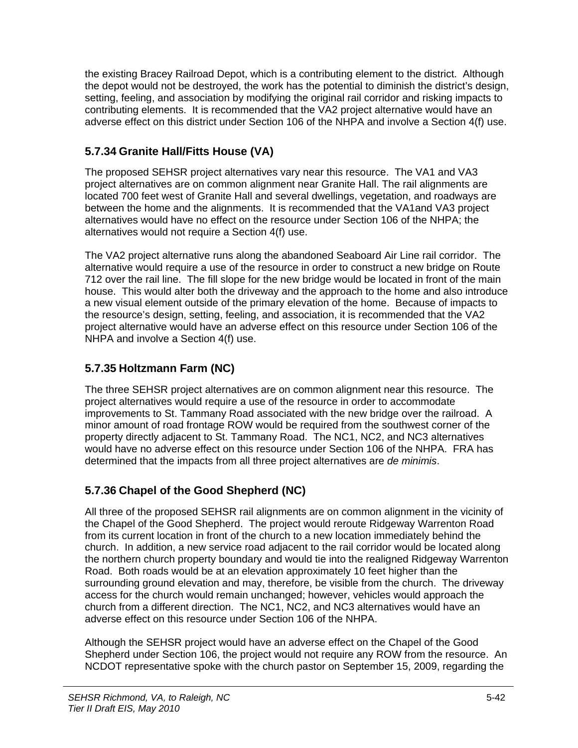the existing Bracey Railroad Depot, which is a contributing element to the district. Although the depot would not be destroyed, the work has the potential to diminish the district's design, setting, feeling, and association by modifying the original rail corridor and risking impacts to contributing elements. It is recommended that the VA2 project alternative would have an adverse effect on this district under Section 106 of the NHPA and involve a Section 4(f) use.

### 5.7.34 Granite Hall/Fitts House (VA)

The proposed SEHSR project alternatives vary near this resource. The VA1 and VA3 project alternatives are on common alignment near Granite Hall. The rail alignments are located 700 feet west of Granite Hall and several dwellings, vegetation, and roadways are between the home and the alignments. It is recommended that the VA1and VA3 project alternatives would have no effect on the resource under Section 106 of the NHPA; the alternatives would not require a Section 4(f) use.

The VA2 project alternative runs along the abandoned Seaboard Air Line rail corridor. The alternative would require a use of the resource in order to construct a new bridge on Route 712 over the rail line. The fill slope for the new bridge would be located in front of the main house. This would alter both the driveway and the approach to the home and also introduce a new visual element outside of the primary elevation of the home. Because of impacts to the resource's design, setting, feeling, and association, it is recommended that the VA2 project alternative would have an adverse effect on this resource under Section 106 of the NHPA and involve a Section 4(f) use.

### 5.7.35 Holtzmann Farm (NC)

The three SEHSR project alternatives are on common alignment near this resource. The project alternatives would require a use of the resource in order to accommodate improvements to St. Tammany Road associated with the new bridge over the railroad. A minor amount of road frontage ROW would be required from the southwest corner of the property directly adjacent to St. Tammany Road. The NC1, NC2, and NC3 alternatives would have no adverse effect on this resource under Section 106 of the NHPA. FRA has determined that the impacts from all three project alternatives are *de minimis*.

### 5.7.36 Chapel of the Good Shepherd (NC)

All three of the proposed SEHSR rail alignments are on common alignment in the vicinity of the Chapel of the Good Shepherd. The project would reroute Ridgeway Warrenton Road from its current location in front of the church to a new location immediately behind the church. In addition, a new service road adjacent to the rail corridor would be located along the northern church property boundary and would tie into the realigned Ridgeway Warrenton Road. Both roads would be at an elevation approximately 10 feet higher than the surrounding ground elevation and may, therefore, be visible from the church. The driveway access for the church would remain unchanged; however, vehicles would approach the church from a different direction. The NC1, NC2, and NC3 alternatives would have an adverse effect on this resource under Section 106 of the NHPA.

Although the SEHSR project would have an adverse effect on the Chapel of the Good Shepherd under Section 106, the project would not require any ROW from the resource. An NCDOT representative spoke with the church pastor on September 15, 2009, regarding the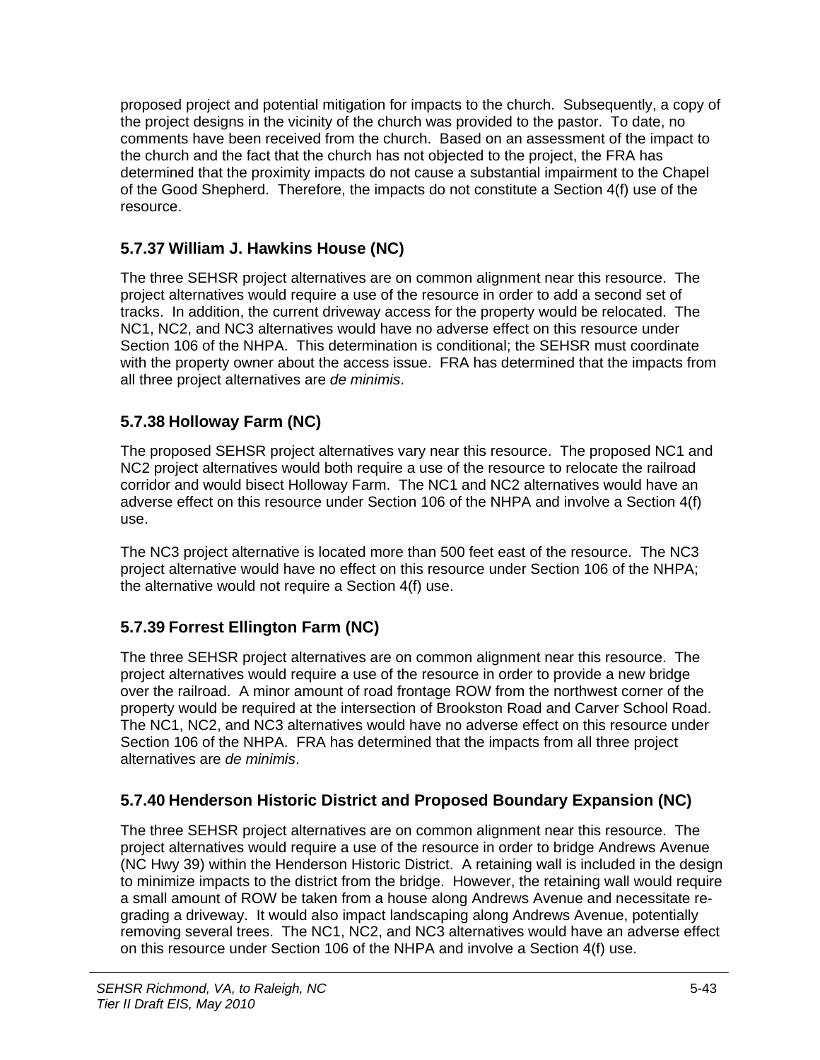proposed project and potential mitigation for impacts to the church. Subsequently, a copy of the project designs in the vicinity of the church was provided to the pastor. To date, no comments have been received from the church. Based on an assessment of the impact to the church and the fact that the church has not objected to the project, the FRA has determined that the proximity impacts do not cause a substantial impairment to the Chapel of the Good Shepherd. Therefore, the impacts do not constitute a Section 4(f) use of the resource.

### 5.7.37 William J. Hawkins House (NC)

The three SEHSR project alternatives are on common alignment near this resource. The project alternatives would require a use of the resource in order to add a second set of tracks. In addition, the current driveway access for the property would be relocated. The NC1, NC2, and NC3 alternatives would have no adverse effect on this resource under Section 106 of the NHPA. This determination is conditional; the SEHSR must coordinate with the property owner about the access issue. FRA has determined that the impacts from all three project alternatives are *de minimis*.

### 5.7.38 Holloway Farm (NC)

The proposed SEHSR project alternatives vary near this resource. The proposed NC1 and NC2 project alternatives would both require a use of the resource to relocate the railroad corridor and would bisect Holloway Farm. The NC1 and NC2 alternatives would have an adverse effect on this resource under Section 106 of the NHPA and involve a Section 4(f) use.

The NC3 project alternative is located more than 500 feet east of the resource. The NC3 project alternative would have no effect on this resource under Section 106 of the NHPA; the alternative would not require a Section 4(f) use.

### 5.7.39 Forrest Ellington Farm (NC)

The three SEHSR project alternatives are on common alignment near this resource. The project alternatives would require a use of the resource in order to provide a new bridge over the railroad. A minor amount of road frontage ROW from the northwest corner of the property would be required at the intersection of Brookston Road and Carver School Road. The NC1, NC2, and NC3 alternatives would have no adverse effect on this resource under Section 106 of the NHPA. FRA has determined that the impacts from all three project alternatives are *de minimis*.

### 5.7.40 Henderson Historic District and Proposed Boundary Expansion (NC)

The three SEHSR project alternatives are on common alignment near this resource. The project alternatives would require a use of the resource in order to bridge Andrews Avenue (NC Hwy 39) within the Henderson Historic District. A retaining wall is included in the design to minimize impacts to the district from the bridge. However, the retaining wall would require a small amount of ROW be taken from a house along Andrews Avenue and necessitate re-grading a driveway. It would also impact landscaping along Andrews Avenue, potentially removing several trees. The NC1, NC2, and NC3 alternatives would have an adverse effect on this resource under Section 106 of the NHPA and involve a Section 4(f) use.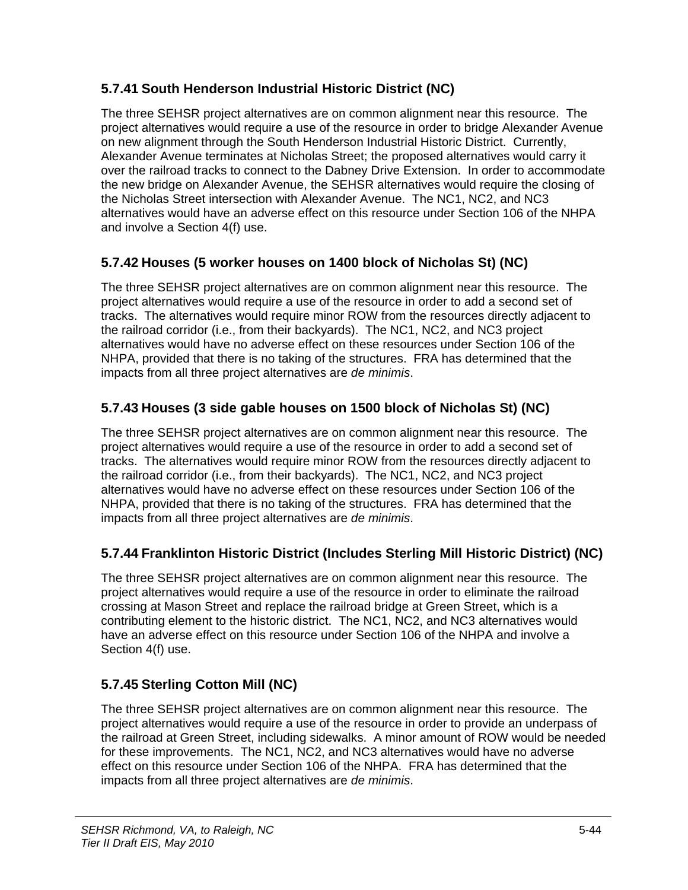### 5.7.41 South Henderson Industrial Historic District (NC)

The three SEHSR project alternatives are on common alignment near this resource. The project alternatives would require a use of the resource in order to bridge Alexander Avenue on new alignment through the South Henderson Industrial Historic District. Currently, Alexander Avenue terminates at Nicholas Street; the proposed alternatives would carry it over the railroad tracks to connect to the Dabney Drive Extension. In order to accommodate the new bridge on Alexander Avenue, the SEHSR alternatives would require the closing of the Nicholas Street intersection with Alexander Avenue. The NC1, NC2, and NC3 alternatives would have an adverse effect on this resource under Section 106 of the NHPA and involve a Section 4(f) use.

### 5.7.42 Houses (5 worker houses on 1400 block of Nicholas St) (NC)

The three SEHSR project alternatives are on common alignment near this resource. The project alternatives would require a use of the resource in order to add a second set of tracks. The alternatives would require minor ROW from the resources directly adjacent to the railroad corridor (i.e., from their backyards). The NC1, NC2, and NC3 project alternatives would have no adverse effect on these resources under Section 106 of the NHPA, provided that there is no taking of the structures. FRA has determined that the impacts from all three project alternatives are *de minimis*.

### 5.7.43 Houses (3 side gable houses on 1500 block of Nicholas St) (NC)

The three SEHSR project alternatives are on common alignment near this resource. The project alternatives would require a use of the resource in order to add a second set of tracks. The alternatives would require minor ROW from the resources directly adjacent to the railroad corridor (i.e., from their backyards). The NC1, NC2, and NC3 project alternatives would have no adverse effect on these resources under Section 106 of the NHPA, provided that there is no taking of the structures. FRA has determined that the impacts from all three project alternatives are *de minimis*.

### 5.7.44 Franklinton Historic District (Includes Sterling Mill Historic District) (NC)

The three SEHSR project alternatives are on common alignment near this resource. The project alternatives would require a use of the resource in order to eliminate the railroad crossing at Mason Street and replace the railroad bridge at Green Street, which is a contributing element to the historic district. The NC1, NC2, and NC3 alternatives would have an adverse effect on this resource under Section 106 of the NHPA and involve a Section 4(f) use.

### 5.7.45 Sterling Cotton Mill (NC)

The three SEHSR project alternatives are on common alignment near this resource. The project alternatives would require a use of the resource in order to provide an underpass of the railroad at Green Street, including sidewalks. A minor amount of ROW would be needed for these improvements. The NC1, NC2, and NC3 alternatives would have no adverse effect on this resource under Section 106 of the NHPA. FRA has determined that the impacts from all three project alternatives are *de minimis*.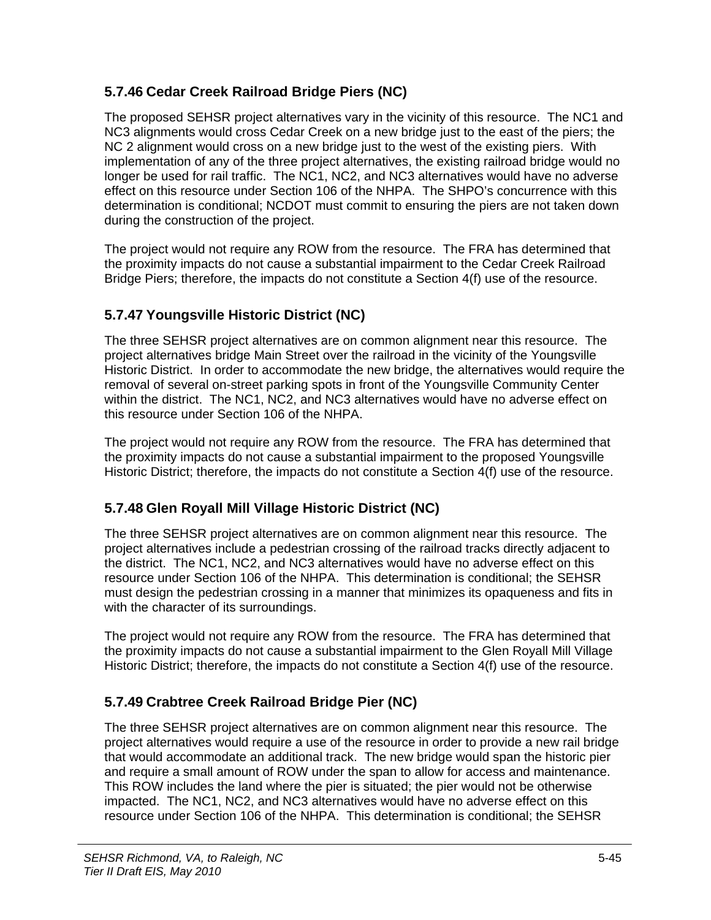### 5.7.46 Cedar Creek Railroad Bridge Piers (NC)

The proposed SEHSR project alternatives vary in the vicinity of this resource. The NC1 and NC3 alignments would cross Cedar Creek on a new bridge just to the east of the piers; the NC 2 alignment would cross on a new bridge just to the west of the existing piers. With implementation of any of the three project alternatives, the existing railroad bridge would no longer be used for rail traffic. The NC1, NC2, and NC3 alternatives would have no adverse effect on this resource under Section 106 of the NHPA. The SHPO's concurrence with this determination is conditional; NCDOT must commit to ensuring the piers are not taken down during the construction of the project.

The project would not require any ROW from the resource. The FRA has determined that the proximity impacts do not cause a substantial impairment to the Cedar Creek Railroad Bridge Piers; therefore, the impacts do not constitute a Section 4(f) use of the resource.

### 5.7.47 Youngsville Historic District (NC)

The three SEHSR project alternatives are on common alignment near this resource. The project alternatives bridge Main Street over the railroad in the vicinity of the Youngsville Historic District. In order to accommodate the new bridge, the alternatives would require the removal of several on-street parking spots in front of the Youngsville Community Center within the district. The NC1, NC2, and NC3 alternatives would have no adverse effect on this resource under Section 106 of the NHPA.

The project would not require any ROW from the resource. The FRA has determined that the proximity impacts do not cause a substantial impairment to the proposed Youngsville Historic District; therefore, the impacts do not constitute a Section 4(f) use of the resource.

### 5.7.48 Glen Royall Mill Village Historic District (NC)

The three SEHSR project alternatives are on common alignment near this resource. The project alternatives include a pedestrian crossing of the railroad tracks directly adjacent to the district. The NC1, NC2, and NC3 alternatives would have no adverse effect on this resource under Section 106 of the NHPA. This determination is conditional; the SEHSR must design the pedestrian crossing in a manner that minimizes its opaqueness and fits in with the character of its surroundings.

The project would not require any ROW from the resource. The FRA has determined that the proximity impacts do not cause a substantial impairment to the Glen Royall Mill Village Historic District; therefore, the impacts do not constitute a Section 4(f) use of the resource.

### 5.7.49 Crabtree Creek Railroad Bridge Pier (NC)

The three SEHSR project alternatives are on common alignment near this resource. The project alternatives would require a use of the resource in order to provide a new rail bridge that would accommodate an additional track. The new bridge would span the historic pier and require a small amount of ROW under the span to allow for access and maintenance. This ROW includes the land where the pier is situated; the pier would not be otherwise impacted. The NC1, NC2, and NC3 alternatives would have no adverse effect on this resource under Section 106 of the NHPA. This determination is conditional; the SEHSR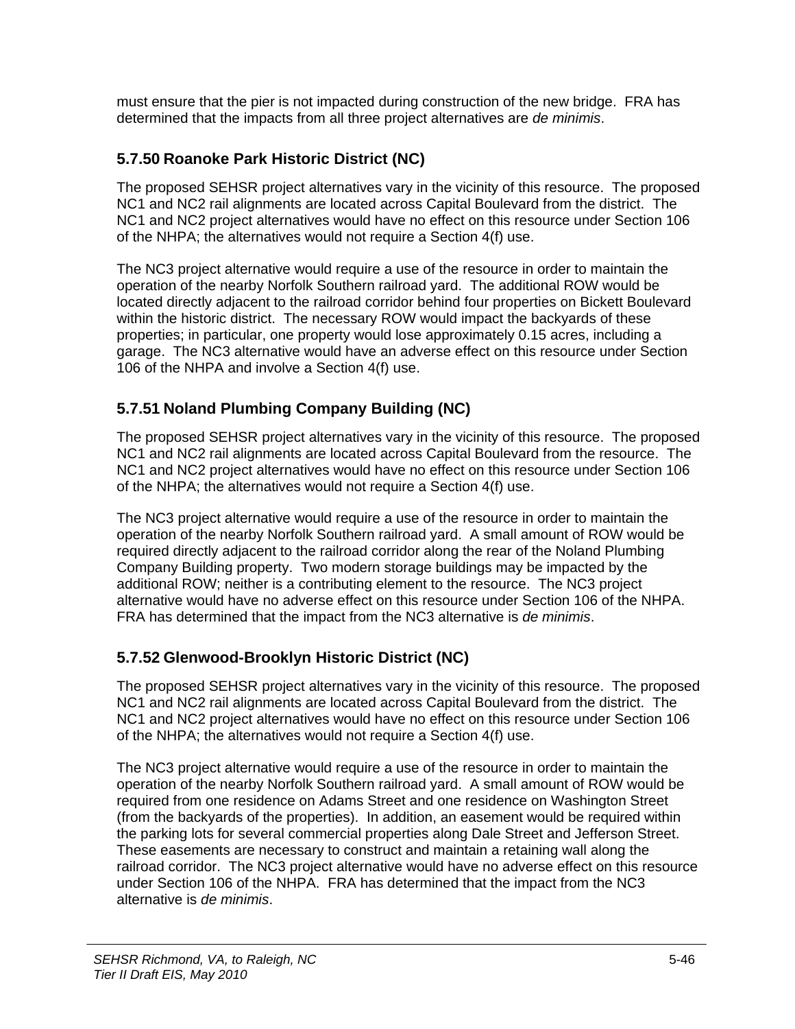must ensure that the pier is not impacted during construction of the new bridge. FRA has determined that the impacts from all three project alternatives are *de minimis*.

### 5.7.50 Roanoke Park Historic District (NC)

The proposed SEHSR project alternatives vary in the vicinity of this resource. The proposed NC1 and NC2 rail alignments are located across Capital Boulevard from the district. The NC1 and NC2 project alternatives would have no effect on this resource under Section 106 of the NHPA; the alternatives would not require a Section 4(f) use.

The NC3 project alternative would require a use of the resource in order to maintain the operation of the nearby Norfolk Southern railroad yard. The additional ROW would be located directly adjacent to the railroad corridor behind four properties on Bickett Boulevard within the historic district. The necessary ROW would impact the backyards of these properties; in particular, one property would lose approximately 0.15 acres, including a garage. The NC3 alternative would have an adverse effect on this resource under Section 106 of the NHPA and involve a Section 4(f) use.

### 5.7.51 Noland Plumbing Company Building (NC)

The proposed SEHSR project alternatives vary in the vicinity of this resource. The proposed NC1 and NC2 rail alignments are located across Capital Boulevard from the resource. The NC1 and NC2 project alternatives would have no effect on this resource under Section 106 of the NHPA; the alternatives would not require a Section 4(f) use.

The NC3 project alternative would require a use of the resource in order to maintain the operation of the nearby Norfolk Southern railroad yard. A small amount of ROW would be required directly adjacent to the railroad corridor along the rear of the Noland Plumbing Company Building property. Two modern storage buildings may be impacted by the additional ROW; neither is a contributing element to the resource. The NC3 project alternative would have no adverse effect on this resource under Section 106 of the NHPA. FRA has determined that the impact from the NC3 alternative is *de minimis*.

### 5.7.52 Glenwood-Brooklyn Historic District (NC)

The proposed SEHSR project alternatives vary in the vicinity of this resource. The proposed NC1 and NC2 rail alignments are located across Capital Boulevard from the district. The NC1 and NC2 project alternatives would have no effect on this resource under Section 106 of the NHPA; the alternatives would not require a Section 4(f) use.

The NC3 project alternative would require a use of the resource in order to maintain the operation of the nearby Norfolk Southern railroad yard. A small amount of ROW would be required from one residence on Adams Street and one residence on Washington Street (from the backyards of the properties). In addition, an easement would be required within the parking lots for several commercial properties along Dale Street and Jefferson Street. These easements are necessary to construct and maintain a retaining wall along the railroad corridor. The NC3 project alternative would have no adverse effect on this resource under Section 106 of the NHPA. FRA has determined that the impact from the NC3 alternative is *de minimis*.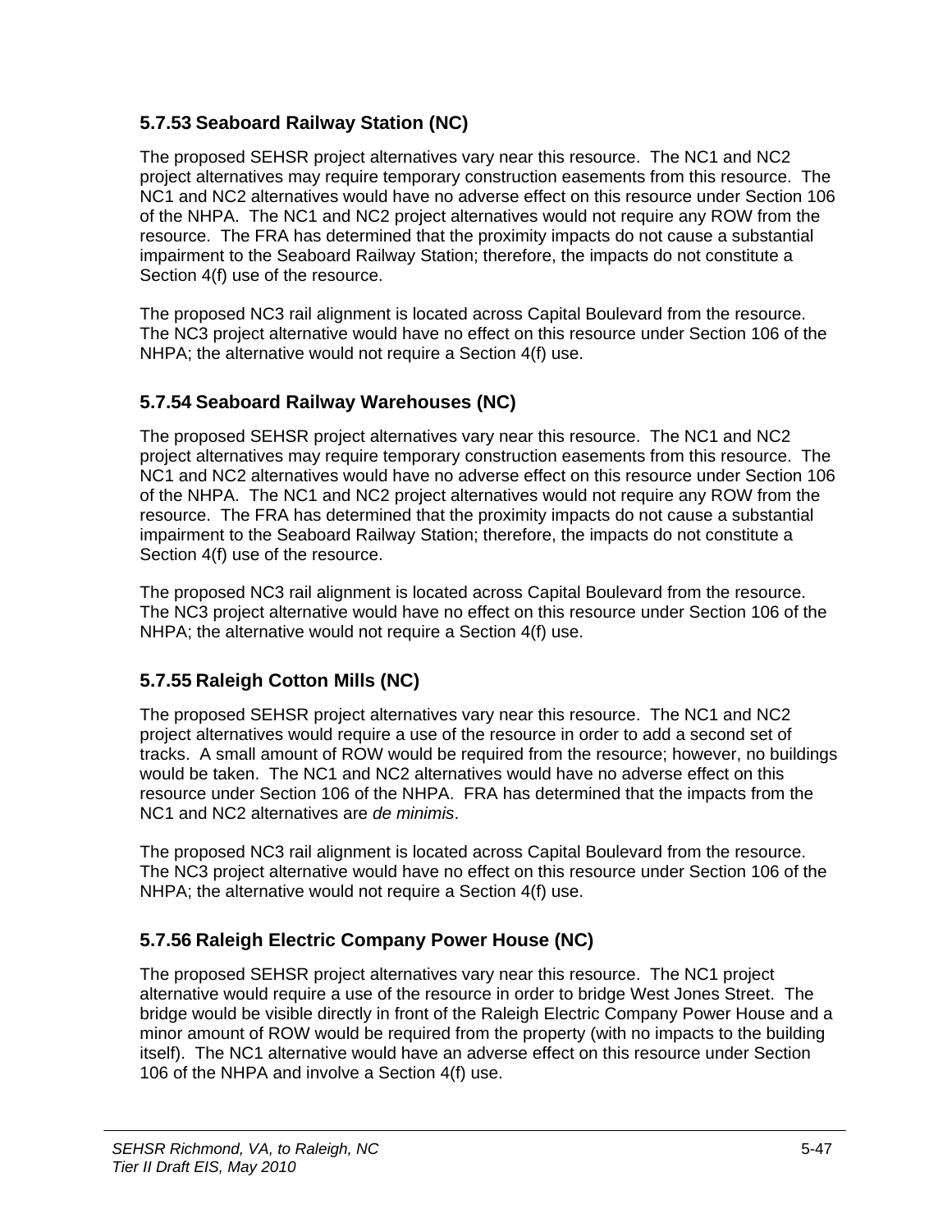### 5.7.53 Seaboard Railway Station (NC)

The proposed SEHSR project alternatives vary near this resource. The NC1 and NC2 project alternatives may require temporary construction easements from this resource. The NC1 and NC2 alternatives would have no adverse effect on this resource under Section 106 of the NHPA. The NC1 and NC2 project alternatives would not require any ROW from the resource. The FRA has determined that the proximity impacts do not cause a substantial impairment to the Seaboard Railway Station; therefore, the impacts do not constitute a Section 4(f) use of the resource.

The proposed NC3 rail alignment is located across Capital Boulevard from the resource. The NC3 project alternative would have no effect on this resource under Section 106 of the NHPA; the alternative would not require a Section 4(f) use.

### 5.7.54 Seaboard Railway Warehouses (NC)

The proposed SEHSR project alternatives vary near this resource. The NC1 and NC2 project alternatives may require temporary construction easements from this resource. The NC1 and NC2 alternatives would have no adverse effect on this resource under Section 106 of the NHPA. The NC1 and NC2 project alternatives would not require any ROW from the resource. The FRA has determined that the proximity impacts do not cause a substantial impairment to the Seaboard Railway Station; therefore, the impacts do not constitute a Section 4(f) use of the resource.

The proposed NC3 rail alignment is located across Capital Boulevard from the resource. The NC3 project alternative would have no effect on this resource under Section 106 of the NHPA; the alternative would not require a Section 4(f) use.

### 5.7.55 Raleigh Cotton Mills (NC)

The proposed SEHSR project alternatives vary near this resource. The NC1 and NC2 project alternatives would require a use of the resource in order to add a second set of tracks. A small amount of ROW would be required from the resource; however, no buildings would be taken. The NC1 and NC2 alternatives would have no adverse effect on this resource under Section 106 of the NHPA. FRA has determined that the impacts from the NC1 and NC2 alternatives are *de minimis*.

The proposed NC3 rail alignment is located across Capital Boulevard from the resource. The NC3 project alternative would have no effect on this resource under Section 106 of the NHPA; the alternative would not require a Section 4(f) use.

### 5.7.56 Raleigh Electric Company Power House (NC)

The proposed SEHSR project alternatives vary near this resource. The NC1 project alternative would require a use of the resource in order to bridge West Jones Street. The bridge would be visible directly in front of the Raleigh Electric Company Power House and a minor amount of ROW would be required from the property (with no impacts to the building itself). The NC1 alternative would have an adverse effect on this resource under Section 106 of the NHPA and involve a Section 4(f) use.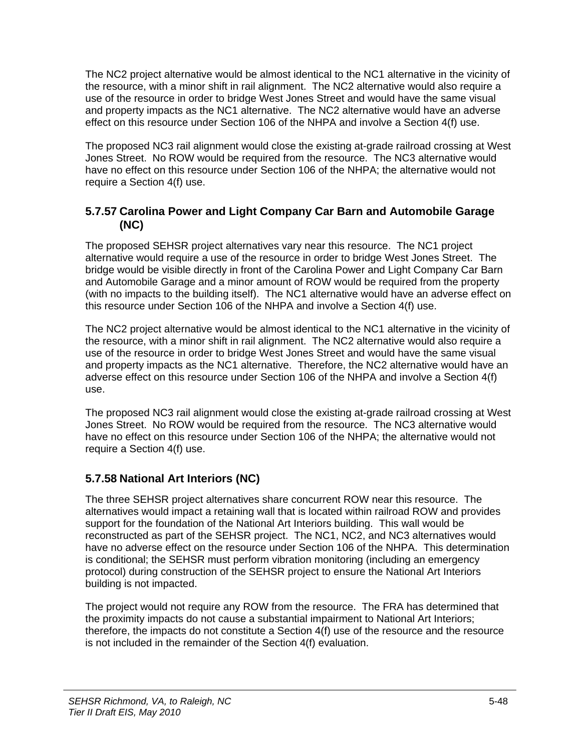The NC2 project alternative would be almost identical to the NC1 alternative in the vicinity of the resource, with a minor shift in rail alignment. The NC2 alternative would also require a use of the resource in order to bridge West Jones Street and would have the same visual and property impacts as the NC1 alternative. The NC2 alternative would have an adverse effect on this resource under Section 106 of the NHPA and involve a Section 4(f) use.

The proposed NC3 rail alignment would close the existing at-grade railroad crossing at West Jones Street. No ROW would be required from the resource. The NC3 alternative would have no effect on this resource under Section 106 of the NHPA; the alternative would not require a Section 4(f) use.

### 5.7.57 Carolina Power and Light Company Car Barn and Automobile Garage (NC)

The proposed SEHSR project alternatives vary near this resource. The NC1 project alternative would require a use of the resource in order to bridge West Jones Street. The bridge would be visible directly in front of the Carolina Power and Light Company Car Barn and Automobile Garage and a minor amount of ROW would be required from the property (with no impacts to the building itself). The NC1 alternative would have an adverse effect on this resource under Section 106 of the NHPA and involve a Section 4(f) use.

The NC2 project alternative would be almost identical to the NC1 alternative in the vicinity of the resource, with a minor shift in rail alignment. The NC2 alternative would also require a use of the resource in order to bridge West Jones Street and would have the same visual and property impacts as the NC1 alternative. Therefore, the NC2 alternative would have an adverse effect on this resource under Section 106 of the NHPA and involve a Section 4(f) use.

The proposed NC3 rail alignment would close the existing at-grade railroad crossing at West Jones Street. No ROW would be required from the resource. The NC3 alternative would have no effect on this resource under Section 106 of the NHPA; the alternative would not require a Section 4(f) use.

### 5.7.58 National Art Interiors (NC)

The three SEHSR project alternatives share concurrent ROW near this resource. The alternatives would impact a retaining wall that is located within railroad ROW and provides support for the foundation of the National Art Interiors building. This wall would be reconstructed as part of the SEHSR project. The NC1, NC2, and NC3 alternatives would have no adverse effect on the resource under Section 106 of the NHPA. This determination is conditional; the SEHSR must perform vibration monitoring (including an emergency protocol) during construction of the SEHSR project to ensure the National Art Interiors building is not impacted.

The project would not require any ROW from the resource. The FRA has determined that the proximity impacts do not cause a substantial impairment to National Art Interiors; therefore, the impacts do not constitute a Section 4(f) use of the resource and the resource is not included in the remainder of the Section 4(f) evaluation.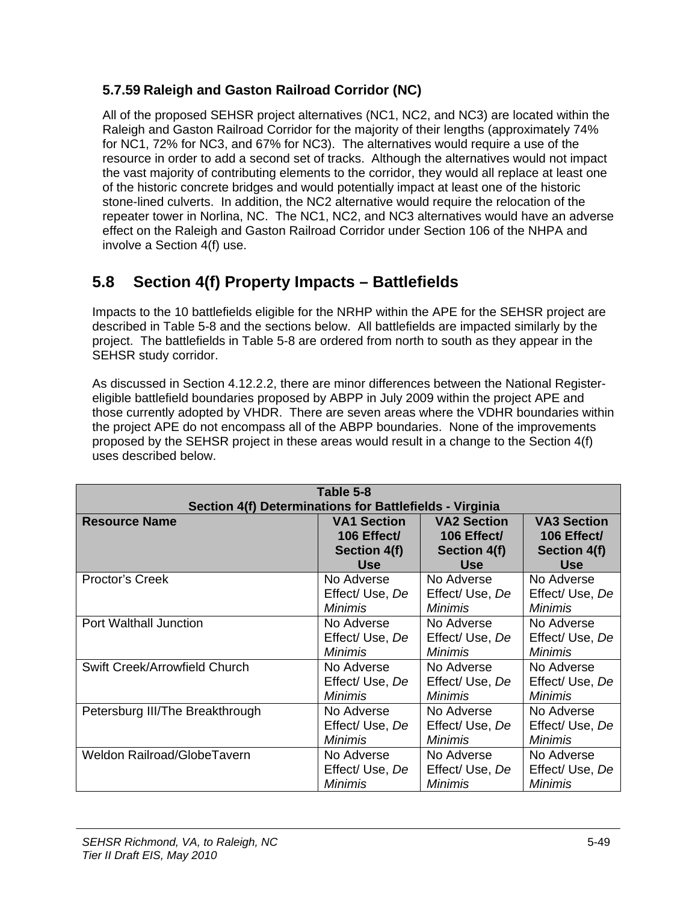### 5.7.59 Raleigh and Gaston Railroad Corridor (NC)

All of the proposed SEHSR project alternatives (NC1, NC2, and NC3) are located within the Raleigh and Gaston Railroad Corridor for the majority of their lengths (approximately 74% for NC1, 72% for NC3, and 67% for NC3). The alternatives would require a use of the resource in order to add a second set of tracks. Although the alternatives would not impact the vast majority of contributing elements to the corridor, they would all replace at least one of the historic concrete bridges and would potentially impact at least one of the historic stone-lined culverts. In addition, the NC2 alternative would require the relocation of the repeater tower in Norlina, NC. The NC1, NC2, and NC3 alternatives would have an adverse effect on the Raleigh and Gaston Railroad Corridor under Section 106 of the NHPA and involve a Section 4(f) use.

## 5.8 Section 4(f) Property Impacts – Battlefields

Impacts to the 10 battlefields eligible for the NRHP within the APE for the SEHSR project are described in Table 5-8 and the sections below. All battlefields are impacted similarly by the project. The battlefields in Table 5-8 are ordered from north to south as they appear in the SEHSR study corridor.

As discussed in Section 4.12.2.2, there are minor differences between the National Register-eligible battlefield boundaries proposed by ABPP in July 2009 within the project APE and those currently adopted by VHDR. There are seven areas where the VDHR boundaries within the project APE do not encompass all of the ABPP boundaries. None of the improvements proposed by the SEHSR project in these areas would result in a change to the Section 4(f) uses described below.

**Table 5-8**
**Section 4(f) Determinations for Battlefields - Virginia**

| Resource Name | VA1 Section 106 Effect/ Section 4(f) Use | VA2 Section 106 Effect/ Section 4(f) Use | VA3 Section 106 Effect/ Section 4(f) Use |
|---|---|---|---|
| Proctor's Creek | No Adverse Effect/ Use, *De Minimis* | No Adverse Effect/ Use, *De Minimis* | No Adverse Effect/ Use, *De Minimis* |
| Port Walthall Junction | No Adverse Effect/ Use, *De Minimis* | No Adverse Effect/ Use, *De Minimis* | No Adverse Effect/ Use, *De Minimis* |
| Swift Creek/Arrowfield Church | No Adverse Effect/ Use, *De Minimis* | No Adverse Effect/ Use, *De Minimis* | No Adverse Effect/ Use, *De Minimis* |
| Petersburg III/The Breakthrough | No Adverse Effect/ Use, *De Minimis* | No Adverse Effect/ Use, *De Minimis* | No Adverse Effect/ Use, *De Minimis* |
| Weldon Railroad/GlobeTavern | No Adverse Effect/ Use, *De Minimis* | No Adverse Effect/ Use, *De Minimis* | No Adverse Effect/ Use, *De Minimis* |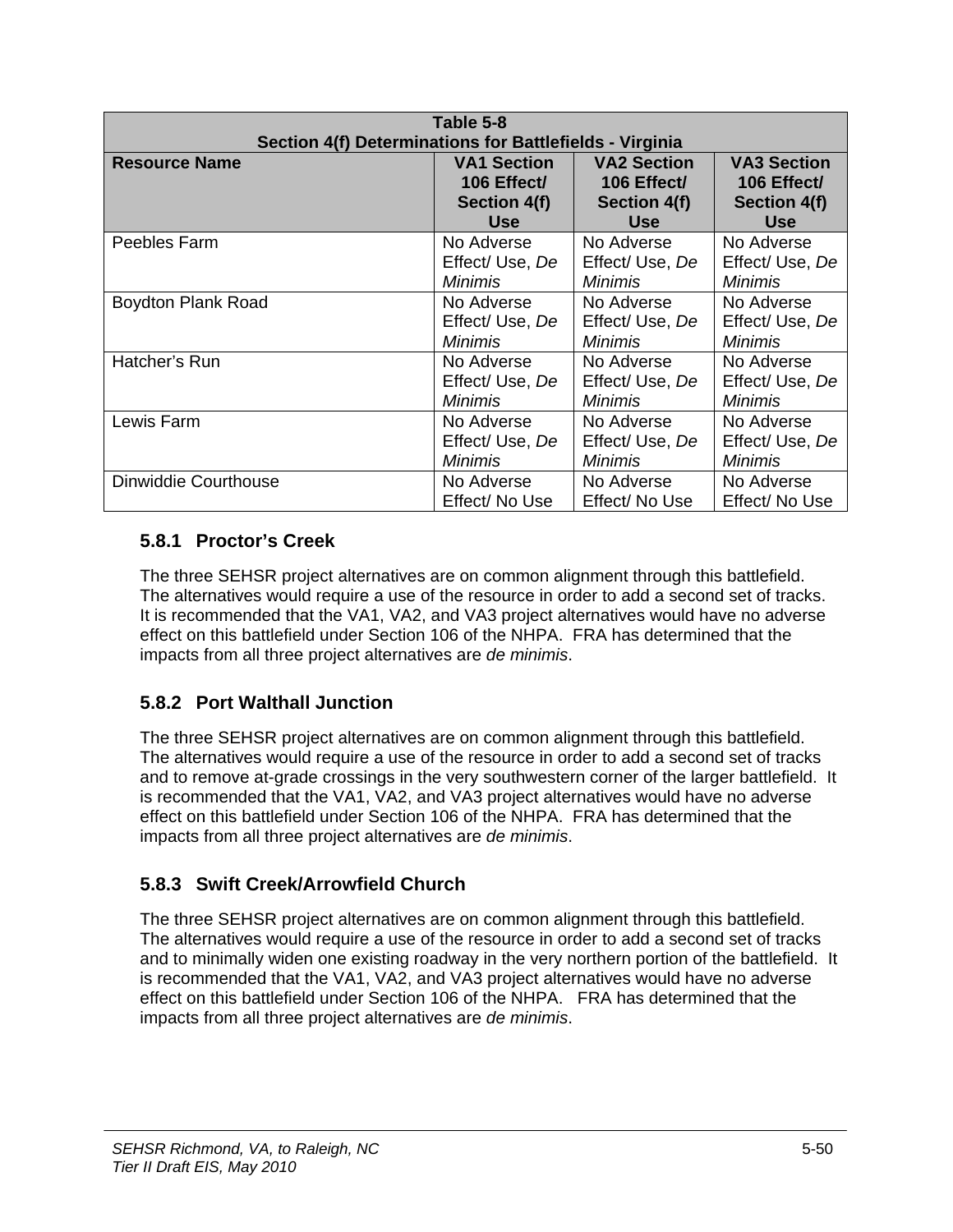| Table 5-8<br>Section 4(f) Determinations for Battlefields - Virginia | | | |
|---|---|---|---|
| **Resource Name** | **VA1 Section 106 Effect/ Section 4(f) Use** | **VA2 Section 106 Effect/ Section 4(f) Use** | **VA3 Section 106 Effect/ Section 4(f) Use** |
| Peebles Farm | No Adverse Effect/ Use, *De Minimis* | No Adverse Effect/ Use, *De Minimis* | No Adverse Effect/ Use, *De Minimis* |
| Boydton Plank Road | No Adverse Effect/ Use, *De Minimis* | No Adverse Effect/ Use, *De Minimis* | No Adverse Effect/ Use, *De Minimis* |
| Hatcher's Run | No Adverse Effect/ Use, *De Minimis* | No Adverse Effect/ Use, *De Minimis* | No Adverse Effect/ Use, *De Minimis* |
| Lewis Farm | No Adverse Effect/ Use, *De Minimis* | No Adverse Effect/ Use, *De Minimis* | No Adverse Effect/ Use, *De Minimis* |
| Dinwiddie Courthouse | No Adverse Effect/ No Use | No Adverse Effect/ No Use | No Adverse Effect/ No Use |

### 5.8.1 Proctor's Creek

The three SEHSR project alternatives are on common alignment through this battlefield. The alternatives would require a use of the resource in order to add a second set of tracks. It is recommended that the VA1, VA2, and VA3 project alternatives would have no adverse effect on this battlefield under Section 106 of the NHPA. FRA has determined that the impacts from all three project alternatives are *de minimis*.

### 5.8.2 Port Walthall Junction

The three SEHSR project alternatives are on common alignment through this battlefield. The alternatives would require a use of the resource in order to add a second set of tracks and to remove at-grade crossings in the very southwestern corner of the larger battlefield. It is recommended that the VA1, VA2, and VA3 project alternatives would have no adverse effect on this battlefield under Section 106 of the NHPA. FRA has determined that the impacts from all three project alternatives are *de minimis*.

### 5.8.3 Swift Creek/Arrowfield Church

The three SEHSR project alternatives are on common alignment through this battlefield. The alternatives would require a use of the resource in order to add a second set of tracks and to minimally widen one existing roadway in the very northern portion of the battlefield. It is recommended that the VA1, VA2, and VA3 project alternatives would have no adverse effect on this battlefield under Section 106 of the NHPA. FRA has determined that the impacts from all three project alternatives are *de minimis*.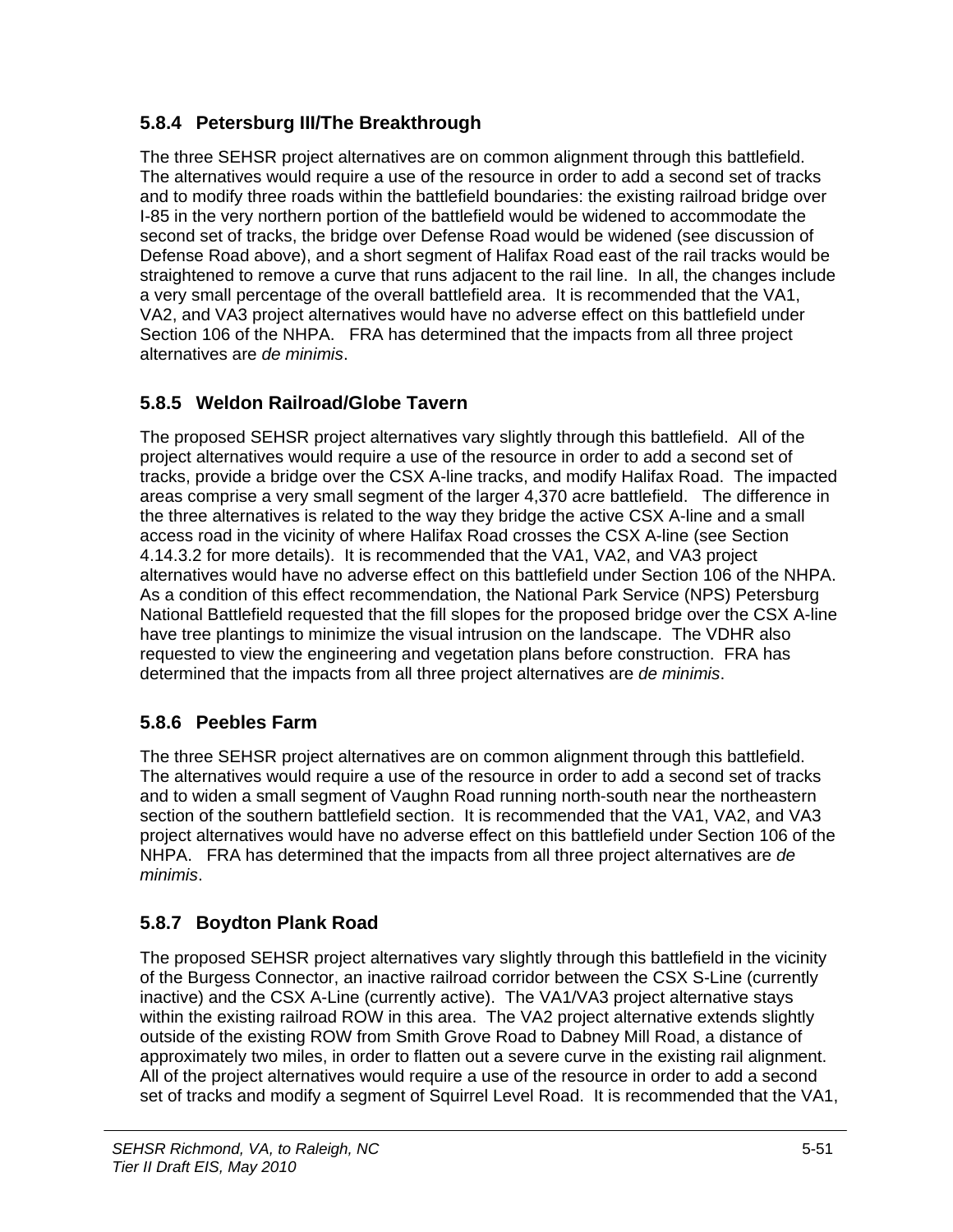### 5.8.4 Petersburg III/The Breakthrough

The three SEHSR project alternatives are on common alignment through this battlefield. The alternatives would require a use of the resource in order to add a second set of tracks and to modify three roads within the battlefield boundaries: the existing railroad bridge over I-85 in the very northern portion of the battlefield would be widened to accommodate the second set of tracks, the bridge over Defense Road would be widened (see discussion of Defense Road above), and a short segment of Halifax Road east of the rail tracks would be straightened to remove a curve that runs adjacent to the rail line. In all, the changes include a very small percentage of the overall battlefield area. It is recommended that the VA1, VA2, and VA3 project alternatives would have no adverse effect on this battlefield under Section 106 of the NHPA. FRA has determined that the impacts from all three project alternatives are *de minimis*.

### 5.8.5 Weldon Railroad/Globe Tavern

The proposed SEHSR project alternatives vary slightly through this battlefield. All of the project alternatives would require a use of the resource in order to add a second set of tracks, provide a bridge over the CSX A-line tracks, and modify Halifax Road. The impacted areas comprise a very small segment of the larger 4,370 acre battlefield. The difference in the three alternatives is related to the way they bridge the active CSX A-line and a small access road in the vicinity of where Halifax Road crosses the CSX A-line (see Section 4.14.3.2 for more details). It is recommended that the VA1, VA2, and VA3 project alternatives would have no adverse effect on this battlefield under Section 106 of the NHPA. As a condition of this effect recommendation, the National Park Service (NPS) Petersburg National Battlefield requested that the fill slopes for the proposed bridge over the CSX A-line have tree plantings to minimize the visual intrusion on the landscape. The VDHR also requested to view the engineering and vegetation plans before construction. FRA has determined that the impacts from all three project alternatives are *de minimis*.

### 5.8.6 Peebles Farm

The three SEHSR project alternatives are on common alignment through this battlefield. The alternatives would require a use of the resource in order to add a second set of tracks and to widen a small segment of Vaughn Road running north-south near the northeastern section of the southern battlefield section. It is recommended that the VA1, VA2, and VA3 project alternatives would have no adverse effect on this battlefield under Section 106 of the NHPA. FRA has determined that the impacts from all three project alternatives are *de minimis*.

### 5.8.7 Boydton Plank Road

The proposed SEHSR project alternatives vary slightly through this battlefield in the vicinity of the Burgess Connector, an inactive railroad corridor between the CSX S-Line (currently inactive) and the CSX A-Line (currently active). The VA1/VA3 project alternative stays within the existing railroad ROW in this area. The VA2 project alternative extends slightly outside of the existing ROW from Smith Grove Road to Dabney Mill Road, a distance of approximately two miles, in order to flatten out a severe curve in the existing rail alignment. All of the project alternatives would require a use of the resource in order to add a second set of tracks and modify a segment of Squirrel Level Road. It is recommended that the VA1,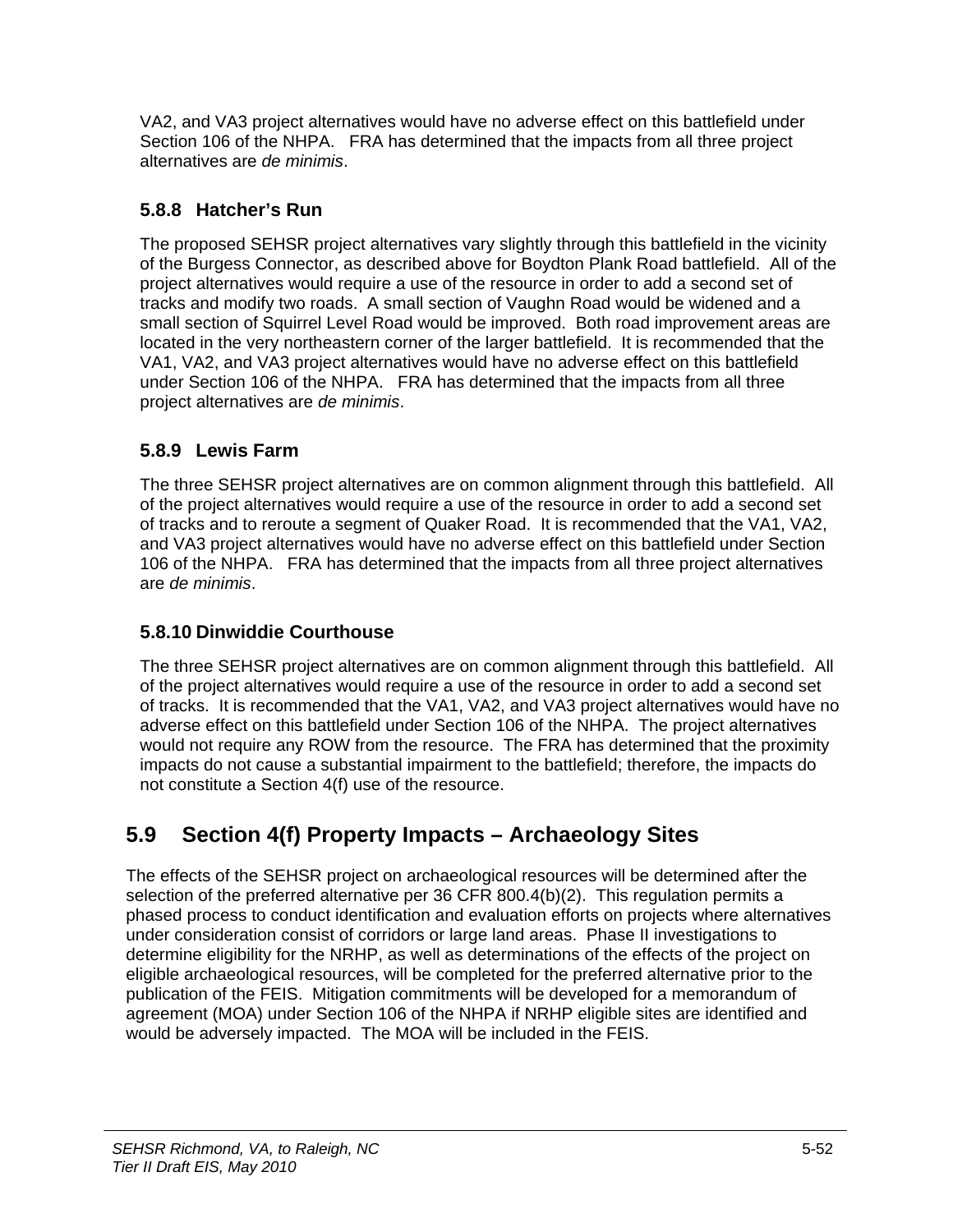VA2, and VA3 project alternatives would have no adverse effect on this battlefield under Section 106 of the NHPA. FRA has determined that the impacts from all three project alternatives are *de minimis*.

### 5.8.8 Hatcher's Run

The proposed SEHSR project alternatives vary slightly through this battlefield in the vicinity of the Burgess Connector, as described above for Boydton Plank Road battlefield. All of the project alternatives would require a use of the resource in order to add a second set of tracks and modify two roads. A small section of Vaughn Road would be widened and a small section of Squirrel Level Road would be improved. Both road improvement areas are located in the very northeastern corner of the larger battlefield. It is recommended that the VA1, VA2, and VA3 project alternatives would have no adverse effect on this battlefield under Section 106 of the NHPA. FRA has determined that the impacts from all three project alternatives are *de minimis*.

### 5.8.9 Lewis Farm

The three SEHSR project alternatives are on common alignment through this battlefield. All of the project alternatives would require a use of the resource in order to add a second set of tracks and to reroute a segment of Quaker Road. It is recommended that the VA1, VA2, and VA3 project alternatives would have no adverse effect on this battlefield under Section 106 of the NHPA. FRA has determined that the impacts from all three project alternatives are *de minimis*.

### 5.8.10 Dinwiddie Courthouse

The three SEHSR project alternatives are on common alignment through this battlefield. All of the project alternatives would require a use of the resource in order to add a second set of tracks. It is recommended that the VA1, VA2, and VA3 project alternatives would have no adverse effect on this battlefield under Section 106 of the NHPA. The project alternatives would not require any ROW from the resource. The FRA has determined that the proximity impacts do not cause a substantial impairment to the battlefield; therefore, the impacts do not constitute a Section 4(f) use of the resource.

## 5.9 Section 4(f) Property Impacts – Archaeology Sites

The effects of the SEHSR project on archaeological resources will be determined after the selection of the preferred alternative per 36 CFR 800.4(b)(2). This regulation permits a phased process to conduct identification and evaluation efforts on projects where alternatives under consideration consist of corridors or large land areas. Phase II investigations to determine eligibility for the NRHP, as well as determinations of the effects of the project on eligible archaeological resources, will be completed for the preferred alternative prior to the publication of the FEIS. Mitigation commitments will be developed for a memorandum of agreement (MOA) under Section 106 of the NHPA if NRHP eligible sites are identified and would be adversely impacted. The MOA will be included in the FEIS.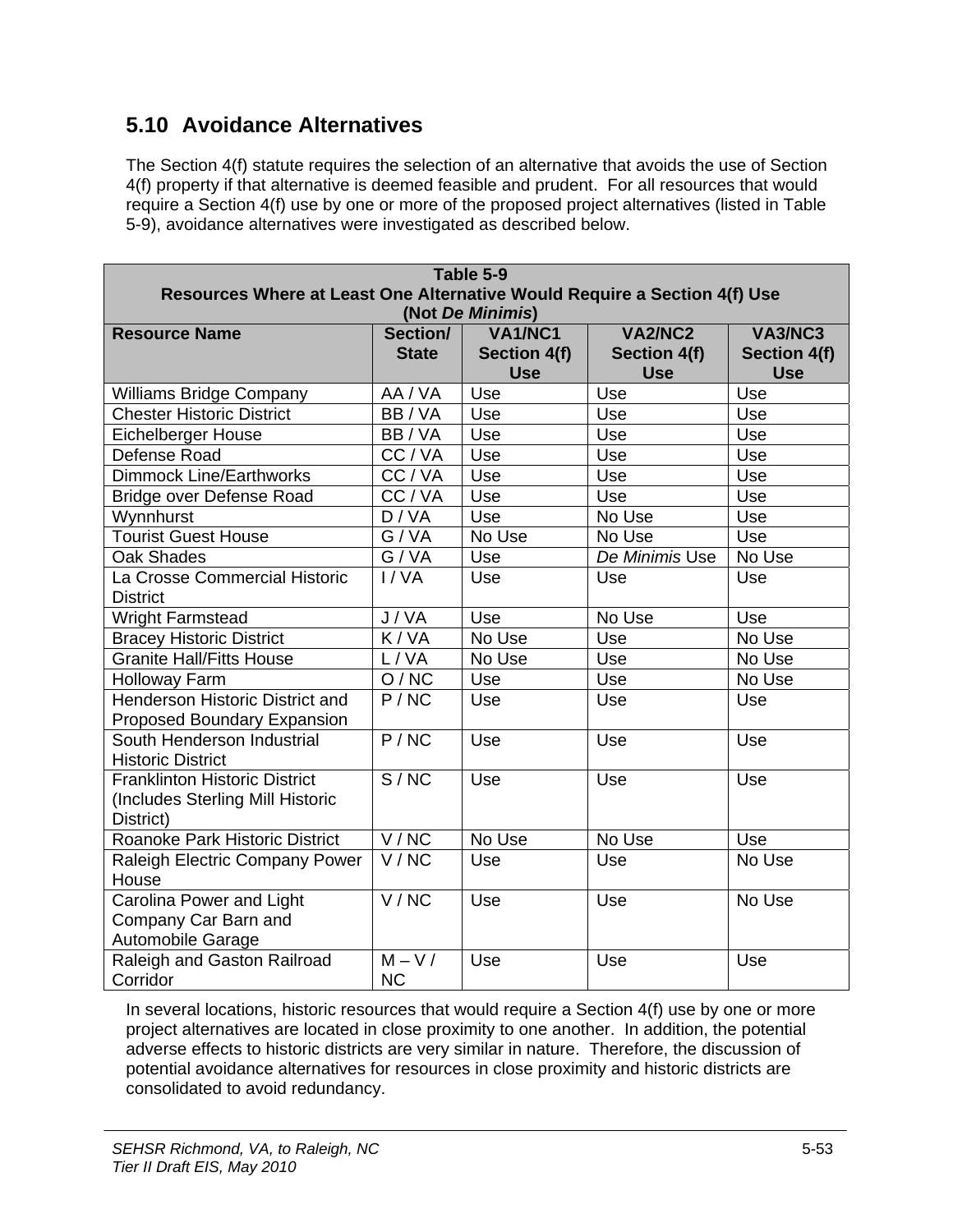## 5.10 Avoidance Alternatives

The Section 4(f) statute requires the selection of an alternative that avoids the use of Section 4(f) property if that alternative is deemed feasible and prudent. For all resources that would require a Section 4(f) use by one or more of the proposed project alternatives (listed in Table 5-9), avoidance alternatives were investigated as described below.

**Table 5-9**
**Resources Where at Least One Alternative Would Require a Section 4(f) Use (Not *De Minimis*)**

| Resource Name | Section/ State | VA1/NC1 Section 4(f) Use | VA2/NC2 Section 4(f) Use | VA3/NC3 Section 4(f) Use |
|---|---|---|---|---|
| Williams Bridge Company | AA / VA | Use | Use | Use |
| Chester Historic District | BB / VA | Use | Use | Use |
| Eichelberger House | BB / VA | Use | Use | Use |
| Defense Road | CC / VA | Use | Use | Use |
| Dimmock Line/Earthworks | CC / VA | Use | Use | Use |
| Bridge over Defense Road | CC / VA | Use | Use | Use |
| Wynnhurst | D / VA | Use | No Use | Use |
| Tourist Guest House | G / VA | No Use | No Use | Use |
| Oak Shades | G / VA | Use | *De Minimis* Use | No Use |
| La Crosse Commercial Historic District | I / VA | Use | Use | Use |
| Wright Farmstead | J / VA | Use | No Use | Use |
| Bracey Historic District | K / VA | No Use | Use | No Use |
| Granite Hall/Fitts House | L / VA | No Use | Use | No Use |
| Holloway Farm | O / NC | Use | Use | No Use |
| Henderson Historic District and Proposed Boundary Expansion | P / NC | Use | Use | Use |
| South Henderson Industrial Historic District | P / NC | Use | Use | Use |
| Franklinton Historic District (Includes Sterling Mill Historic District) | S / NC | Use | Use | Use |
| Roanoke Park Historic District | V / NC | No Use | No Use | Use |
| Raleigh Electric Company Power House | V / NC | Use | Use | No Use |
| Carolina Power and Light Company Car Barn and Automobile Garage | V / NC | Use | Use | No Use |
| Raleigh and Gaston Railroad Corridor | M – V / NC | Use | Use | Use |

In several locations, historic resources that would require a Section 4(f) use by one or more project alternatives are located in close proximity to one another. In addition, the potential adverse effects to historic districts are very similar in nature. Therefore, the discussion of potential avoidance alternatives for resources in close proximity and historic districts are consolidated to avoid redundancy.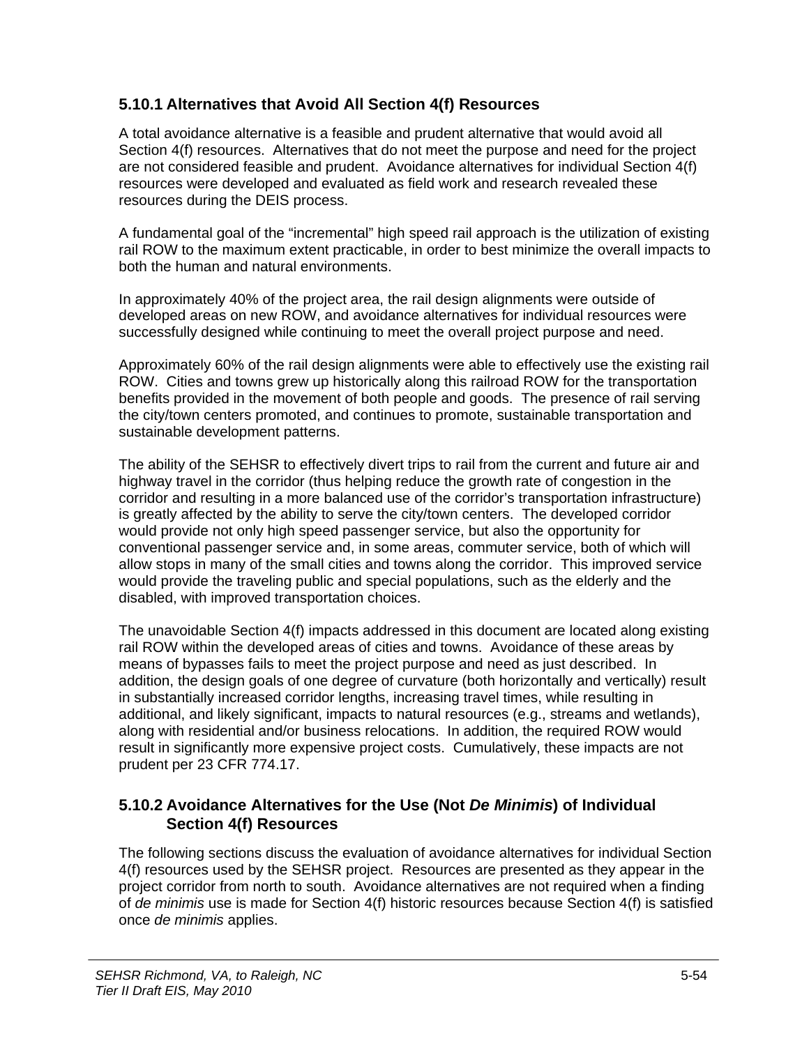### 5.10.1 Alternatives that Avoid All Section 4(f) Resources

A total avoidance alternative is a feasible and prudent alternative that would avoid all Section 4(f) resources. Alternatives that do not meet the purpose and need for the project are not considered feasible and prudent. Avoidance alternatives for individual Section 4(f) resources were developed and evaluated as field work and research revealed these resources during the DEIS process.

A fundamental goal of the "incremental" high speed rail approach is the utilization of existing rail ROW to the maximum extent practicable, in order to best minimize the overall impacts to both the human and natural environments.

In approximately 40% of the project area, the rail design alignments were outside of developed areas on new ROW, and avoidance alternatives for individual resources were successfully designed while continuing to meet the overall project purpose and need.

Approximately 60% of the rail design alignments were able to effectively use the existing rail ROW. Cities and towns grew up historically along this railroad ROW for the transportation benefits provided in the movement of both people and goods. The presence of rail serving the city/town centers promoted, and continues to promote, sustainable transportation and sustainable development patterns.

The ability of the SEHSR to effectively divert trips to rail from the current and future air and highway travel in the corridor (thus helping reduce the growth rate of congestion in the corridor and resulting in a more balanced use of the corridor's transportation infrastructure) is greatly affected by the ability to serve the city/town centers. The developed corridor would provide not only high speed passenger service, but also the opportunity for conventional passenger service and, in some areas, commuter service, both of which will allow stops in many of the small cities and towns along the corridor. This improved service would provide the traveling public and special populations, such as the elderly and the disabled, with improved transportation choices.

The unavoidable Section 4(f) impacts addressed in this document are located along existing rail ROW within the developed areas of cities and towns. Avoidance of these areas by means of bypasses fails to meet the project purpose and need as just described. In addition, the design goals of one degree of curvature (both horizontally and vertically) result in substantially increased corridor lengths, increasing travel times, while resulting in additional, and likely significant, impacts to natural resources (e.g., streams and wetlands), along with residential and/or business relocations. In addition, the required ROW would result in significantly more expensive project costs. Cumulatively, these impacts are not prudent per 23 CFR 774.17.

### 5.10.2 Avoidance Alternatives for the Use (Not *De Minimis*) of Individual Section 4(f) Resources

The following sections discuss the evaluation of avoidance alternatives for individual Section 4(f) resources used by the SEHSR project. Resources are presented as they appear in the project corridor from north to south. Avoidance alternatives are not required when a finding of *de minimis* use is made for Section 4(f) historic resources because Section 4(f) is satisfied once *de minimis* applies.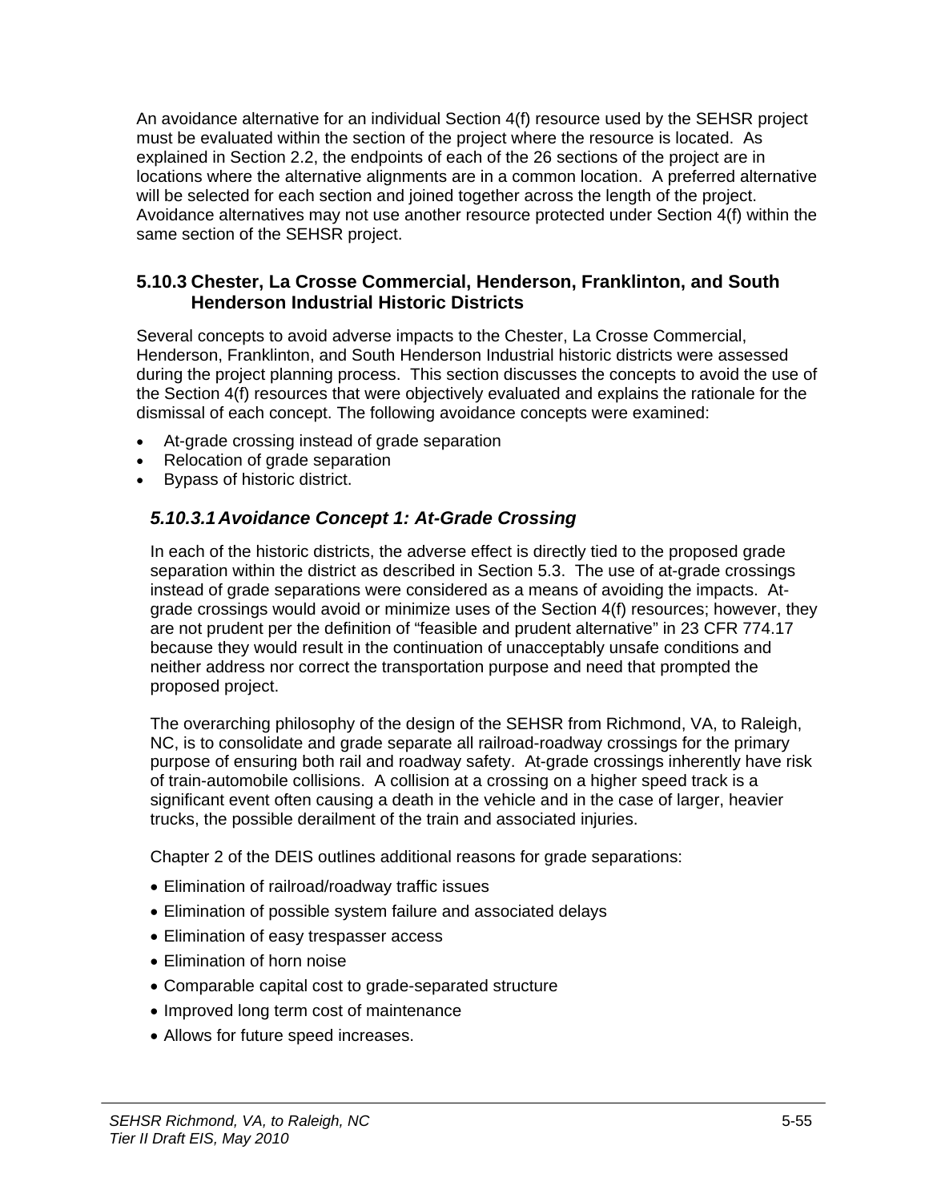An avoidance alternative for an individual Section 4(f) resource used by the SEHSR project must be evaluated within the section of the project where the resource is located. As explained in Section 2.2, the endpoints of each of the 26 sections of the project are in locations where the alternative alignments are in a common location. A preferred alternative will be selected for each section and joined together across the length of the project. Avoidance alternatives may not use another resource protected under Section 4(f) within the same section of the SEHSR project.

### 5.10.3 Chester, La Crosse Commercial, Henderson, Franklinton, and South Henderson Industrial Historic Districts

Several concepts to avoid adverse impacts to the Chester, La Crosse Commercial, Henderson, Franklinton, and South Henderson Industrial historic districts were assessed during the project planning process. This section discusses the concepts to avoid the use of the Section 4(f) resources that were objectively evaluated and explains the rationale for the dismissal of each concept. The following avoidance concepts were examined:

- At-grade crossing instead of grade separation
- Relocation of grade separation
- Bypass of historic district.

#### *5.10.3.1 Avoidance Concept 1: At-Grade Crossing*

In each of the historic districts, the adverse effect is directly tied to the proposed grade separation within the district as described in Section 5.3. The use of at-grade crossings instead of grade separations were considered as a means of avoiding the impacts. At-grade crossings would avoid or minimize uses of the Section 4(f) resources; however, they are not prudent per the definition of “feasible and prudent alternative” in 23 CFR 774.17 because they would result in the continuation of unacceptably unsafe conditions and neither address nor correct the transportation purpose and need that prompted the proposed project.

The overarching philosophy of the design of the SEHSR from Richmond, VA, to Raleigh, NC, is to consolidate and grade separate all railroad-roadway crossings for the primary purpose of ensuring both rail and roadway safety. At-grade crossings inherently have risk of train-automobile collisions. A collision at a crossing on a higher speed track is a significant event often causing a death in the vehicle and in the case of larger, heavier trucks, the possible derailment of the train and associated injuries.

Chapter 2 of the DEIS outlines additional reasons for grade separations:

- Elimination of railroad/roadway traffic issues
- Elimination of possible system failure and associated delays
- Elimination of easy trespasser access
- Elimination of horn noise
- Comparable capital cost to grade-separated structure
- Improved long term cost of maintenance
- Allows for future speed increases.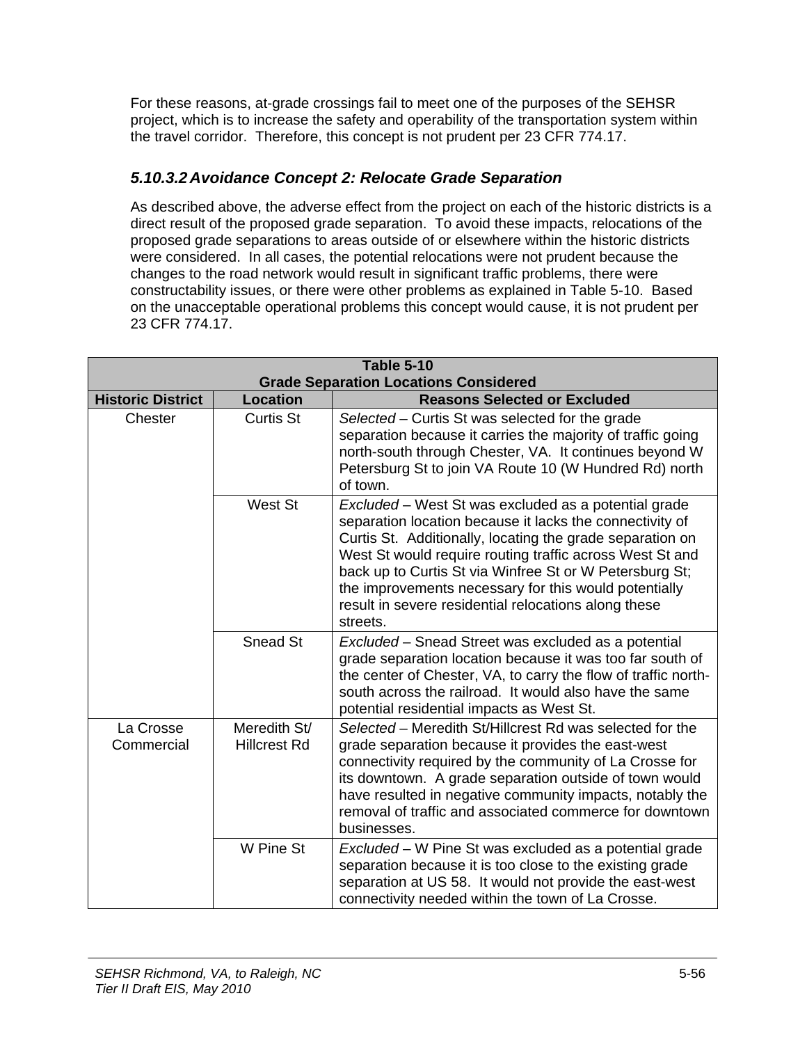For these reasons, at-grade crossings fail to meet one of the purposes of the SEHSR project, which is to increase the safety and operability of the transportation system within the travel corridor. Therefore, this concept is not prudent per 23 CFR 774.17.

#### *5.10.3.2 Avoidance Concept 2: Relocate Grade Separation*

As described above, the adverse effect from the project on each of the historic districts is a direct result of the proposed grade separation. To avoid these impacts, relocations of the proposed grade separations to areas outside of or elsewhere within the historic districts were considered. In all cases, the potential relocations were not prudent because the changes to the road network would result in significant traffic problems, there were constructability issues, or there were other problems as explained in Table 5-10. Based on the unacceptable operational problems this concept would cause, it is not prudent per 23 CFR 774.17.

**Table 5-10**
**Grade Separation Locations Considered**

| Historic District | Location | Reasons Selected or Excluded |
|---|---|---|
| Chester | Curtis St | *Selected* – Curtis St was selected for the grade separation because it carries the majority of traffic going north-south through Chester, VA. It continues beyond W Petersburg St to join VA Route 10 (W Hundred Rd) north of town. |
| | West St | *Excluded* – West St was excluded as a potential grade separation location because it lacks the connectivity of Curtis St. Additionally, locating the grade separation on West St would require routing traffic across West St and back up to Curtis St via Winfree St or W Petersburg St; the improvements necessary for this would potentially result in severe residential relocations along these streets. |
| | Snead St | *Excluded* – Snead Street was excluded as a potential grade separation location because it was too far south of the center of Chester, VA, to carry the flow of traffic north-south across the railroad. It would also have the same potential residential impacts as West St. |
| La Crosse Commercial | Meredith St/ Hillcrest Rd | *Selected* – Meredith St/Hillcrest Rd was selected for the grade separation because it provides the east-west connectivity required by the community of La Crosse for its downtown. A grade separation outside of town would have resulted in negative community impacts, notably the removal of traffic and associated commerce for downtown businesses. |
| | W Pine St | *Excluded* – W Pine St was excluded as a potential grade separation because it is too close to the existing grade separation at US 58. It would not provide the east-west connectivity needed within the town of La Crosse. |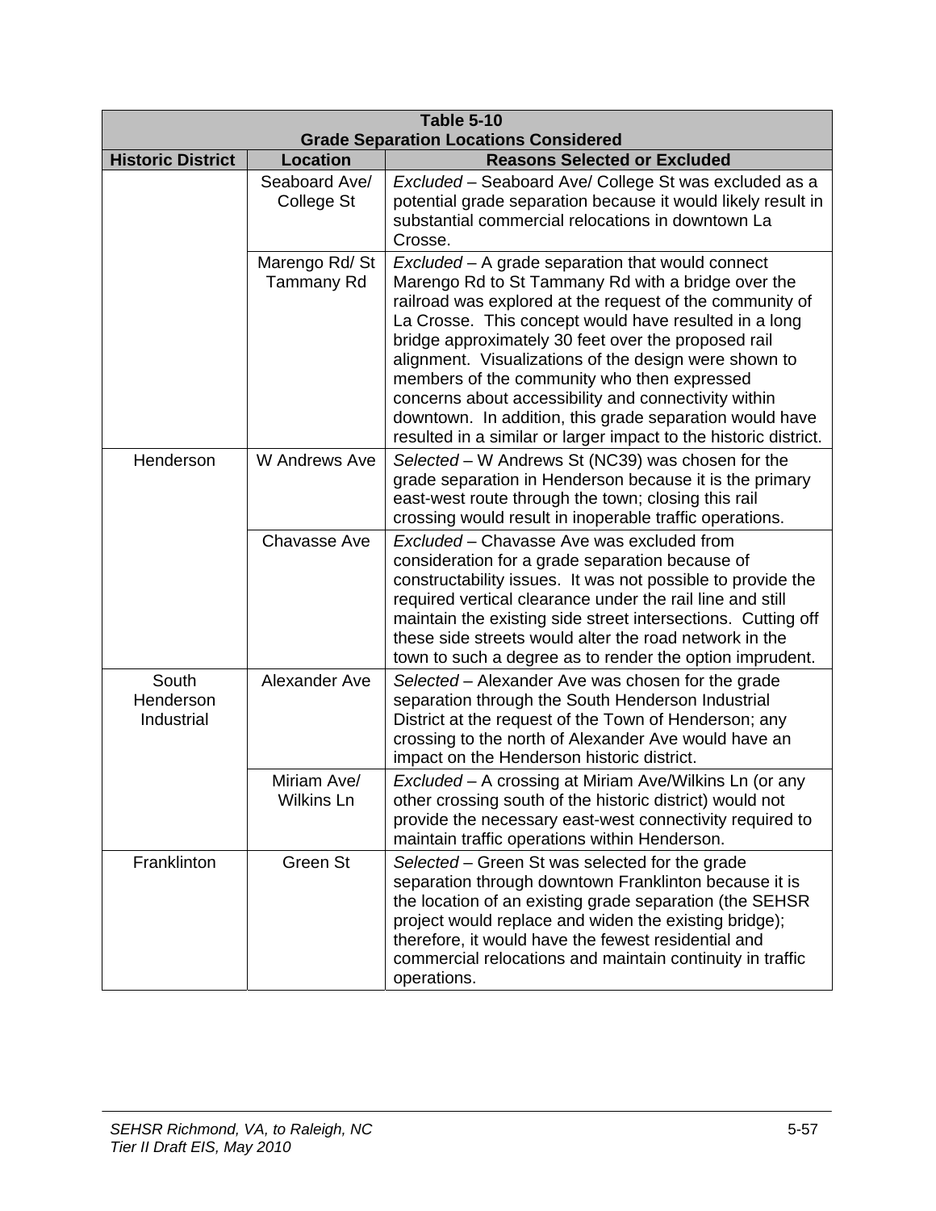| Table 5-10<br>Grade Separation Locations Considered | | |
|---|---|---|
| **Historic District** | **Location** | **Reasons Selected or Excluded** |
| | Seaboard Ave/ College St | *Excluded* – Seaboard Ave/ College St was excluded as a potential grade separation because it would likely result in substantial commercial relocations in downtown La Crosse. |
| | Marengo Rd/ St Tammany Rd | *Excluded* – A grade separation that would connect Marengo Rd to St Tammany Rd with a bridge over the railroad was explored at the request of the community of La Crosse. This concept would have resulted in a long bridge approximately 30 feet over the proposed rail alignment. Visualizations of the design were shown to members of the community who then expressed concerns about accessibility and connectivity within downtown. In addition, this grade separation would have resulted in a similar or larger impact to the historic district. |
| Henderson | W Andrews Ave | *Selected* – W Andrews St (NC39) was chosen for the grade separation in Henderson because it is the primary east-west route through the town; closing this rail crossing would result in inoperable traffic operations. |
| | Chavasse Ave | *Excluded* – Chavasse Ave was excluded from consideration for a grade separation because of constructability issues. It was not possible to provide the required vertical clearance under the rail line and still maintain the existing side street intersections. Cutting off these side streets would alter the road network in the town to such a degree as to render the option imprudent. |
| South Henderson Industrial | Alexander Ave | *Selected* – Alexander Ave was chosen for the grade separation through the South Henderson Industrial District at the request of the Town of Henderson; any crossing to the north of Alexander Ave would have an impact on the Henderson historic district. |
| | Miriam Ave/ Wilkins Ln | *Excluded* – A crossing at Miriam Ave/Wilkins Ln (or any other crossing south of the historic district) would not provide the necessary east-west connectivity required to maintain traffic operations within Henderson. |
| Franklinton | Green St | *Selected* – Green St was selected for the grade separation through downtown Franklinton because it is the location of an existing grade separation (the SEHSR project would replace and widen the existing bridge); therefore, it would have the fewest residential and commercial relocations and maintain continuity in traffic operations. |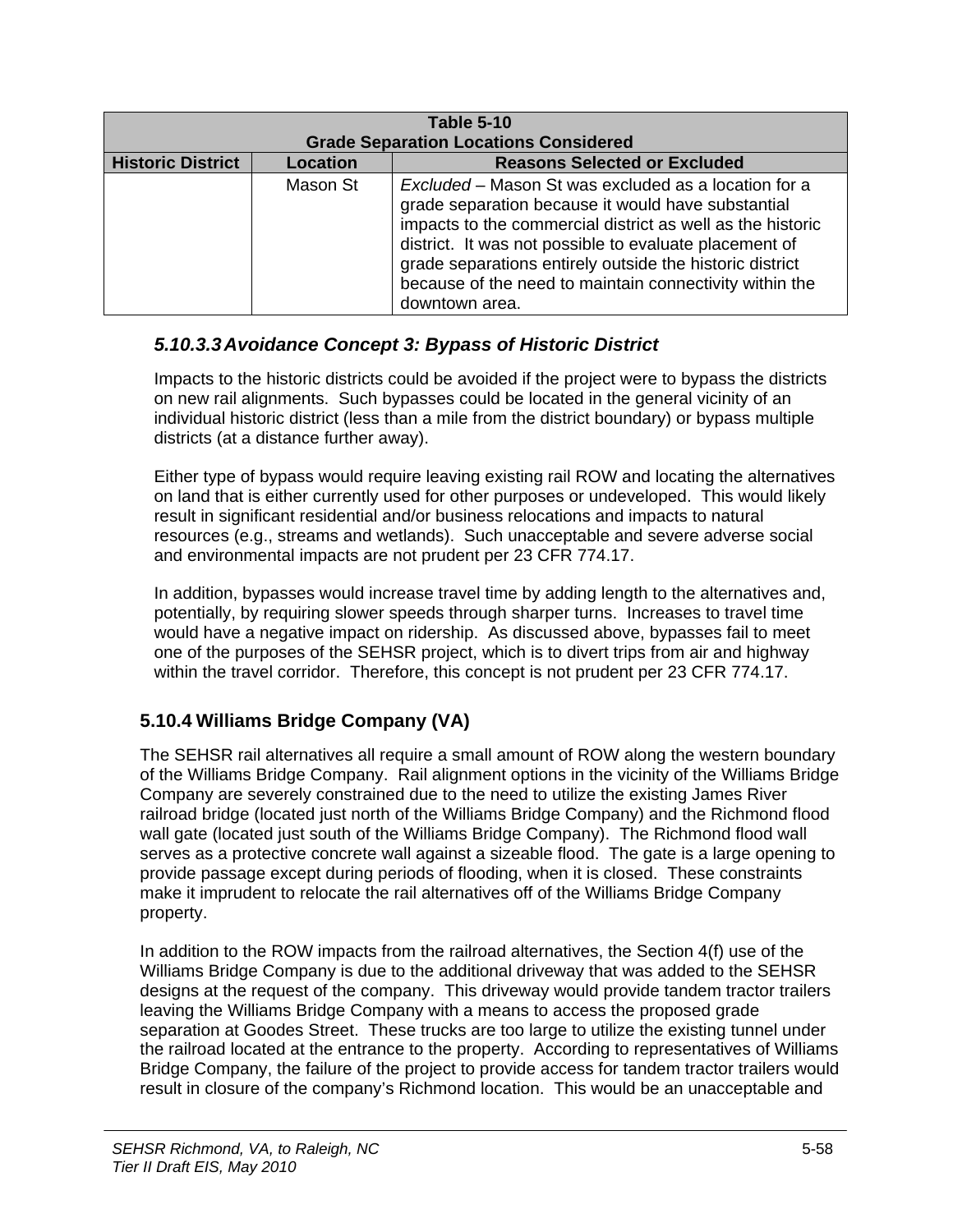| Table 5-10<br>Grade Separation Locations Considered | | |
|---|---|---|
| **Historic District** | **Location** | **Reasons Selected or Excluded** |
| | Mason St | *Excluded* – Mason St was excluded as a location for a grade separation because it would have substantial impacts to the commercial district as well as the historic district. It was not possible to evaluate placement of grade separations entirely outside the historic district because of the need to maintain connectivity within the downtown area. |

#### *5.10.3.3 Avoidance Concept 3: Bypass of Historic District*

Impacts to the historic districts could be avoided if the project were to bypass the districts on new rail alignments. Such bypasses could be located in the general vicinity of an individual historic district (less than a mile from the district boundary) or bypass multiple districts (at a distance further away).

Either type of bypass would require leaving existing rail ROW and locating the alternatives on land that is either currently used for other purposes or undeveloped. This would likely result in significant residential and/or business relocations and impacts to natural resources (e.g., streams and wetlands). Such unacceptable and severe adverse social and environmental impacts are not prudent per 23 CFR 774.17.

In addition, bypasses would increase travel time by adding length to the alternatives and, potentially, by requiring slower speeds through sharper turns. Increases to travel time would have a negative impact on ridership. As discussed above, bypasses fail to meet one of the purposes of the SEHSR project, which is to divert trips from air and highway within the travel corridor. Therefore, this concept is not prudent per 23 CFR 774.17.

### 5.10.4 Williams Bridge Company (VA)

The SEHSR rail alternatives all require a small amount of ROW along the western boundary of the Williams Bridge Company. Rail alignment options in the vicinity of the Williams Bridge Company are severely constrained due to the need to utilize the existing James River railroad bridge (located just north of the Williams Bridge Company) and the Richmond flood wall gate (located just south of the Williams Bridge Company). The Richmond flood wall serves as a protective concrete wall against a sizeable flood. The gate is a large opening to provide passage except during periods of flooding, when it is closed. These constraints make it imprudent to relocate the rail alternatives off of the Williams Bridge Company property.

In addition to the ROW impacts from the railroad alternatives, the Section 4(f) use of the Williams Bridge Company is due to the additional driveway that was added to the SEHSR designs at the request of the company. This driveway would provide tandem tractor trailers leaving the Williams Bridge Company with a means to access the proposed grade separation at Goodes Street. These trucks are too large to utilize the existing tunnel under the railroad located at the entrance to the property. According to representatives of Williams Bridge Company, the failure of the project to provide access for tandem tractor trailers would result in closure of the company's Richmond location. This would be an unacceptable and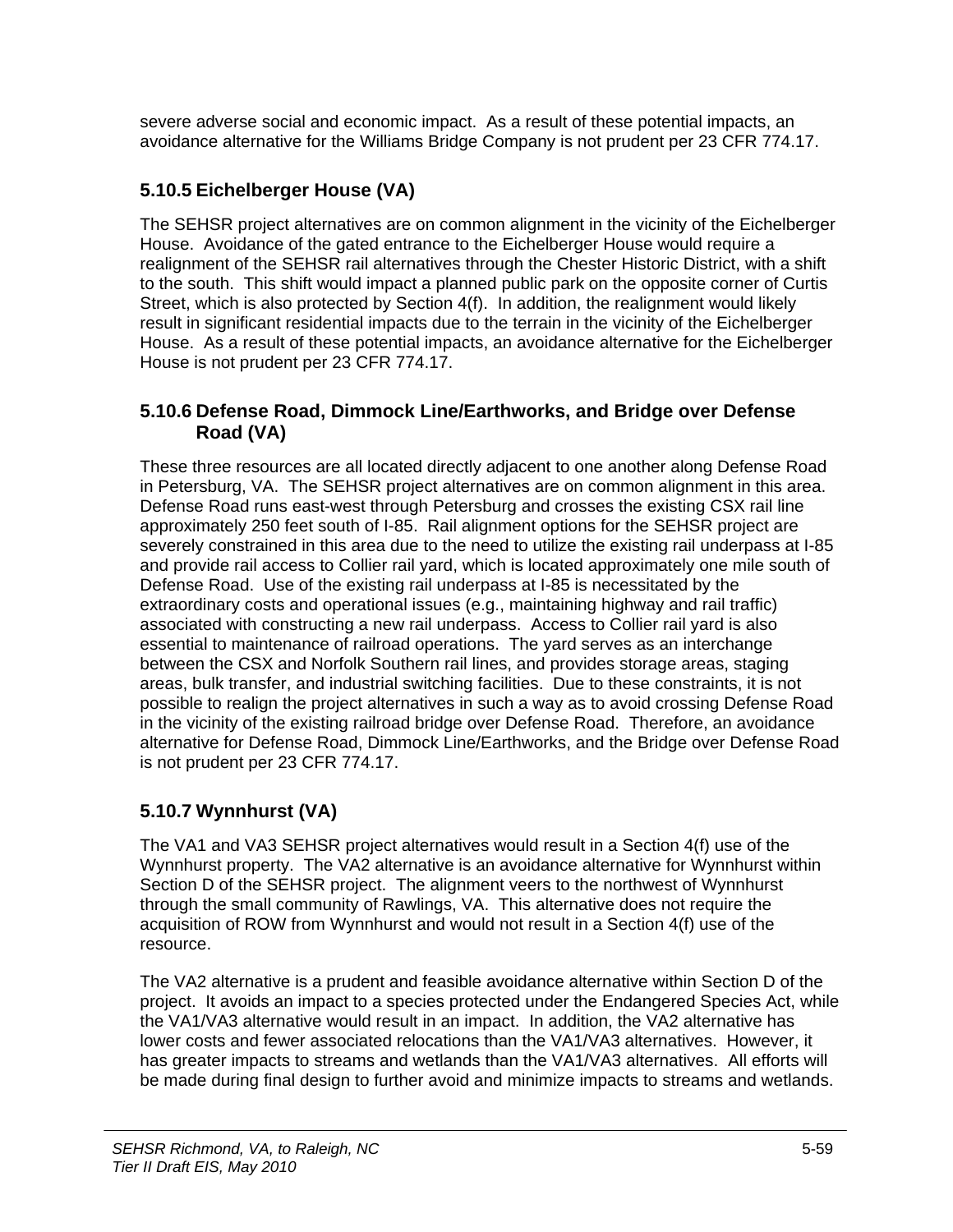severe adverse social and economic impact.  As a result of these potential impacts, an avoidance alternative for the Williams Bridge Company is not prudent per 23 CFR 774.17.

### 5.10.5 Eichelberger House (VA)

The SEHSR project alternatives are on common alignment in the vicinity of the Eichelberger House.  Avoidance of the gated entrance to the Eichelberger House would require a realignment of the SEHSR rail alternatives through the Chester Historic District, with a shift to the south.  This shift would impact a planned public park on the opposite corner of Curtis Street, which is also protected by Section 4(f).  In addition, the realignment would likely result in significant residential impacts due to the terrain in the vicinity of the Eichelberger House.  As a result of these potential impacts, an avoidance alternative for the Eichelberger House is not prudent per 23 CFR 774.17.

### 5.10.6 Defense Road, Dimmock Line/Earthworks, and Bridge over Defense Road (VA)

These three resources are all located directly adjacent to one another along Defense Road in Petersburg, VA.  The SEHSR project alternatives are on common alignment in this area.  Defense Road runs east-west through Petersburg and crosses the existing CSX rail line approximately 250 feet south of I-85.  Rail alignment options for the SEHSR project are severely constrained in this area due to the need to utilize the existing rail underpass at I-85 and provide rail access to Collier rail yard, which is located approximately one mile south of Defense Road.  Use of the existing rail underpass at I-85 is necessitated by the extraordinary costs and operational issues (e.g., maintaining highway and rail traffic) associated with constructing a new rail underpass.  Access to Collier rail yard is also essential to maintenance of railroad operations.  The yard serves as an interchange between the CSX and Norfolk Southern rail lines, and provides storage areas, staging areas, bulk transfer, and industrial switching facilities.  Due to these constraints, it is not possible to realign the project alternatives in such a way as to avoid crossing Defense Road in the vicinity of the existing railroad bridge over Defense Road.  Therefore, an avoidance alternative for Defense Road, Dimmock Line/Earthworks, and the Bridge over Defense Road is not prudent per 23 CFR 774.17.

### 5.10.7 Wynnhurst (VA)

The VA1 and VA3 SEHSR project alternatives would result in a Section 4(f) use of the Wynnhurst property.  The VA2 alternative is an avoidance alternative for Wynnhurst within Section D of the SEHSR project.  The alignment veers to the northwest of Wynnhurst through the small community of Rawlings, VA.  This alternative does not require the acquisition of ROW from Wynnhurst and would not result in a Section 4(f) use of the resource.

The VA2 alternative is a prudent and feasible avoidance alternative within Section D of the project.  It avoids an impact to a species protected under the Endangered Species Act, while the VA1/VA3 alternative would result in an impact.  In addition, the VA2 alternative has lower costs and fewer associated relocations than the VA1/VA3 alternatives.  However, it has greater impacts to streams and wetlands than the VA1/VA3 alternatives.  All efforts will be made during final design to further avoid and minimize impacts to streams and wetlands.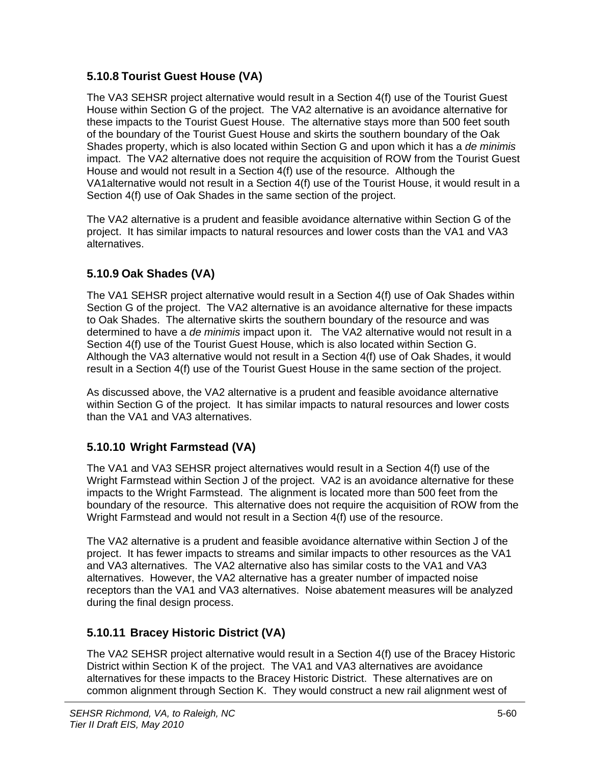### 5.10.8 Tourist Guest House (VA)

The VA3 SEHSR project alternative would result in a Section 4(f) use of the Tourist Guest House within Section G of the project. The VA2 alternative is an avoidance alternative for these impacts to the Tourist Guest House. The alternative stays more than 500 feet south of the boundary of the Tourist Guest House and skirts the southern boundary of the Oak Shades property, which is also located within Section G and upon which it has a *de minimis* impact. The VA2 alternative does not require the acquisition of ROW from the Tourist Guest House and would not result in a Section 4(f) use of the resource. Although the VA1alternative would not result in a Section 4(f) use of the Tourist House, it would result in a Section 4(f) use of Oak Shades in the same section of the project.

The VA2 alternative is a prudent and feasible avoidance alternative within Section G of the project. It has similar impacts to natural resources and lower costs than the VA1 and VA3 alternatives.

### 5.10.9 Oak Shades (VA)

The VA1 SEHSR project alternative would result in a Section 4(f) use of Oak Shades within Section G of the project. The VA2 alternative is an avoidance alternative for these impacts to Oak Shades. The alternative skirts the southern boundary of the resource and was determined to have a *de minimis* impact upon it. The VA2 alternative would not result in a Section 4(f) use of the Tourist Guest House, which is also located within Section G. Although the VA3 alternative would not result in a Section 4(f) use of Oak Shades, it would result in a Section 4(f) use of the Tourist Guest House in the same section of the project.

As discussed above, the VA2 alternative is a prudent and feasible avoidance alternative within Section G of the project. It has similar impacts to natural resources and lower costs than the VA1 and VA3 alternatives.

### 5.10.10 Wright Farmstead (VA)

The VA1 and VA3 SEHSR project alternatives would result in a Section 4(f) use of the Wright Farmstead within Section J of the project. VA2 is an avoidance alternative for these impacts to the Wright Farmstead. The alignment is located more than 500 feet from the boundary of the resource. This alternative does not require the acquisition of ROW from the Wright Farmstead and would not result in a Section 4(f) use of the resource.

The VA2 alternative is a prudent and feasible avoidance alternative within Section J of the project. It has fewer impacts to streams and similar impacts to other resources as the VA1 and VA3 alternatives. The VA2 alternative also has similar costs to the VA1 and VA3 alternatives. However, the VA2 alternative has a greater number of impacted noise receptors than the VA1 and VA3 alternatives. Noise abatement measures will be analyzed during the final design process.

### 5.10.11 Bracey Historic District (VA)

The VA2 SEHSR project alternative would result in a Section 4(f) use of the Bracey Historic District within Section K of the project. The VA1 and VA3 alternatives are avoidance alternatives for these impacts to the Bracey Historic District. These alternatives are on common alignment through Section K. They would construct a new rail alignment west of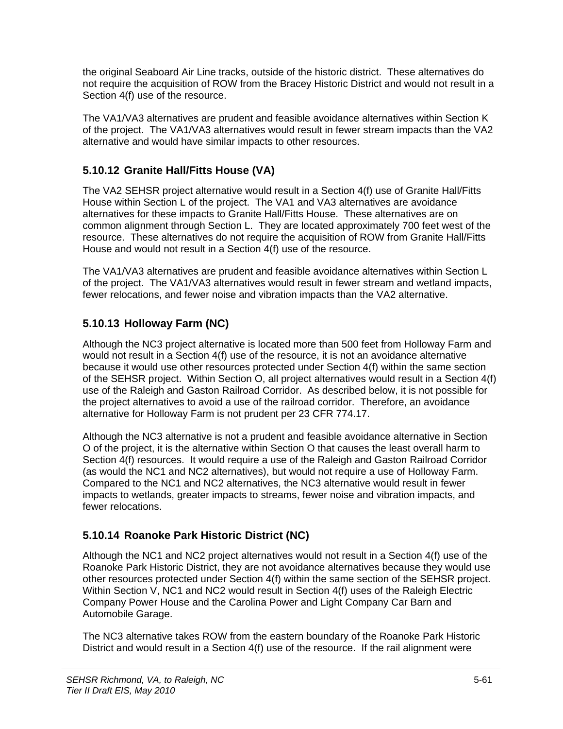the original Seaboard Air Line tracks, outside of the historic district. These alternatives do not require the acquisition of ROW from the Bracey Historic District and would not result in a Section 4(f) use of the resource.

The VA1/VA3 alternatives are prudent and feasible avoidance alternatives within Section K of the project. The VA1/VA3 alternatives would result in fewer stream impacts than the VA2 alternative and would have similar impacts to other resources.

### 5.10.12 Granite Hall/Fitts House (VA)

The VA2 SEHSR project alternative would result in a Section 4(f) use of Granite Hall/Fitts House within Section L of the project. The VA1 and VA3 alternatives are avoidance alternatives for these impacts to Granite Hall/Fitts House. These alternatives are on common alignment through Section L. They are located approximately 700 feet west of the resource. These alternatives do not require the acquisition of ROW from Granite Hall/Fitts House and would not result in a Section 4(f) use of the resource.

The VA1/VA3 alternatives are prudent and feasible avoidance alternatives within Section L of the project. The VA1/VA3 alternatives would result in fewer stream and wetland impacts, fewer relocations, and fewer noise and vibration impacts than the VA2 alternative.

### 5.10.13 Holloway Farm (NC)

Although the NC3 project alternative is located more than 500 feet from Holloway Farm and would not result in a Section 4(f) use of the resource, it is not an avoidance alternative because it would use other resources protected under Section 4(f) within the same section of the SEHSR project. Within Section O, all project alternatives would result in a Section 4(f) use of the Raleigh and Gaston Railroad Corridor. As described below, it is not possible for the project alternatives to avoid a use of the railroad corridor. Therefore, an avoidance alternative for Holloway Farm is not prudent per 23 CFR 774.17.

Although the NC3 alternative is not a prudent and feasible avoidance alternative in Section O of the project, it is the alternative within Section O that causes the least overall harm to Section 4(f) resources. It would require a use of the Raleigh and Gaston Railroad Corridor (as would the NC1 and NC2 alternatives), but would not require a use of Holloway Farm. Compared to the NC1 and NC2 alternatives, the NC3 alternative would result in fewer impacts to wetlands, greater impacts to streams, fewer noise and vibration impacts, and fewer relocations.

### 5.10.14 Roanoke Park Historic District (NC)

Although the NC1 and NC2 project alternatives would not result in a Section 4(f) use of the Roanoke Park Historic District, they are not avoidance alternatives because they would use other resources protected under Section 4(f) within the same section of the SEHSR project. Within Section V, NC1 and NC2 would result in Section 4(f) uses of the Raleigh Electric Company Power House and the Carolina Power and Light Company Car Barn and Automobile Garage.

The NC3 alternative takes ROW from the eastern boundary of the Roanoke Park Historic District and would result in a Section 4(f) use of the resource. If the rail alignment were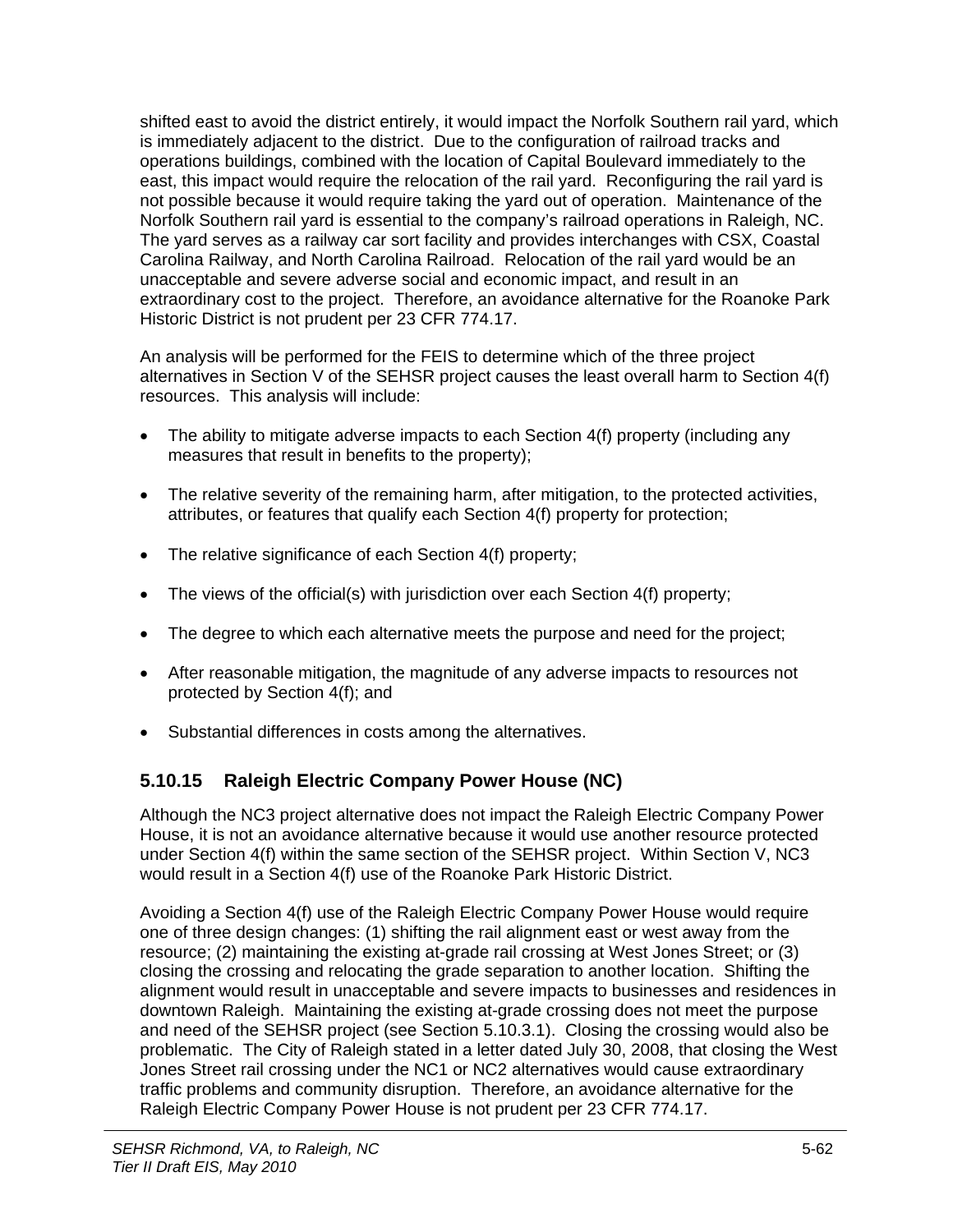shifted east to avoid the district entirely, it would impact the Norfolk Southern rail yard, which is immediately adjacent to the district. Due to the configuration of railroad tracks and operations buildings, combined with the location of Capital Boulevard immediately to the east, this impact would require the relocation of the rail yard. Reconfiguring the rail yard is not possible because it would require taking the yard out of operation. Maintenance of the Norfolk Southern rail yard is essential to the company's railroad operations in Raleigh, NC. The yard serves as a railway car sort facility and provides interchanges with CSX, Coastal Carolina Railway, and North Carolina Railroad. Relocation of the rail yard would be an unacceptable and severe adverse social and economic impact, and result in an extraordinary cost to the project. Therefore, an avoidance alternative for the Roanoke Park Historic District is not prudent per 23 CFR 774.17.

An analysis will be performed for the FEIS to determine which of the three project alternatives in Section V of the SEHSR project causes the least overall harm to Section 4(f) resources. This analysis will include:

- The ability to mitigate adverse impacts to each Section 4(f) property (including any measures that result in benefits to the property);
- The relative severity of the remaining harm, after mitigation, to the protected activities, attributes, or features that qualify each Section 4(f) property for protection;
- The relative significance of each Section 4(f) property;
- The views of the official(s) with jurisdiction over each Section 4(f) property;
- The degree to which each alternative meets the purpose and need for the project;
- After reasonable mitigation, the magnitude of any adverse impacts to resources not protected by Section 4(f); and
- Substantial differences in costs among the alternatives.

### 5.10.15 Raleigh Electric Company Power House (NC)

Although the NC3 project alternative does not impact the Raleigh Electric Company Power House, it is not an avoidance alternative because it would use another resource protected under Section 4(f) within the same section of the SEHSR project. Within Section V, NC3 would result in a Section 4(f) use of the Roanoke Park Historic District.

Avoiding a Section 4(f) use of the Raleigh Electric Company Power House would require one of three design changes: (1) shifting the rail alignment east or west away from the resource; (2) maintaining the existing at-grade rail crossing at West Jones Street; or (3) closing the crossing and relocating the grade separation to another location. Shifting the alignment would result in unacceptable and severe impacts to businesses and residences in downtown Raleigh. Maintaining the existing at-grade crossing does not meet the purpose and need of the SEHSR project (see Section 5.10.3.1). Closing the crossing would also be problematic. The City of Raleigh stated in a letter dated July 30, 2008, that closing the West Jones Street rail crossing under the NC1 or NC2 alternatives would cause extraordinary traffic problems and community disruption. Therefore, an avoidance alternative for the Raleigh Electric Company Power House is not prudent per 23 CFR 774.17.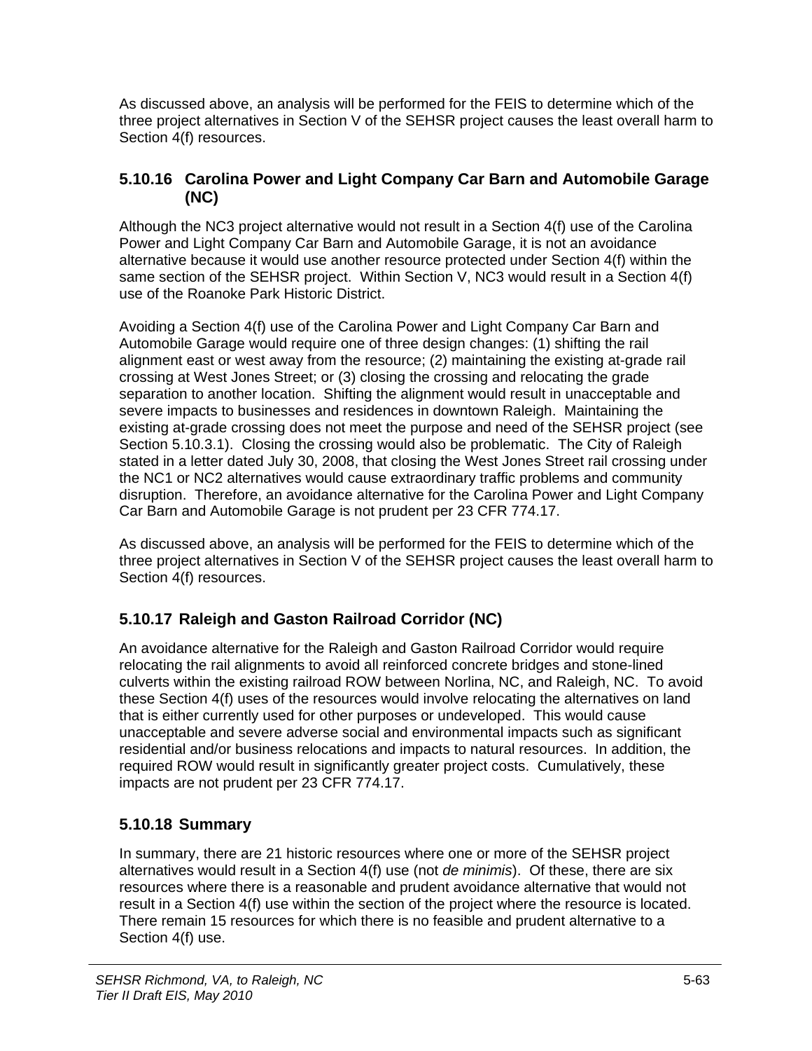As discussed above, an analysis will be performed for the FEIS to determine which of the three project alternatives in Section V of the SEHSR project causes the least overall harm to Section 4(f) resources.

### 5.10.16 Carolina Power and Light Company Car Barn and Automobile Garage (NC)

Although the NC3 project alternative would not result in a Section 4(f) use of the Carolina Power and Light Company Car Barn and Automobile Garage, it is not an avoidance alternative because it would use another resource protected under Section 4(f) within the same section of the SEHSR project. Within Section V, NC3 would result in a Section 4(f) use of the Roanoke Park Historic District.

Avoiding a Section 4(f) use of the Carolina Power and Light Company Car Barn and Automobile Garage would require one of three design changes: (1) shifting the rail alignment east or west away from the resource; (2) maintaining the existing at-grade rail crossing at West Jones Street; or (3) closing the crossing and relocating the grade separation to another location. Shifting the alignment would result in unacceptable and severe impacts to businesses and residences in downtown Raleigh. Maintaining the existing at-grade crossing does not meet the purpose and need of the SEHSR project (see Section 5.10.3.1). Closing the crossing would also be problematic. The City of Raleigh stated in a letter dated July 30, 2008, that closing the West Jones Street rail crossing under the NC1 or NC2 alternatives would cause extraordinary traffic problems and community disruption. Therefore, an avoidance alternative for the Carolina Power and Light Company Car Barn and Automobile Garage is not prudent per 23 CFR 774.17.

As discussed above, an analysis will be performed for the FEIS to determine which of the three project alternatives in Section V of the SEHSR project causes the least overall harm to Section 4(f) resources.

### 5.10.17 Raleigh and Gaston Railroad Corridor (NC)

An avoidance alternative for the Raleigh and Gaston Railroad Corridor would require relocating the rail alignments to avoid all reinforced concrete bridges and stone-lined culverts within the existing railroad ROW between Norlina, NC, and Raleigh, NC. To avoid these Section 4(f) uses of the resources would involve relocating the alternatives on land that is either currently used for other purposes or undeveloped. This would cause unacceptable and severe adverse social and environmental impacts such as significant residential and/or business relocations and impacts to natural resources. In addition, the required ROW would result in significantly greater project costs. Cumulatively, these impacts are not prudent per 23 CFR 774.17.

### 5.10.18 Summary

In summary, there are 21 historic resources where one or more of the SEHSR project alternatives would result in a Section 4(f) use (not *de minimis*). Of these, there are six resources where there is a reasonable and prudent avoidance alternative that would not result in a Section 4(f) use within the section of the project where the resource is located. There remain 15 resources for which there is no feasible and prudent alternative to a Section 4(f) use.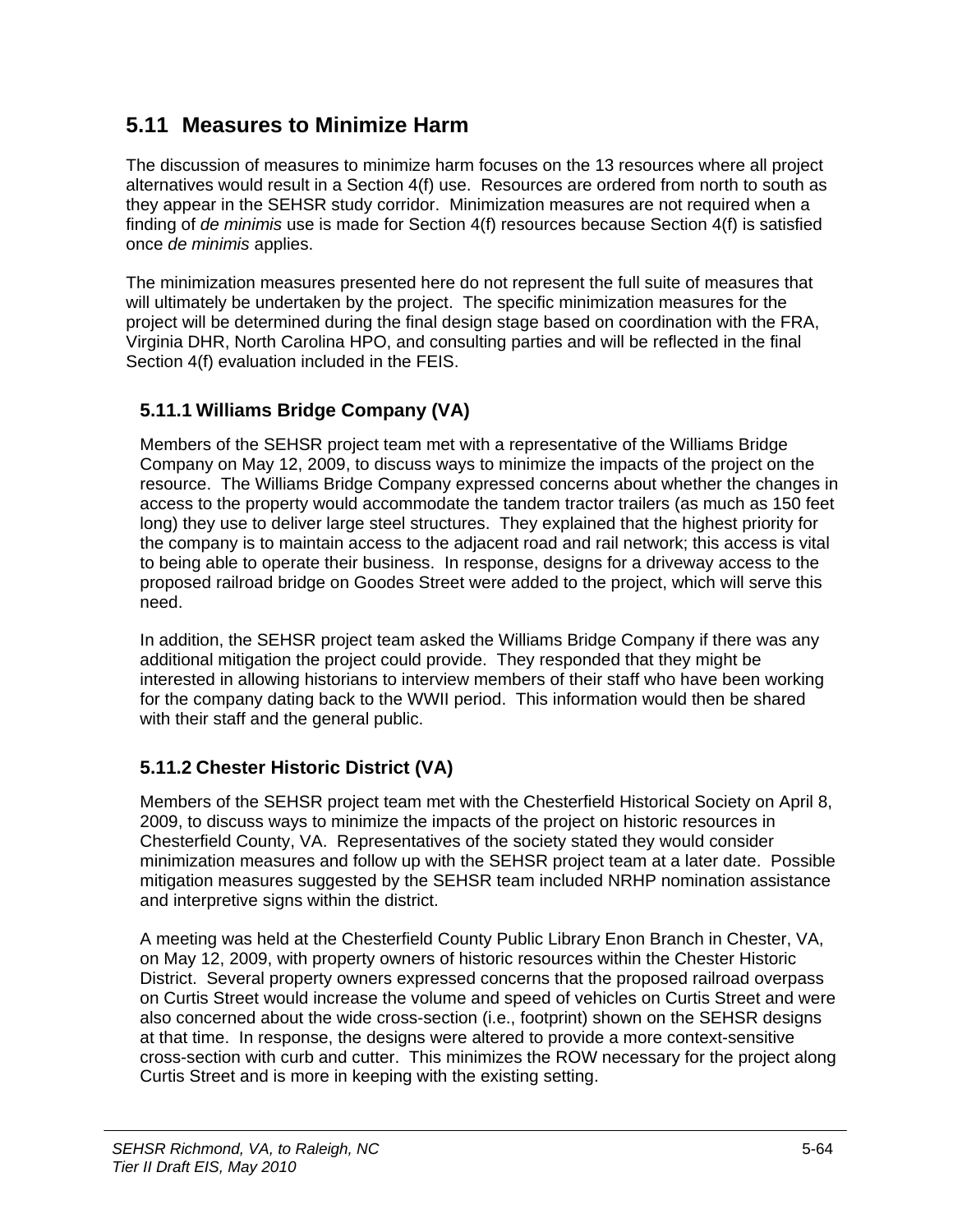## 5.11 Measures to Minimize Harm

The discussion of measures to minimize harm focuses on the 13 resources where all project alternatives would result in a Section 4(f) use. Resources are ordered from north to south as they appear in the SEHSR study corridor. Minimization measures are not required when a finding of *de minimis* use is made for Section 4(f) resources because Section 4(f) is satisfied once *de minimis* applies.

The minimization measures presented here do not represent the full suite of measures that will ultimately be undertaken by the project. The specific minimization measures for the project will be determined during the final design stage based on coordination with the FRA, Virginia DHR, North Carolina HPO, and consulting parties and will be reflected in the final Section 4(f) evaluation included in the FEIS.

### 5.11.1 Williams Bridge Company (VA)

Members of the SEHSR project team met with a representative of the Williams Bridge Company on May 12, 2009, to discuss ways to minimize the impacts of the project on the resource. The Williams Bridge Company expressed concerns about whether the changes in access to the property would accommodate the tandem tractor trailers (as much as 150 feet long) they use to deliver large steel structures. They explained that the highest priority for the company is to maintain access to the adjacent road and rail network; this access is vital to being able to operate their business. In response, designs for a driveway access to the proposed railroad bridge on Goodes Street were added to the project, which will serve this need.

In addition, the SEHSR project team asked the Williams Bridge Company if there was any additional mitigation the project could provide. They responded that they might be interested in allowing historians to interview members of their staff who have been working for the company dating back to the WWII period. This information would then be shared with their staff and the general public.

### 5.11.2 Chester Historic District (VA)

Members of the SEHSR project team met with the Chesterfield Historical Society on April 8, 2009, to discuss ways to minimize the impacts of the project on historic resources in Chesterfield County, VA. Representatives of the society stated they would consider minimization measures and follow up with the SEHSR project team at a later date. Possible mitigation measures suggested by the SEHSR team included NRHP nomination assistance and interpretive signs within the district.

A meeting was held at the Chesterfield County Public Library Enon Branch in Chester, VA, on May 12, 2009, with property owners of historic resources within the Chester Historic District. Several property owners expressed concerns that the proposed railroad overpass on Curtis Street would increase the volume and speed of vehicles on Curtis Street and were also concerned about the wide cross-section (i.e., footprint) shown on the SEHSR designs at that time. In response, the designs were altered to provide a more context-sensitive cross-section with curb and cutter. This minimizes the ROW necessary for the project along Curtis Street and is more in keeping with the existing setting.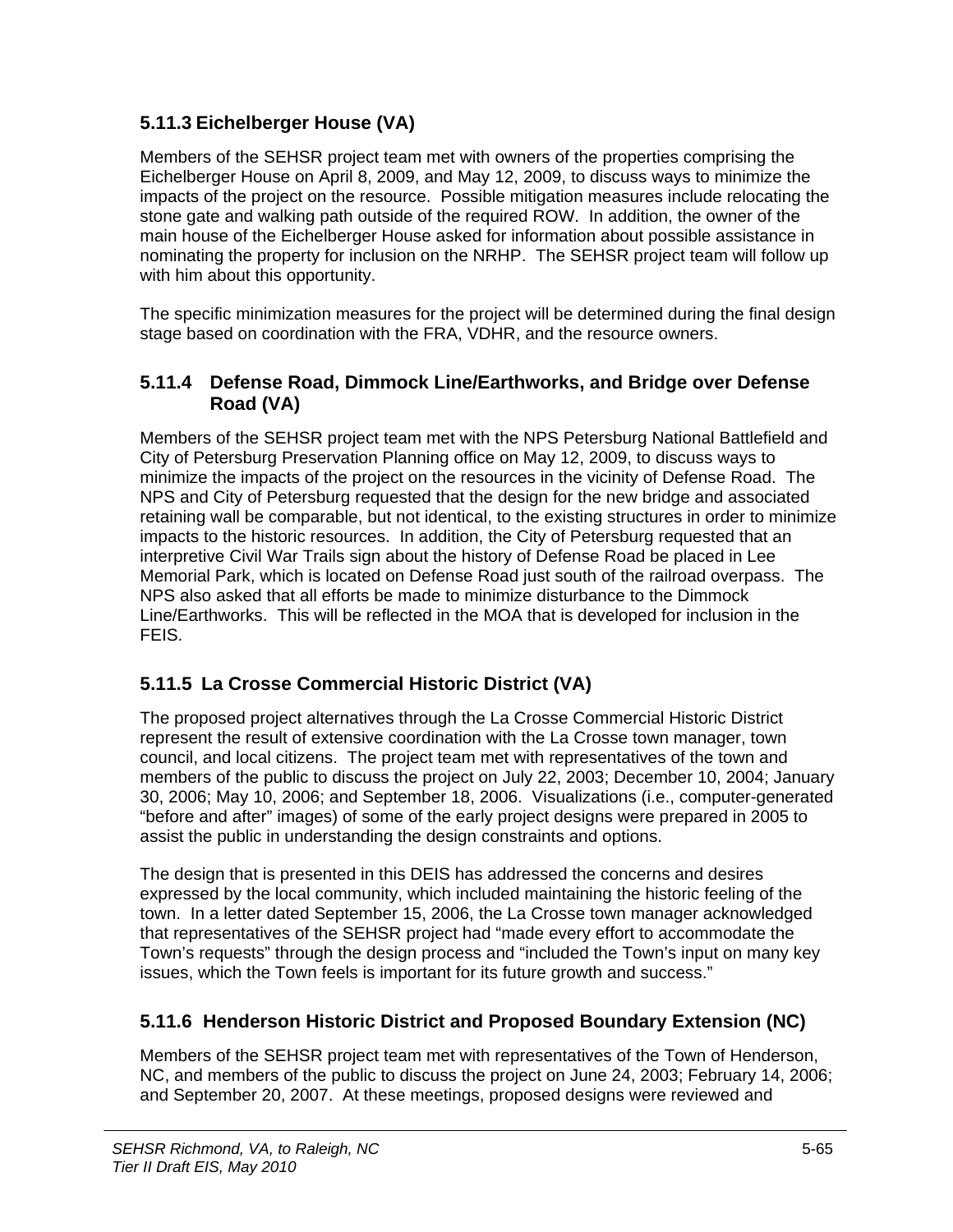### 5.11.3 Eichelberger House (VA)

Members of the SEHSR project team met with owners of the properties comprising the Eichelberger House on April 8, 2009, and May 12, 2009, to discuss ways to minimize the impacts of the project on the resource. Possible mitigation measures include relocating the stone gate and walking path outside of the required ROW. In addition, the owner of the main house of the Eichelberger House asked for information about possible assistance in nominating the property for inclusion on the NRHP. The SEHSR project team will follow up with him about this opportunity.

The specific minimization measures for the project will be determined during the final design stage based on coordination with the FRA, VDHR, and the resource owners.

### 5.11.4 Defense Road, Dimmock Line/Earthworks, and Bridge over Defense Road (VA)

Members of the SEHSR project team met with the NPS Petersburg National Battlefield and City of Petersburg Preservation Planning office on May 12, 2009, to discuss ways to minimize the impacts of the project on the resources in the vicinity of Defense Road. The NPS and City of Petersburg requested that the design for the new bridge and associated retaining wall be comparable, but not identical, to the existing structures in order to minimize impacts to the historic resources. In addition, the City of Petersburg requested that an interpretive Civil War Trails sign about the history of Defense Road be placed in Lee Memorial Park, which is located on Defense Road just south of the railroad overpass. The NPS also asked that all efforts be made to minimize disturbance to the Dimmock Line/Earthworks. This will be reflected in the MOA that is developed for inclusion in the FEIS.

### 5.11.5 La Crosse Commercial Historic District (VA)

The proposed project alternatives through the La Crosse Commercial Historic District represent the result of extensive coordination with the La Crosse town manager, town council, and local citizens. The project team met with representatives of the town and members of the public to discuss the project on July 22, 2003; December 10, 2004; January 30, 2006; May 10, 2006; and September 18, 2006. Visualizations (i.e., computer-generated "before and after" images) of some of the early project designs were prepared in 2005 to assist the public in understanding the design constraints and options.

The design that is presented in this DEIS has addressed the concerns and desires expressed by the local community, which included maintaining the historic feeling of the town. In a letter dated September 15, 2006, the La Crosse town manager acknowledged that representatives of the SEHSR project had "made every effort to accommodate the Town's requests" through the design process and "included the Town's input on many key issues, which the Town feels is important for its future growth and success."

### 5.11.6 Henderson Historic District and Proposed Boundary Extension (NC)

Members of the SEHSR project team met with representatives of the Town of Henderson, NC, and members of the public to discuss the project on June 24, 2003; February 14, 2006; and September 20, 2007. At these meetings, proposed designs were reviewed and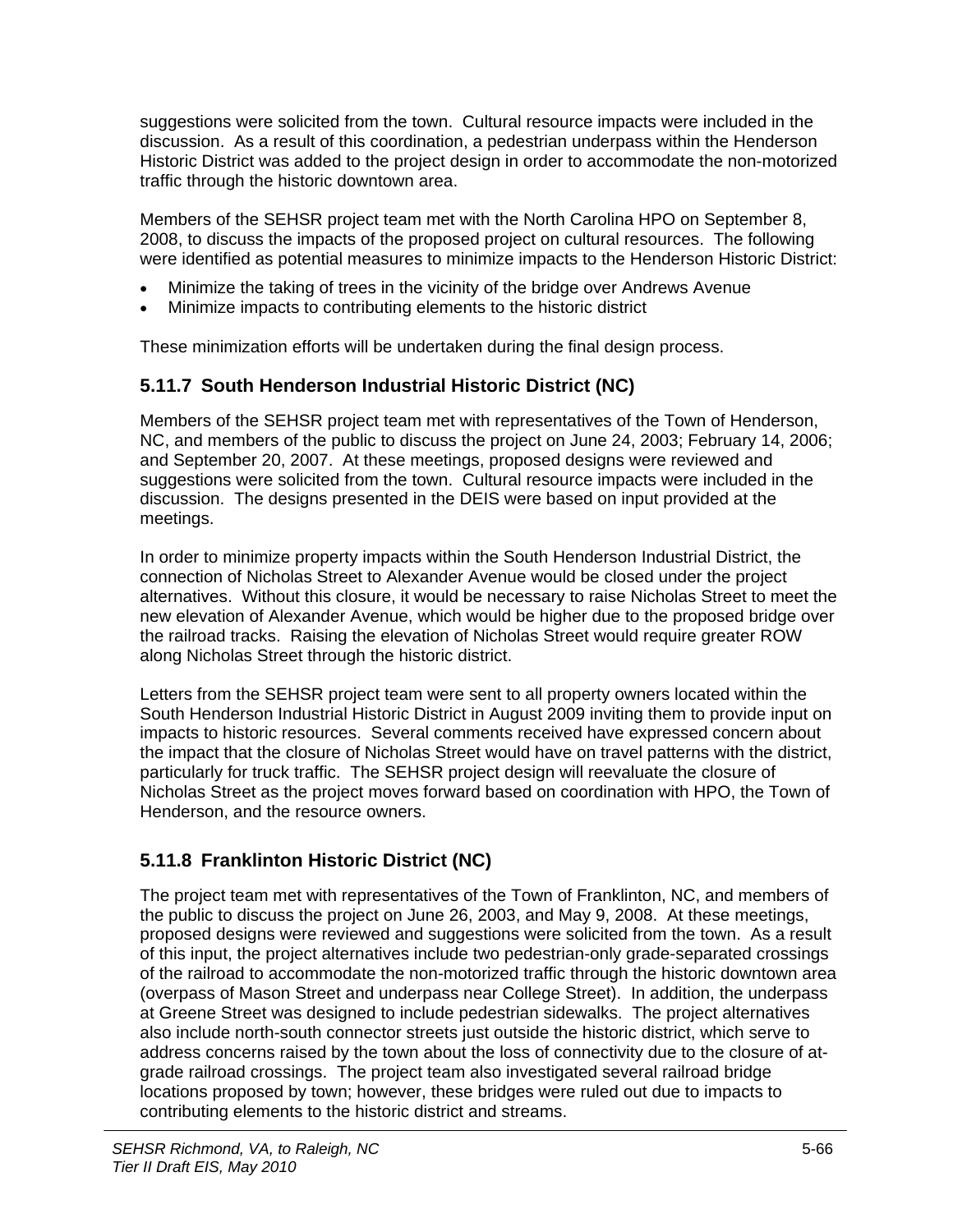suggestions were solicited from the town. Cultural resource impacts were included in the discussion. As a result of this coordination, a pedestrian underpass within the Henderson Historic District was added to the project design in order to accommodate the non-motorized traffic through the historic downtown area.

Members of the SEHSR project team met with the North Carolina HPO on September 8, 2008, to discuss the impacts of the proposed project on cultural resources. The following were identified as potential measures to minimize impacts to the Henderson Historic District:

- Minimize the taking of trees in the vicinity of the bridge over Andrews Avenue
- Minimize impacts to contributing elements to the historic district

These minimization efforts will be undertaken during the final design process.

### 5.11.7 South Henderson Industrial Historic District (NC)

Members of the SEHSR project team met with representatives of the Town of Henderson, NC, and members of the public to discuss the project on June 24, 2003; February 14, 2006; and September 20, 2007. At these meetings, proposed designs were reviewed and suggestions were solicited from the town. Cultural resource impacts were included in the discussion. The designs presented in the DEIS were based on input provided at the meetings.

In order to minimize property impacts within the South Henderson Industrial District, the connection of Nicholas Street to Alexander Avenue would be closed under the project alternatives. Without this closure, it would be necessary to raise Nicholas Street to meet the new elevation of Alexander Avenue, which would be higher due to the proposed bridge over the railroad tracks. Raising the elevation of Nicholas Street would require greater ROW along Nicholas Street through the historic district.

Letters from the SEHSR project team were sent to all property owners located within the South Henderson Industrial Historic District in August 2009 inviting them to provide input on impacts to historic resources. Several comments received have expressed concern about the impact that the closure of Nicholas Street would have on travel patterns with the district, particularly for truck traffic. The SEHSR project design will reevaluate the closure of Nicholas Street as the project moves forward based on coordination with HPO, the Town of Henderson, and the resource owners.

### 5.11.8 Franklinton Historic District (NC)

The project team met with representatives of the Town of Franklinton, NC, and members of the public to discuss the project on June 26, 2003, and May 9, 2008. At these meetings, proposed designs were reviewed and suggestions were solicited from the town. As a result of this input, the project alternatives include two pedestrian-only grade-separated crossings of the railroad to accommodate the non-motorized traffic through the historic downtown area (overpass of Mason Street and underpass near College Street). In addition, the underpass at Greene Street was designed to include pedestrian sidewalks. The project alternatives also include north-south connector streets just outside the historic district, which serve to address concerns raised by the town about the loss of connectivity due to the closure of at-grade railroad crossings. The project team also investigated several railroad bridge locations proposed by town; however, these bridges were ruled out due to impacts to contributing elements to the historic district and streams.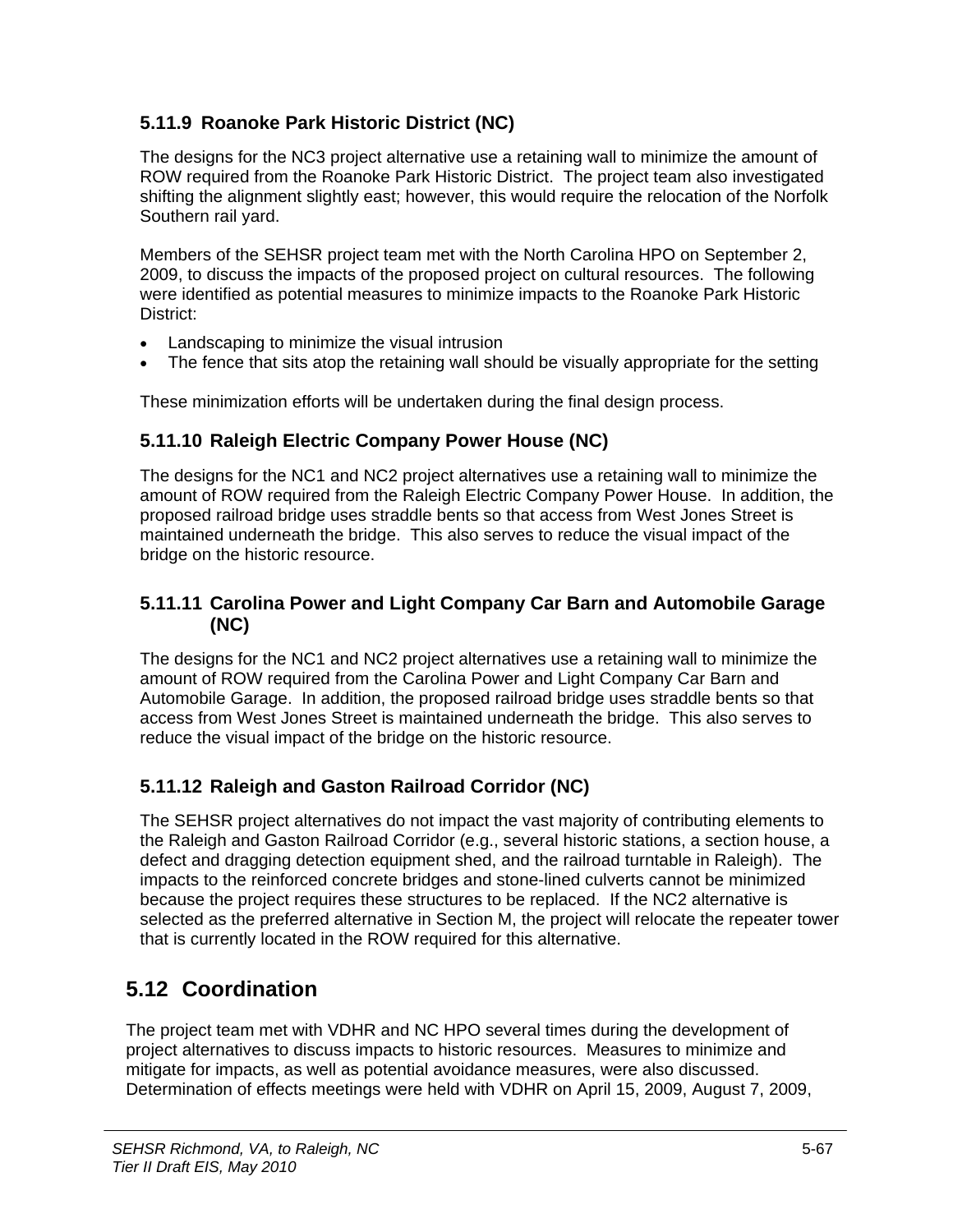### 5.11.9 Roanoke Park Historic District (NC)

The designs for the NC3 project alternative use a retaining wall to minimize the amount of ROW required from the Roanoke Park Historic District. The project team also investigated shifting the alignment slightly east; however, this would require the relocation of the Norfolk Southern rail yard.

Members of the SEHSR project team met with the North Carolina HPO on September 2, 2009, to discuss the impacts of the proposed project on cultural resources. The following were identified as potential measures to minimize impacts to the Roanoke Park Historic District:

- Landscaping to minimize the visual intrusion
- The fence that sits atop the retaining wall should be visually appropriate for the setting

These minimization efforts will be undertaken during the final design process.

### 5.11.10 Raleigh Electric Company Power House (NC)

The designs for the NC1 and NC2 project alternatives use a retaining wall to minimize the amount of ROW required from the Raleigh Electric Company Power House. In addition, the proposed railroad bridge uses straddle bents so that access from West Jones Street is maintained underneath the bridge. This also serves to reduce the visual impact of the bridge on the historic resource.

### 5.11.11 Carolina Power and Light Company Car Barn and Automobile Garage (NC)

The designs for the NC1 and NC2 project alternatives use a retaining wall to minimize the amount of ROW required from the Carolina Power and Light Company Car Barn and Automobile Garage. In addition, the proposed railroad bridge uses straddle bents so that access from West Jones Street is maintained underneath the bridge. This also serves to reduce the visual impact of the bridge on the historic resource.

### 5.11.12 Raleigh and Gaston Railroad Corridor (NC)

The SEHSR project alternatives do not impact the vast majority of contributing elements to the Raleigh and Gaston Railroad Corridor (e.g., several historic stations, a section house, a defect and dragging detection equipment shed, and the railroad turntable in Raleigh). The impacts to the reinforced concrete bridges and stone-lined culverts cannot be minimized because the project requires these structures to be replaced. If the NC2 alternative is selected as the preferred alternative in Section M, the project will relocate the repeater tower that is currently located in the ROW required for this alternative.

## 5.12 Coordination

The project team met with VDHR and NC HPO several times during the development of project alternatives to discuss impacts to historic resources. Measures to minimize and mitigate for impacts, as well as potential avoidance measures, were also discussed. Determination of effects meetings were held with VDHR on April 15, 2009, August 7, 2009,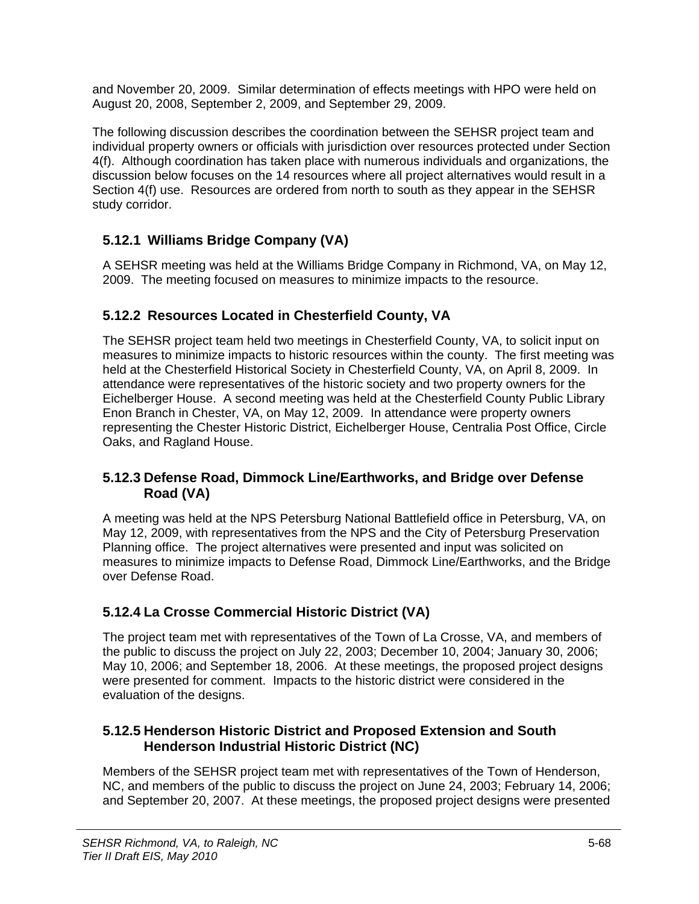and November 20, 2009. Similar determination of effects meetings with HPO were held on August 20, 2008, September 2, 2009, and September 29, 2009.

The following discussion describes the coordination between the SEHSR project team and individual property owners or officials with jurisdiction over resources protected under Section 4(f). Although coordination has taken place with numerous individuals and organizations, the discussion below focuses on the 14 resources where all project alternatives would result in a Section 4(f) use. Resources are ordered from north to south as they appear in the SEHSR study corridor.

### 5.12.1 Williams Bridge Company (VA)

A SEHSR meeting was held at the Williams Bridge Company in Richmond, VA, on May 12, 2009. The meeting focused on measures to minimize impacts to the resource.

### 5.12.2 Resources Located in Chesterfield County, VA

The SEHSR project team held two meetings in Chesterfield County, VA, to solicit input on measures to minimize impacts to historic resources within the county. The first meeting was held at the Chesterfield Historical Society in Chesterfield County, VA, on April 8, 2009. In attendance were representatives of the historic society and two property owners for the Eichelberger House. A second meeting was held at the Chesterfield County Public Library Enon Branch in Chester, VA, on May 12, 2009. In attendance were property owners representing the Chester Historic District, Eichelberger House, Centralia Post Office, Circle Oaks, and Ragland House.

### 5.12.3 Defense Road, Dimmock Line/Earthworks, and Bridge over Defense Road (VA)

A meeting was held at the NPS Petersburg National Battlefield office in Petersburg, VA, on May 12, 2009, with representatives from the NPS and the City of Petersburg Preservation Planning office. The project alternatives were presented and input was solicited on measures to minimize impacts to Defense Road, Dimmock Line/Earthworks, and the Bridge over Defense Road.

### 5.12.4 La Crosse Commercial Historic District (VA)

The project team met with representatives of the Town of La Crosse, VA, and members of the public to discuss the project on July 22, 2003; December 10, 2004; January 30, 2006; May 10, 2006; and September 18, 2006. At these meetings, the proposed project designs were presented for comment. Impacts to the historic district were considered in the evaluation of the designs.

### 5.12.5 Henderson Historic District and Proposed Extension and South Henderson Industrial Historic District (NC)

Members of the SEHSR project team met with representatives of the Town of Henderson, NC, and members of the public to discuss the project on June 24, 2003; February 14, 2006; and September 20, 2007. At these meetings, the proposed project designs were presented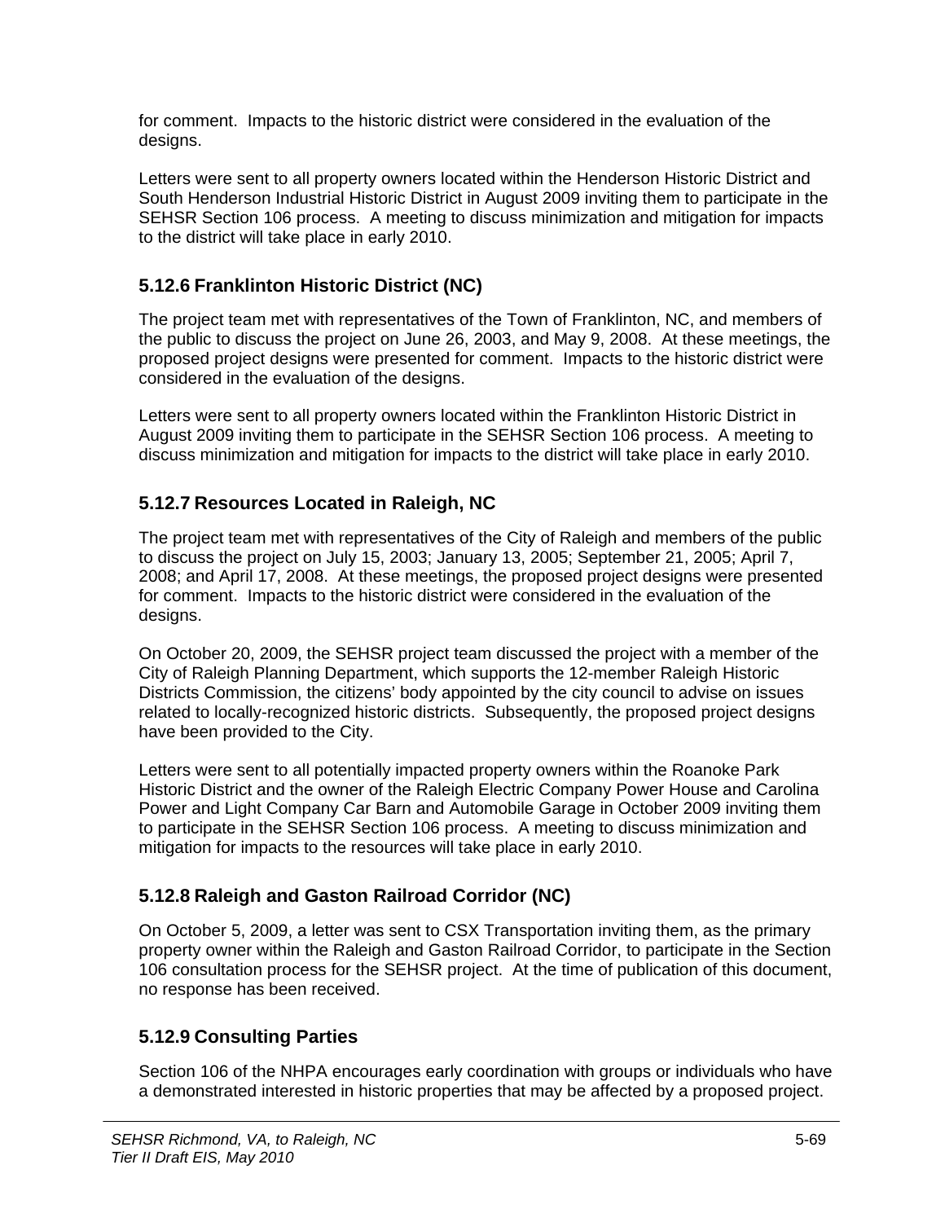for comment. Impacts to the historic district were considered in the evaluation of the designs.

Letters were sent to all property owners located within the Henderson Historic District and South Henderson Industrial Historic District in August 2009 inviting them to participate in the SEHSR Section 106 process. A meeting to discuss minimization and mitigation for impacts to the district will take place in early 2010.

### 5.12.6 Franklinton Historic District (NC)

The project team met with representatives of the Town of Franklinton, NC, and members of the public to discuss the project on June 26, 2003, and May 9, 2008. At these meetings, the proposed project designs were presented for comment. Impacts to the historic district were considered in the evaluation of the designs.

Letters were sent to all property owners located within the Franklinton Historic District in August 2009 inviting them to participate in the SEHSR Section 106 process. A meeting to discuss minimization and mitigation for impacts to the district will take place in early 2010.

### 5.12.7 Resources Located in Raleigh, NC

The project team met with representatives of the City of Raleigh and members of the public to discuss the project on July 15, 2003; January 13, 2005; September 21, 2005; April 7, 2008; and April 17, 2008. At these meetings, the proposed project designs were presented for comment. Impacts to the historic district were considered in the evaluation of the designs.

On October 20, 2009, the SEHSR project team discussed the project with a member of the City of Raleigh Planning Department, which supports the 12-member Raleigh Historic Districts Commission, the citizens' body appointed by the city council to advise on issues related to locally-recognized historic districts. Subsequently, the proposed project designs have been provided to the City.

Letters were sent to all potentially impacted property owners within the Roanoke Park Historic District and the owner of the Raleigh Electric Company Power House and Carolina Power and Light Company Car Barn and Automobile Garage in October 2009 inviting them to participate in the SEHSR Section 106 process. A meeting to discuss minimization and mitigation for impacts to the resources will take place in early 2010.

### 5.12.8 Raleigh and Gaston Railroad Corridor (NC)

On October 5, 2009, a letter was sent to CSX Transportation inviting them, as the primary property owner within the Raleigh and Gaston Railroad Corridor, to participate in the Section 106 consultation process for the SEHSR project. At the time of publication of this document, no response has been received.

### 5.12.9 Consulting Parties

Section 106 of the NHPA encourages early coordination with groups or individuals who have a demonstrated interested in historic properties that may be affected by a proposed project.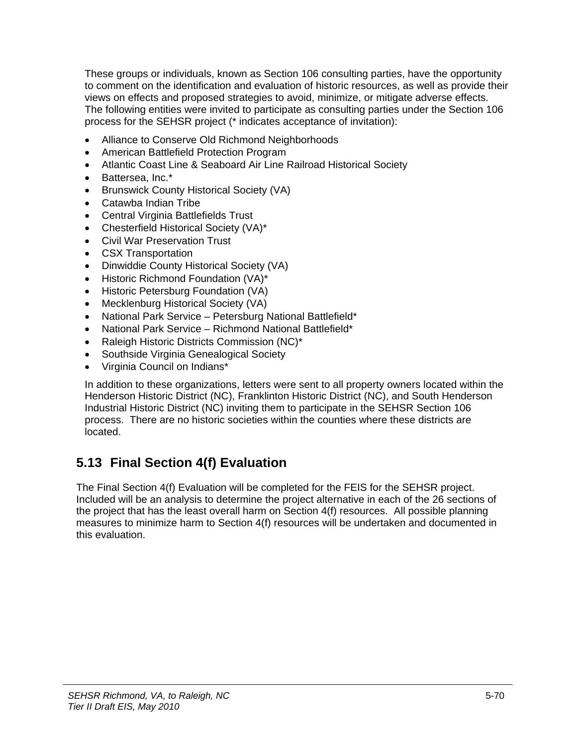These groups or individuals, known as Section 106 consulting parties, have the opportunity to comment on the identification and evaluation of historic resources, as well as provide their views on effects and proposed strategies to avoid, minimize, or mitigate adverse effects. The following entities were invited to participate as consulting parties under the Section 106 process for the SEHSR project (* indicates acceptance of invitation):

- Alliance to Conserve Old Richmond Neighborhoods
- American Battlefield Protection Program
- Atlantic Coast Line & Seaboard Air Line Railroad Historical Society
- Battersea, Inc.*
- Brunswick County Historical Society (VA)
- Catawba Indian Tribe
- Central Virginia Battlefields Trust
- Chesterfield Historical Society (VA)*
- Civil War Preservation Trust
- CSX Transportation
- Dinwiddie County Historical Society (VA)
- Historic Richmond Foundation (VA)*
- Historic Petersburg Foundation (VA)
- Mecklenburg Historical Society (VA)
- National Park Service – Petersburg National Battlefield*
- National Park Service – Richmond National Battlefield*
- Raleigh Historic Districts Commission (NC)*
- Southside Virginia Genealogical Society
- Virginia Council on Indians*

In addition to these organizations, letters were sent to all property owners located within the Henderson Historic District (NC), Franklinton Historic District (NC), and South Henderson Industrial Historic District (NC) inviting them to participate in the SEHSR Section 106 process. There are no historic societies within the counties where these districts are located.

## 5.13 Final Section 4(f) Evaluation

The Final Section 4(f) Evaluation will be completed for the FEIS for the SEHSR project. Included will be an analysis to determine the project alternative in each of the 26 sections of the project that has the least overall harm on Section 4(f) resources. All possible planning measures to minimize harm to Section 4(f) resources will be undertaken and documented in this evaluation.